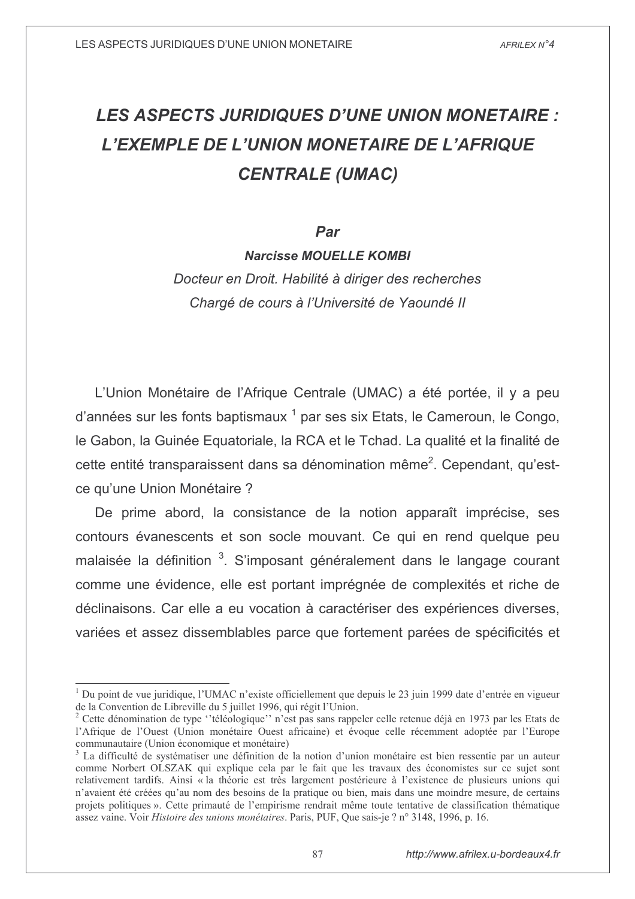# LES ASPECTS JURIDIQUES D'UNE UNION MONETAIRE : L'EXEMPLE DE L'UNION MONETAIRE DE L'AFRIQUE CENTRALE (UMAC)

**Par**

**Narcisse MOUELLE KOMBI**

*Docteur en Droit. Habilité à diriger des recherches*

*Chargé de cours à l'Université de Yaoundé II*

L'Union Monétaire de l'Afrique Centrale (UMAC) a été portée, il y a peu d'années sur les fonts baptismaux [1] par ses six Etats, le Cameroun, le Congo, le Gabon, la Guinée Equatoriale, la RCA et le Tchad. La qualité et la finalité de cette entité transparaissent dans sa dénomination même[2]. Cependant, qu'est-ce qu'une Union Monétaire ?

De prime abord, la consistance de la notion apparaît imprécise, ses contours évanescents et son socle mouvant. Ce qui en rend quelque peu malaisée la définition [3]. S'imposant généralement dans le langage courant comme une évidence, elle est portant imprégnée de complexités et riche de déclinaisons. Car elle a eu vocation à caractériser des expériences diverses, variées et assez dissemblables parce que fortement parées de spécificités et

---

[1] Du point de vue juridique, l'UMAC n'existe officiellement que depuis le 23 juin 1999 date d'entrée en vigueur de la Convention de Libreville du 5 juillet 1996, qui régit l'Union.

[2] Cette dénomination de type ''téléologique'' n'est pas sans rappeler celle retenue déjà en 1973 par les Etats de l'Afrique de l'Ouest (Union monétaire Ouest africaine) et évoque celle récemment adoptée par l'Europe communautaire (Union économique et monétaire)

[3] La difficulté de systématiser une définition de la notion d'union monétaire est bien ressentie par un auteur comme Norbert OLSZAK qui explique cela par le fait que les travaux des économistes sur ce sujet sont relativement tardifs. Ainsi « la théorie est très largement postérieure à l'existence de plusieurs unions qui n'avaient été créées qu'au nom des besoins de la pratique ou bien, mais dans une moindre mesure, de certains projets politiques ». Cette primauté de l'empirisme rendrait même toute tentative de classification thématique assez vaine. Voir *Histoire des unions monétaires*. Paris, PUF, Que sais-je ? n° 3148, 1996, p. 16.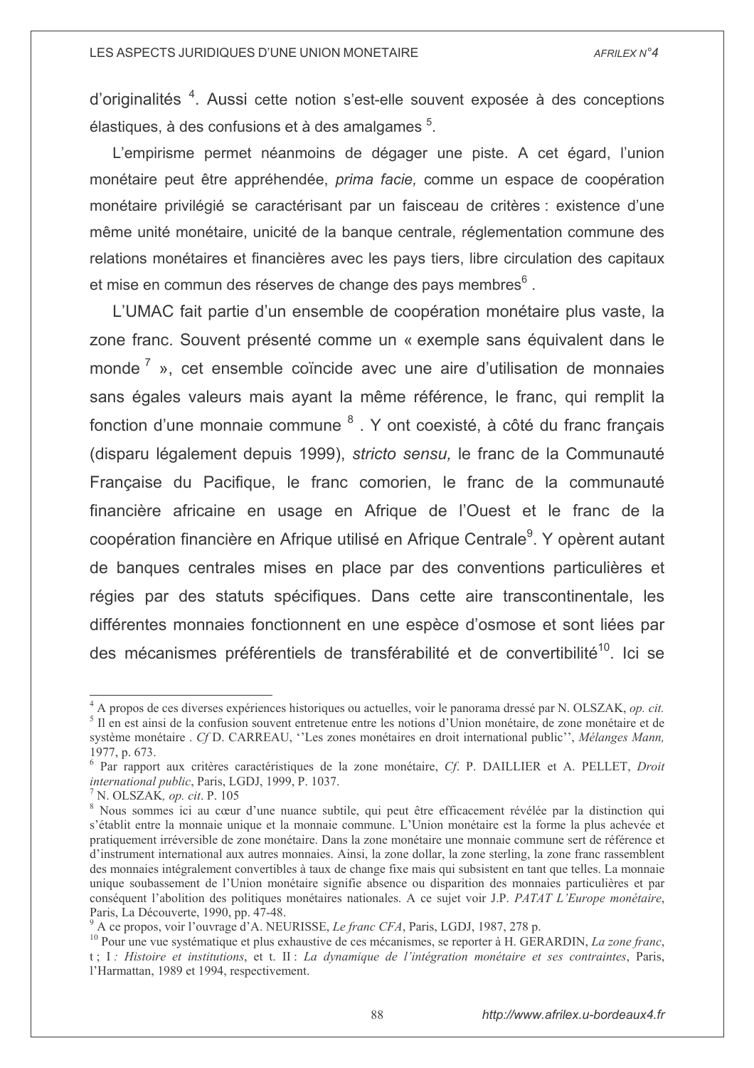d'originalités [4]. Aussi cette notion s'est-elle souvent exposée à des conceptions élastiques, à des confusions et à des amalgames [5].

L'empirisme permet néanmoins de dégager une piste. A cet égard, l'union monétaire peut être appréhendée, *prima facie,* comme un espace de coopération monétaire privilégié se caractérisant par un faisceau de critères : existence d'une même unité monétaire, unicité de la banque centrale, réglementation commune des relations monétaires et financières avec les pays tiers, libre circulation des capitaux et mise en commun des réserves de change des pays membres[6] .

L'UMAC fait partie d'un ensemble de coopération monétaire plus vaste, la zone franc. Souvent présenté comme un « exemple sans équivalent dans le monde [7] », cet ensemble coïncide avec une aire d'utilisation de monnaies sans égales valeurs mais ayant la même référence, le franc, qui remplit la fonction d'une monnaie commune [8] . Y ont coexisté, à côté du franc français (disparu légalement depuis 1999), *stricto sensu,* le franc de la Communauté Française du Pacifique, le franc comorien, le franc de la communauté financière africaine en usage en Afrique de l'Ouest et le franc de la coopération financière en Afrique utilisé en Afrique Centrale[9]. Y opèrent autant de banques centrales mises en place par des conventions particulières et régies par des statuts spécifiques. Dans cette aire transcontinentale, les différentes monnaies fonctionnent en une espèce d'osmose et sont liées par des mécanismes préférentiels de transférabilité et de convertibilité[10]. Ici se

---

[4] A propos de ces diverses expériences historiques ou actuelles, voir le panorama dressé par N. OLSZAK, *op. cit.*

[5] Il en est ainsi de la confusion souvent entretenue entre les notions d'Union monétaire, de zone monétaire et de système monétaire . *Cf* D. CARREAU, ''Les zones monétaires en droit international public'', *Mélanges Mann,* 1977, p. 673.

[6] Par rapport aux critères caractéristiques de la zone monétaire, *Cf*. P. DAILLIER et A. PELLET, *Droit international public*, Paris, LGDJ, 1999, P. 1037.

[7] N. OLSZAK, *op. cit*. P. 105

[8] Nous sommes ici au cœur d'une nuance subtile, qui peut être efficacement révélée par la distinction qui s'établit entre la monnaie unique et la monnaie commune. L'Union monétaire est la forme la plus achevée et pratiquement irréversible de zone monétaire. Dans la zone monétaire une monnaie commune sert de référence et d'instrument international aux autres monnaies. Ainsi, la zone dollar, la zone sterling, la zone franc rassemblent des monnaies intégralement convertibles à taux de change fixe mais qui subsistent en tant que telles. La monnaie unique soubassement de l'Union monétaire signifie absence ou disparition des monnaies particulières et par conséquent l'abolition des politiques monétaires nationales. A ce sujet voir J.P. *PATAT L'Europe monétaire*, Paris, La Découverte, 1990, pp. 47-48.

[9] A ce propos, voir l'ouvrage d'A. NEURISSE, *Le franc CFA*, Paris, LGDJ, 1987, 278 p.

[10] Pour une vue systématique et plus exhaustive de ces mécanismes, se reporter à H. GERARDIN, *La zone franc*, t ; I *: Histoire et institutions*, et t. II : *La dynamique de l'intégration monétaire et ses contraintes*, Paris, l'Harmattan, 1989 et 1994, respectivement.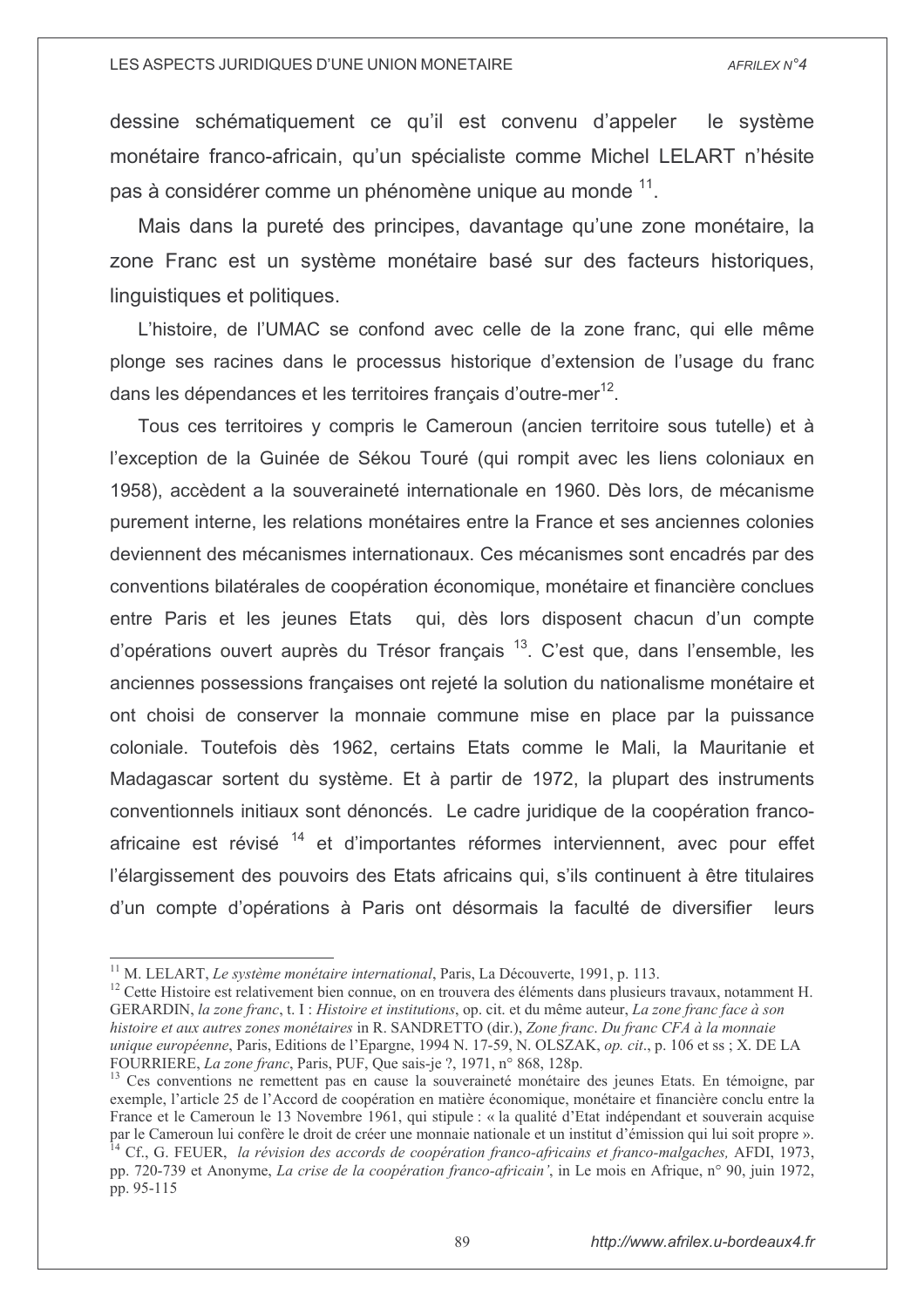dessine schématiquement ce qu'il est convenu d'appeler le système monétaire franco-africain, qu'un spécialiste comme Michel LELART n'hésite pas à considérer comme un phénomène unique au monde [11].

Mais dans la pureté des principes, davantage qu'une zone monétaire, la zone Franc est un système monétaire basé sur des facteurs historiques, linguistiques et politiques.

L'histoire, de l'UMAC se confond avec celle de la zone franc, qui elle même plonge ses racines dans le processus historique d'extension de l'usage du franc dans les dépendances et les territoires français d'outre-mer[12].

Tous ces territoires y compris le Cameroun (ancien territoire sous tutelle) et à l'exception de la Guinée de Sékou Touré (qui rompit avec les liens coloniaux en 1958), accèdent a la souveraineté internationale en 1960. Dès lors, de mécanisme purement interne, les relations monétaires entre la France et ses anciennes colonies deviennent des mécanismes internationaux. Ces mécanismes sont encadrés par des conventions bilatérales de coopération économique, monétaire et financière conclues entre Paris et les jeunes Etats qui, dès lors disposent chacun d'un compte d'opérations ouvert auprès du Trésor français [13]. C'est que, dans l'ensemble, les anciennes possessions françaises ont rejeté la solution du nationalisme monétaire et ont choisi de conserver la monnaie commune mise en place par la puissance coloniale. Toutefois dès 1962, certains Etats comme le Mali, la Mauritanie et Madagascar sortent du système. Et à partir de 1972, la plupart des instruments conventionnels initiaux sont dénoncés. Le cadre juridique de la coopération franco-africaine est révisé [14] et d'importantes réformes interviennent, avec pour effet l'élargissement des pouvoirs des Etats africains qui, s'ils continuent à être titulaires d'un compte d'opérations à Paris ont désormais la faculté de diversifier leurs

---

[11] M. LELART, *Le système monétaire international*, Paris, La Découverte, 1991, p. 113.

[12] Cette Histoire est relativement bien connue, on en trouvera des éléments dans plusieurs travaux, notamment H. GERARDIN, *la zone franc*, t. I : *Histoire et institutions*, op. cit. et du même auteur, *La zone franc face à son histoire et aux autres zones monétaires* in R. SANDRETTO (dir.), *Zone franc. Du franc CFA à la monnaie unique européenne*, Paris, Editions de l'Epargne, 1994 N. 17-59, N. OLSZAK, *op. cit*., p. 106 et ss ; X. DE LA FOURRIERE, *La zone franc*, Paris, PUF, Que sais-je ?, 1971, n° 868, 128p.

[13] Ces conventions ne remettent pas en cause la souveraineté monétaire des jeunes Etats. En témoigne, par exemple, l'article 25 de l'Accord de coopération en matière économique, monétaire et financière conclu entre la France et le Cameroun le 13 Novembre 1961, qui stipule : « la qualité d'Etat indépendant et souverain acquise par le Cameroun lui confère le droit de créer une monnaie nationale et un institut d'émission qui lui soit propre ».

[14] Cf., G. FEUER, *la révision des accords de coopération franco-africains et franco-malgaches,* AFDI, 1973, pp. 720-739 et Anonyme, *La crise de la coopération franco-africain'*, in Le mois en Afrique, n° 90, juin 1972, pp. 95-115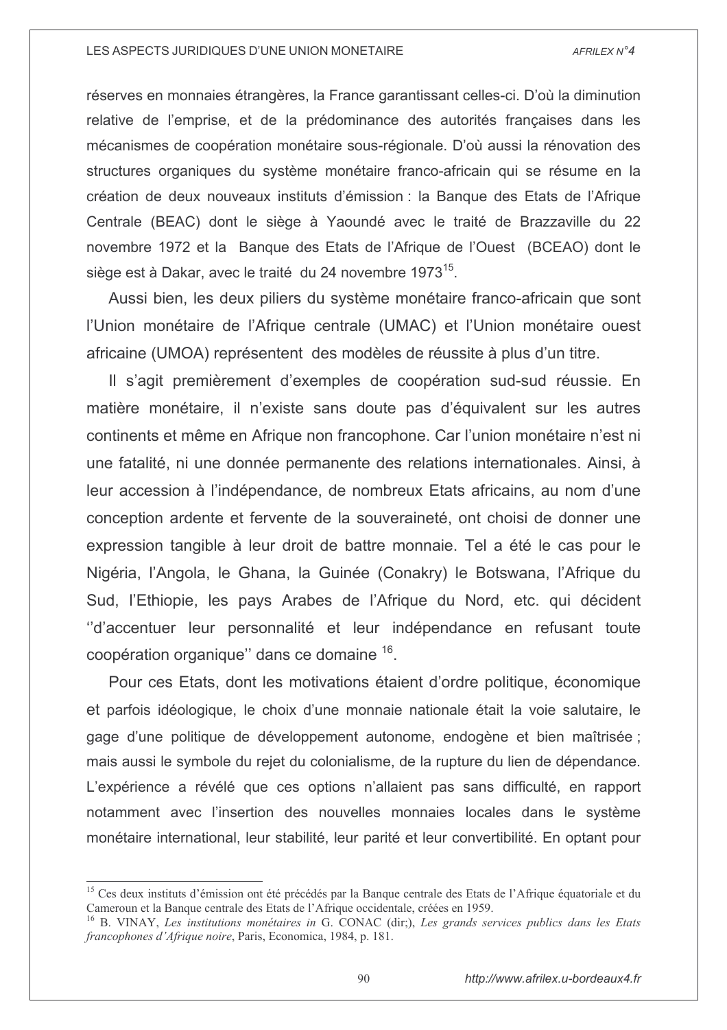réserves en monnaies étrangères, la France garantissant celles-ci. D'où la diminution relative de l'emprise, et de la prédominance des autorités françaises dans les mécanismes de coopération monétaire sous-régionale. D'où aussi la rénovation des structures organiques du système monétaire franco-africain qui se résume en la création de deux nouveaux instituts d'émission : la Banque des Etats de l'Afrique Centrale (BEAC) dont le siège à Yaoundé avec le traité de Brazzaville du 22 novembre 1972 et la Banque des Etats de l'Afrique de l'Ouest (BCEAO) dont le siège est à Dakar, avec le traité du 24 novembre 1973[15].

Aussi bien, les deux piliers du système monétaire franco-africain que sont l'Union monétaire de l'Afrique centrale (UMAC) et l'Union monétaire ouest africaine (UMOA) représentent des modèles de réussite à plus d'un titre.

Il s'agit premièrement d'exemples de coopération sud-sud réussie. En matière monétaire, il n'existe sans doute pas d'équivalent sur les autres continents et même en Afrique non francophone. Car l'union monétaire n'est ni une fatalité, ni une donnée permanente des relations internationales. Ainsi, à leur accession à l'indépendance, de nombreux Etats africains, au nom d'une conception ardente et fervente de la souveraineté, ont choisi de donner une expression tangible à leur droit de battre monnaie. Tel a été le cas pour le Nigéria, l'Angola, le Ghana, la Guinée (Conakry) le Botswana, l'Afrique du Sud, l'Ethiopie, les pays Arabes de l'Afrique du Nord, etc. qui décident ''d'accentuer leur personnalité et leur indépendance en refusant toute coopération organique'' dans ce domaine [16].

Pour ces Etats, dont les motivations étaient d'ordre politique, économique et parfois idéologique, le choix d'une monnaie nationale était la voie salutaire, le gage d'une politique de développement autonome, endogène et bien maîtrisée ; mais aussi le symbole du rejet du colonialisme, de la rupture du lien de dépendance. L'expérience a révélé que ces options n'allaient pas sans difficulté, en rapport notamment avec l'insertion des nouvelles monnaies locales dans le système monétaire international, leur stabilité, leur parité et leur convertibilité. En optant pour

---

[15] Ces deux instituts d'émission ont été précédés par la Banque centrale des Etats de l'Afrique équatoriale et du Cameroun et la Banque centrale des Etats de l'Afrique occidentale, créées en 1959.

[16] B. VINAY, *Les institutions monétaires in* G. CONAC (dir;), *Les grands services publics dans les Etats francophones d'Afrique noire*, Paris, Economica, 1984, p. 181.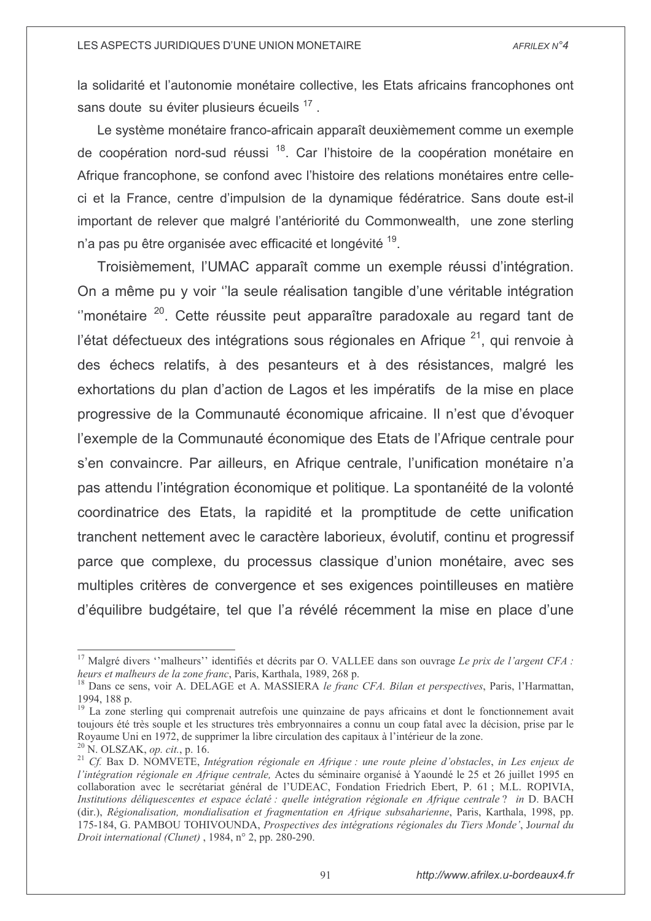la solidarité et l'autonomie monétaire collective, les Etats africains francophones ont sans doute su éviter plusieurs écueils [17] .

Le système monétaire franco-africain apparaît deuxièmement comme un exemple de coopération nord-sud réussi [18]. Car l'histoire de la coopération monétaire en Afrique francophone, se confond avec l'histoire des relations monétaires entre celle-ci et la France, centre d'impulsion de la dynamique fédératrice. Sans doute est-il important de relever que malgré l'antériorité du Commonwealth, une zone sterling n'a pas pu être organisée avec efficacité et longévité [19].

Troisièmement, l'UMAC apparaît comme un exemple réussi d'intégration. On a même pu y voir ''la seule réalisation tangible d'une véritable intégration ''monétaire [20]. Cette réussite peut apparaître paradoxale au regard tant de l'état défectueux des intégrations sous régionales en Afrique [21], qui renvoie à des échecs relatifs, à des pesanteurs et à des résistances, malgré les exhortations du plan d'action de Lagos et les impératifs de la mise en place progressive de la Communauté économique africaine. Il n'est que d'évoquer l'exemple de la Communauté économique des Etats de l'Afrique centrale pour s'en convaincre. Par ailleurs, en Afrique centrale, l'unification monétaire n'a pas attendu l'intégration économique et politique. La spontanéité de la volonté coordinatrice des Etats, la rapidité et la promptitude de cette unification tranchent nettement avec le caractère laborieux, évolutif, continu et progressif parce que complexe, du processus classique d'union monétaire, avec ses multiples critères de convergence et ses exigences pointilleuses en matière d'équilibre budgétaire, tel que l'a révélé récemment la mise en place d'une

---

[17] Malgré divers ''malheurs'' identifiés et décrits par O. VALLEE dans son ouvrage *Le prix de l'argent CFA : heurs et malheurs de la zone franc*, Paris, Karthala, 1989, 268 p.

[18] Dans ce sens, voir A. DELAGE et A. MASSIERA *le franc CFA. Bilan et perspectives*, Paris, l'Harmattan, 1994, 188 p.

[19] La zone sterling qui comprenait autrefois une quinzaine de pays africains et dont le fonctionnement avait toujours été très souple et les structures très embryonnaires a connu un coup fatal avec la décision, prise par le Royaume Uni en 1972, de supprimer la libre circulation des capitaux à l'intérieur de la zone.

[20] N. OLSZAK, *op. cit.*, p. 16.

[21] *Cf.* Bax D. NOMVETE, *Intégration régionale en Afrique : une route pleine d'obstacles*, *in Les enjeux de l'intégration régionale en Afrique centrale,* Actes du séminaire organisé à Yaoundé le 25 et 26 juillet 1995 en collaboration avec le secrétariat général de l'UDEAC, Fondation Friedrich Ebert, P. 61 ; M.L. ROPIVIA, *Institutions déliquescentes et espace éclaté : quelle intégration régionale en Afrique centrale ?* *in* D. BACH (dir.), *Régionalisation, mondialisation et fragmentation en Afrique subsaharienne*, Paris, Karthala, 1998, pp. 175-184, G. PAMBOU TOHIVOUNDA, *Prospectives des intégrations régionales du Tiers Monde'*, Journal du *Droit international (Clunet)* , 1984, n° 2, pp. 280-290.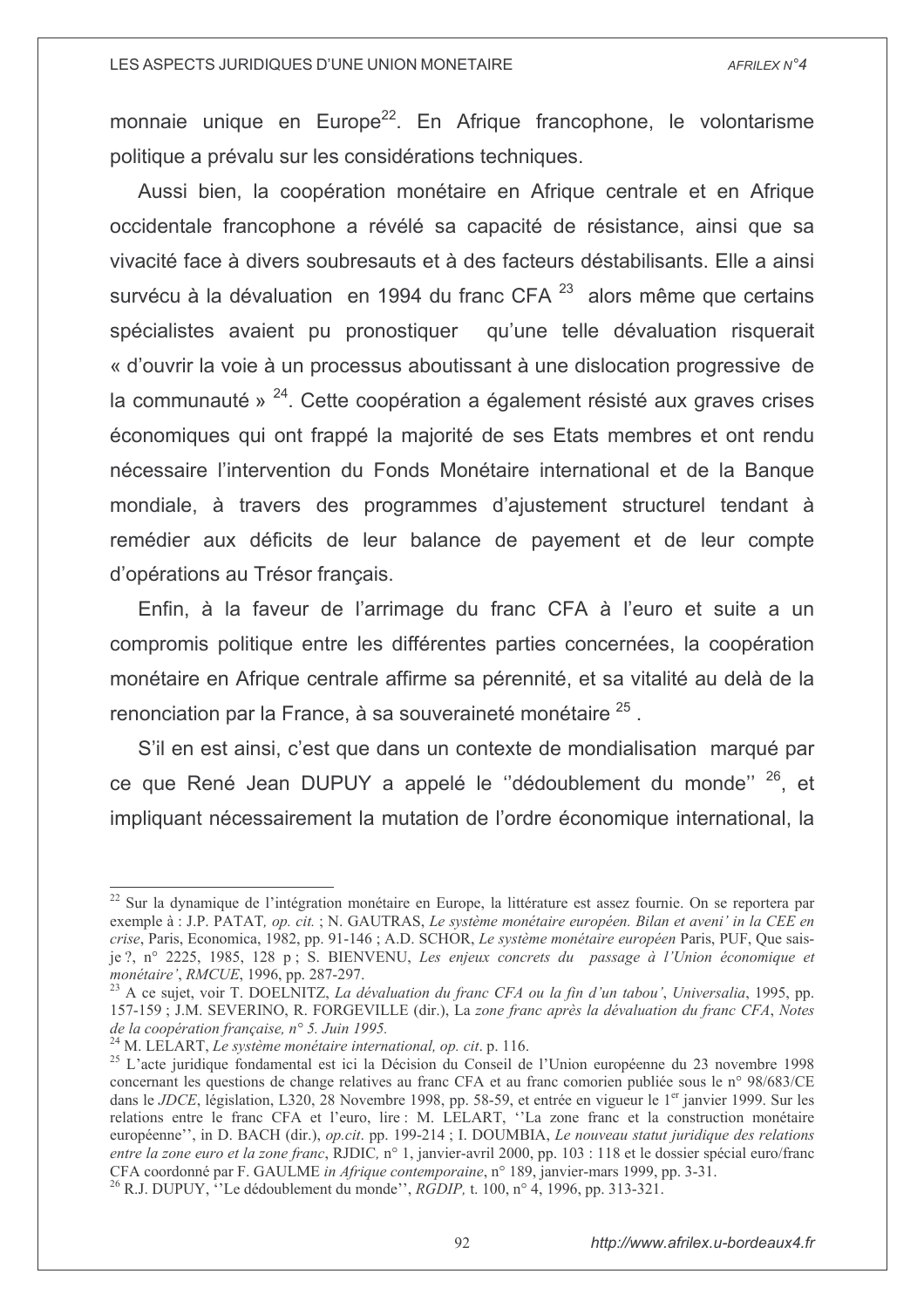monnaie unique en Europe[22]. En Afrique francophone, le volontarisme politique a prévalu sur les considérations techniques.

Aussi bien, la coopération monétaire en Afrique centrale et en Afrique occidentale francophone a révélé sa capacité de résistance, ainsi que sa vivacité face à divers soubresauts et à des facteurs déstabilisants. Elle a ainsi survécu à la dévaluation en 1994 du franc CFA [23] alors même que certains spécialistes avaient pu pronostiquer qu'une telle dévaluation risquerait « d'ouvrir la voie à un processus aboutissant à une dislocation progressive de la communauté » [24]. Cette coopération a également résisté aux graves crises économiques qui ont frappé la majorité de ses Etats membres et ont rendu nécessaire l'intervention du Fonds Monétaire international et de la Banque mondiale, à travers des programmes d'ajustement structurel tendant à remédier aux déficits de leur balance de payement et de leur compte d'opérations au Trésor français.

Enfin, à la faveur de l'arrimage du franc CFA à l'euro et suite a un compromis politique entre les différentes parties concernées, la coopération monétaire en Afrique centrale affirme sa pérennité, et sa vitalité au delà de la renonciation par la France, à sa souveraineté monétaire [25] .

S'il en est ainsi, c'est que dans un contexte de mondialisation marqué par ce que René Jean DUPUY a appelé le ''dédoublement du monde'' [26], et impliquant nécessairement la mutation de l'ordre économique international, la

---

[22] Sur la dynamique de l'intégration monétaire en Europe, la littérature est assez fournie. On se reportera par exemple à : J.P. PATAT, *op. cit.* ; N. GAUTRAS, *Le système monétaire européen. Bilan et aveni' in la CEE en crise*, Paris, Economica, 1982, pp. 91-146 ; A.D. SCHOR, *Le système monétaire européen* Paris, PUF, Que sais-je ?, n° 2225, 1985, 128 p ; S. BIENVENU, *Les enjeux concrets du passage à l'Union économique et monétaire'*, *RMCUE*, 1996, pp. 287-297.

[23] A ce sujet, voir T. DOELNITZ, *La dévaluation du franc CFA ou la fin d'un tabou'*, *Universalia*, 1995, pp. 157-159 ; J.M. SEVERINO, R. FORGEVILLE (dir.), La *zone franc après la dévaluation du franc CFA*, *Notes de la coopération française, n° 5. Juin 1995.*

[24] M. LELART, *Le système monétaire international, op. cit*. p. 116.

[25] L'acte juridique fondamental est ici la Décision du Conseil de l'Union européenne du 23 novembre 1998 concernant les questions de change relatives au franc CFA et au franc comorien publiée sous le n° 98/683/CE dans le *JDCE*, législation, L320, 28 Novembre 1998, pp. 58-59, et entrée en vigueur le 1er janvier 1999. Sur les relations entre le franc CFA et l'euro, lire : M. LELART, ''La zone franc et la construction monétaire européenne'', in D. BACH (dir.), *op.cit*. pp. 199-214 ; I. DOUMBIA, *Le nouveau statut juridique des relations entre la zone euro et la zone franc*, RJDIC, n° 1, janvier-avril 2000, pp. 103 : 118 et le dossier spécial euro/franc CFA coordonné par F. GAULME *in Afrique contemporaine*, n° 189, janvier-mars 1999, pp. 3-31.

[26] R.J. DUPUY, ''Le dédoublement du monde'', *RGDIP*, t. 100, n° 4, 1996, pp. 313-321.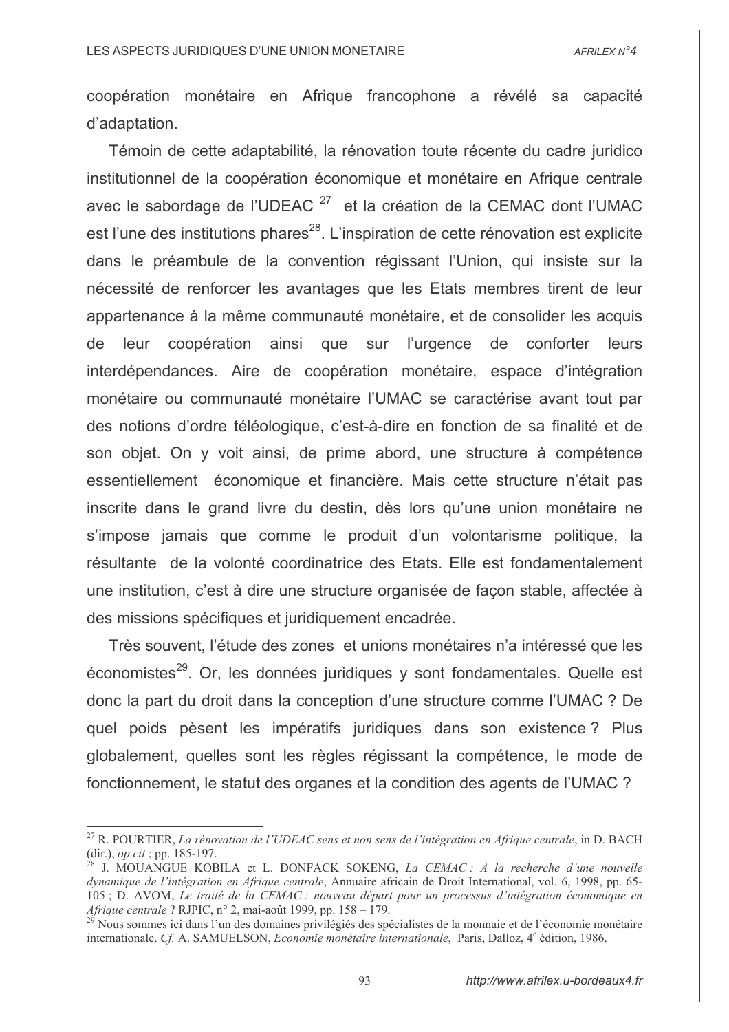coopération monétaire en Afrique francophone a révélé sa capacité d'adaptation.

Témoin de cette adaptabilité, la rénovation toute récente du cadre juridico institutionnel de la coopération économique et monétaire en Afrique centrale avec le sabordage de l'UDEAC [27] et la création de la CEMAC dont l'UMAC est l'une des institutions phares[28]. L'inspiration de cette rénovation est explicite dans le préambule de la convention régissant l'Union, qui insiste sur la nécessité de renforcer les avantages que les Etats membres tirent de leur appartenance à la même communauté monétaire, et de consolider les acquis de leur coopération ainsi que sur l'urgence de conforter leurs interdépendances. Aire de coopération monétaire, espace d'intégration monétaire ou communauté monétaire l'UMAC se caractérise avant tout par des notions d'ordre téléologique, c'est-à-dire en fonction de sa finalité et de son objet. On y voit ainsi, de prime abord, une structure à compétence essentiellement économique et financière. Mais cette structure n'était pas inscrite dans le grand livre du destin, dès lors qu'une union monétaire ne s'impose jamais que comme le produit d'un volontarisme politique, la résultante de la volonté coordinatrice des Etats. Elle est fondamentalement une institution, c'est à dire une structure organisée de façon stable, affectée à des missions spécifiques et juridiquement encadrée.

Très souvent, l'étude des zones et unions monétaires n'a intéressé que les économistes[29]. Or, les données juridiques y sont fondamentales. Quelle est donc la part du droit dans la conception d'une structure comme l'UMAC ? De quel poids pèsent les impératifs juridiques dans son existence ? Plus globalement, quelles sont les règles régissant la compétence, le mode de fonctionnement, le statut des organes et la condition des agents de l'UMAC ?

---

[27] R. POURTIER, *La rénovation de l'UDEAC sens et non sens de l'intégration en Afrique centrale*, in D. BACH (dir.), *op.cit* ; pp. 185-197.

[28] J. MOUANGUE KOBILA et L. DONFACK SOKENG, *La CEMAC : A la recherche d'une nouvelle dynamique de l'intégration en Afrique centrale*, Annuaire africain de Droit International, vol. 6, 1998, pp. 65-105 ; D. AVOM, *Le traité de la CEMAC : nouveau départ pour un processus d'intégration économique en Afrique centrale* ? RJPIC, n° 2, mai-août 1999, pp. 158 – 179.

[29] Nous sommes ici dans l'un des domaines privilégiés des spécialistes de la monnaie et de l'économie monétaire internationale. *Cf.* A. SAMUELSON, *Economie monétaire internationale*, Paris, Dalloz, 4e édition, 1986.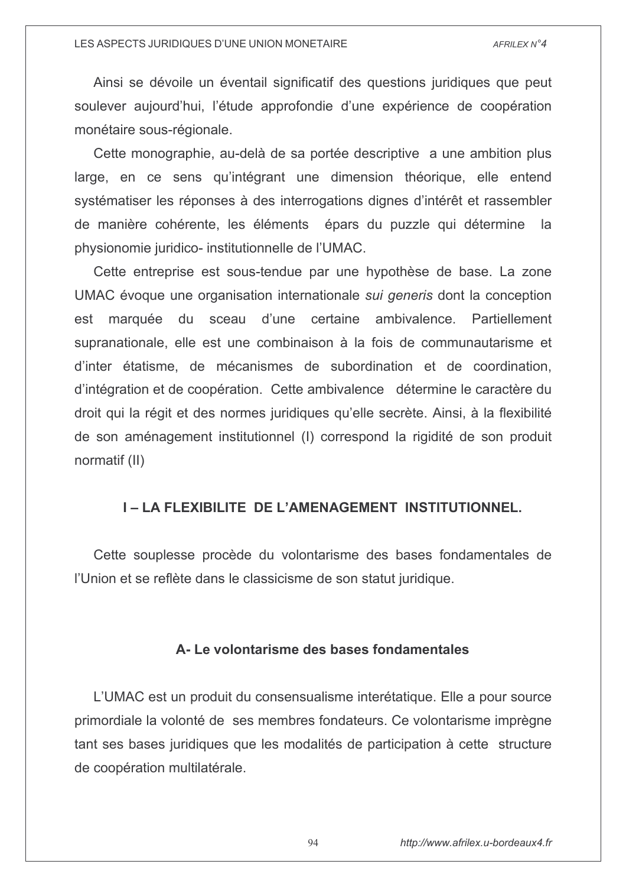Ainsi se dévoile un éventail significatif des questions juridiques que peut soulever aujourd'hui, l'étude approfondie d'une expérience de coopération monétaire sous-régionale.

Cette monographie, au-delà de sa portée descriptive a une ambition plus large, en ce sens qu'intégrant une dimension théorique, elle entend systématiser les réponses à des interrogations dignes d'intérêt et rassembler de manière cohérente, les éléments épars du puzzle qui détermine la physionomie juridico- institutionnelle de l'UMAC.

Cette entreprise est sous-tendue par une hypothèse de base. La zone UMAC évoque une organisation internationale *sui generis* dont la conception est marquée du sceau d'une certaine ambivalence. Partiellement supranationale, elle est une combinaison à la fois de communautarisme et d'inter étatisme, de mécanismes de subordination et de coordination, d'intégration et de coopération. Cette ambivalence détermine le caractère du droit qui la régit et des normes juridiques qu'elle secrète. Ainsi, à la flexibilité de son aménagement institutionnel (I) correspond la rigidité de son produit normatif (II)

## I – LA FLEXIBILITE DE L'AMENAGEMENT INSTITUTIONNEL.

Cette souplesse procède du volontarisme des bases fondamentales de l'Union et se reflète dans le classicisme de son statut juridique.

### A- Le volontarisme des bases fondamentales

L'UMAC est un produit du consensualisme interétatique. Elle a pour source primordiale la volonté de ses membres fondateurs. Ce volontarisme imprègne tant ses bases juridiques que les modalités de participation à cette structure de coopération multilatérale.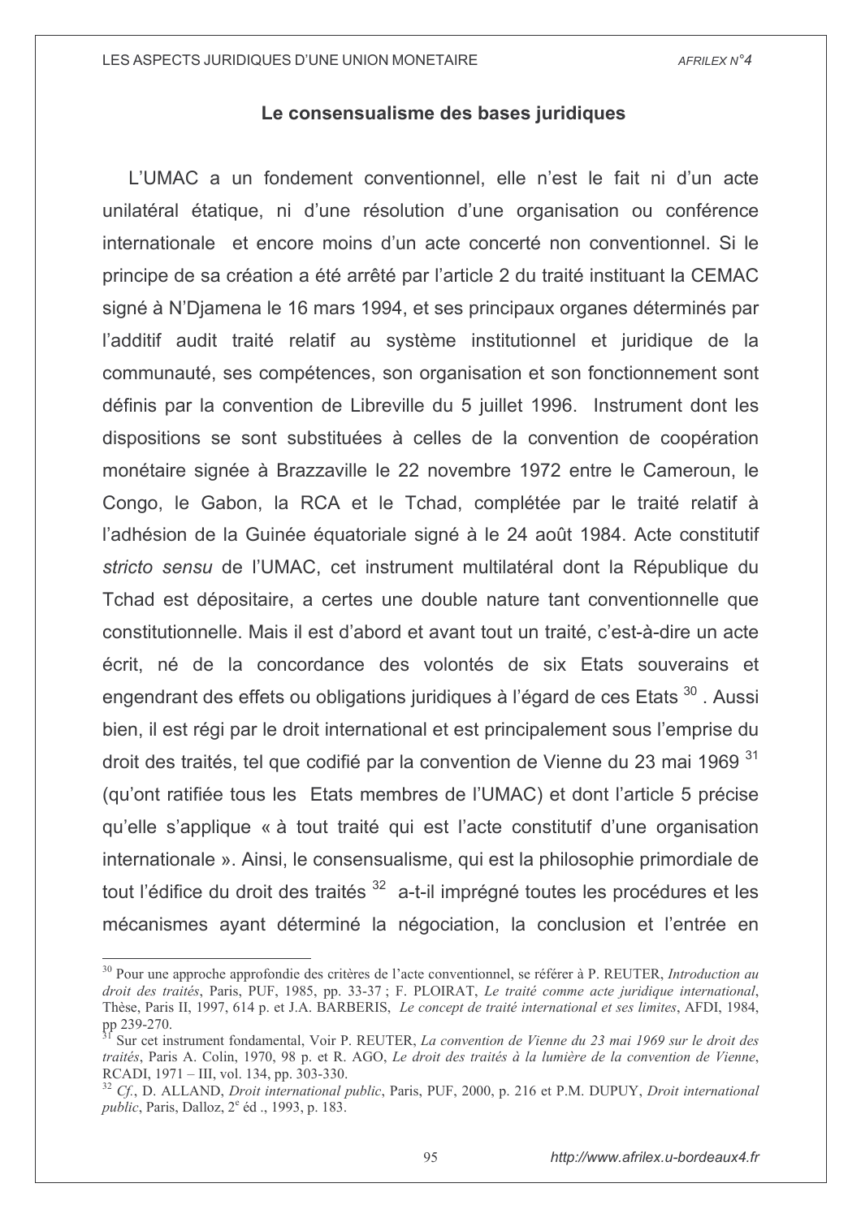### Le consensualisme des bases juridiques

L'UMAC a un fondement conventionnel, elle n'est le fait ni d'un acte unilatéral étatique, ni d'une résolution d'une organisation ou conférence internationale et encore moins d'un acte concerté non conventionnel. Si le principe de sa création a été arrêté par l'article 2 du traité instituant la CEMAC signé à N'Djamena le 16 mars 1994, et ses principaux organes déterminés par l'additif audit traité relatif au système institutionnel et juridique de la communauté, ses compétences, son organisation et son fonctionnement sont définis par la convention de Libreville du 5 juillet 1996. Instrument dont les dispositions se sont substituées à celles de la convention de coopération monétaire signée à Brazzaville le 22 novembre 1972 entre le Cameroun, le Congo, le Gabon, la RCA et le Tchad, complétée par le traité relatif à l'adhésion de la Guinée équatoriale signé à le 24 août 1984. Acte constitutif *stricto sensu* de l'UMAC, cet instrument multilatéral dont la République du Tchad est dépositaire, a certes une double nature tant conventionnelle que constitutionnelle. Mais il est d'abord et avant tout un traité, c'est-à-dire un acte écrit, né de la concordance des volontés de six Etats souverains et engendrant des effets ou obligations juridiques à l'égard de ces Etats [30]. Aussi bien, il est régi par le droit international et est principalement sous l'emprise du droit des traités, tel que codifié par la convention de Vienne du 23 mai 1969 [31] (qu'ont ratifiée tous les Etats membres de l'UMAC) et dont l'article 5 précise qu'elle s'applique « à tout traité qui est l'acte constitutif d'une organisation internationale ». Ainsi, le consensualisme, qui est la philosophie primordiale de tout l'édifice du droit des traités [32] a-t-il imprégné toutes les procédures et les mécanismes ayant déterminé la négociation, la conclusion et l'entrée en

---

[30] Pour une approche approfondie des critères de l'acte conventionnel, se référer à P. REUTER, *Introduction au droit des traités*, Paris, PUF, 1985, pp. 33-37 ; F. PLOIRAT, *Le traité comme acte juridique international*, Thèse, Paris II, 1997, 614 p. et J.A. BARBERIS, *Le concept de traité international et ses limites*, AFDI, 1984, pp 239-270.

[31] Sur cet instrument fondamental, Voir P. REUTER, *La convention de Vienne du 23 mai 1969 sur le droit des traités*, Paris A. Colin, 1970, 98 p. et R. AGO, *Le droit des traités à la lumière de la convention de Vienne*, RCADI, 1971 – III, vol. 134, pp. 303-330.

[32] *Cf.*, D. ALLAND, *Droit international public*, Paris, PUF, 2000, p. 216 et P.M. DUPUY, *Droit international public*, Paris, Dalloz, 2e éd ., 1993, p. 183.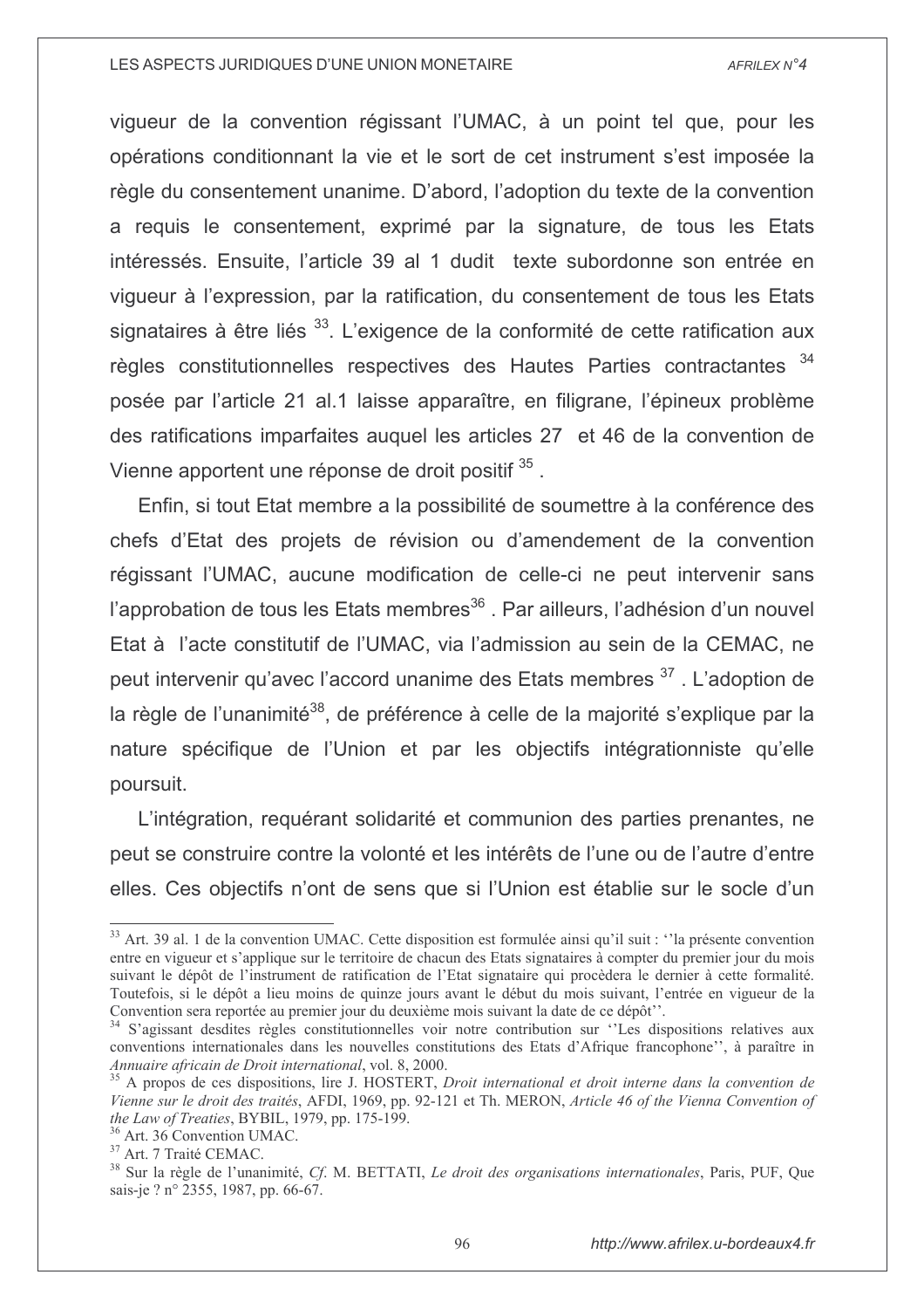vigueur de la convention régissant l'UMAC, à un point tel que, pour les opérations conditionnant la vie et le sort de cet instrument s'est imposée la règle du consentement unanime. D'abord, l'adoption du texte de la convention a requis le consentement, exprimé par la signature, de tous les Etats intéressés. Ensuite, l'article 39 al 1 dudit texte subordonne son entrée en vigueur à l'expression, par la ratification, du consentement de tous les Etats signataires à être liés [33]. L'exigence de la conformité de cette ratification aux règles constitutionnelles respectives des Hautes Parties contractantes [34] posée par l'article 21 al.1 laisse apparaître, en filigrane, l'épineux problème des ratifications imparfaites auquel les articles 27 et 46 de la convention de Vienne apportent une réponse de droit positif [35].

Enfin, si tout Etat membre a la possibilité de soumettre à la conférence des chefs d'Etat des projets de révision ou d'amendement de la convention régissant l'UMAC, aucune modification de celle-ci ne peut intervenir sans l'approbation de tous les Etats membres[36]. Par ailleurs, l'adhésion d'un nouvel Etat à l'acte constitutif de l'UMAC, via l'admission au sein de la CEMAC, ne peut intervenir qu'avec l'accord unanime des Etats membres [37]. L'adoption de la règle de l'unanimité[38], de préférence à celle de la majorité s'explique par la nature spécifique de l'Union et par les objectifs intégrationniste qu'elle poursuit.

L'intégration, requérant solidarité et communion des parties prenantes, ne peut se construire contre la volonté et les intérêts de l'une ou de l'autre d'entre elles. Ces objectifs n'ont de sens que si l'Union est établie sur le socle d'un

---

[33] Art. 39 al. 1 de la convention UMAC. Cette disposition est formulée ainsi qu'il suit : ''la présente convention entre en vigueur et s'applique sur le territoire de chacun des Etats signataires à compter du premier jour du mois suivant le dépôt de l'instrument de ratification de l'Etat signataire qui procèdera le dernier à cette formalité. Toutefois, si le dépôt a lieu moins de quinze jours avant le début du mois suivant, l'entrée en vigueur de la Convention sera reportée au premier jour du deuxième mois suivant la date de ce dépôt''.

[34] S'agissant desdites règles constitutionnelles voir notre contribution sur ''Les dispositions relatives aux conventions internationales dans les nouvelles constitutions des Etats d'Afrique francophone'', à paraître in *Annuaire africain de Droit international*, vol. 8, 2000.

[35] A propos de ces dispositions, lire J. HOSTERT, *Droit international et droit interne dans la convention de Vienne sur le droit des traités*, AFDI, 1969, pp. 92-121 et Th. MERON, *Article 46 of the Vienna Convention of the Law of Treaties*, BYBIL, 1979, pp. 175-199.

[36] Art. 36 Convention UMAC.

[37] Art. 7 Traité CEMAC.

[38] Sur la règle de l'unanimité, *Cf.* M. BETTATI, *Le droit des organisations internationales*, Paris, PUF, Que sais-je ? n° 2355, 1987, pp. 66-67.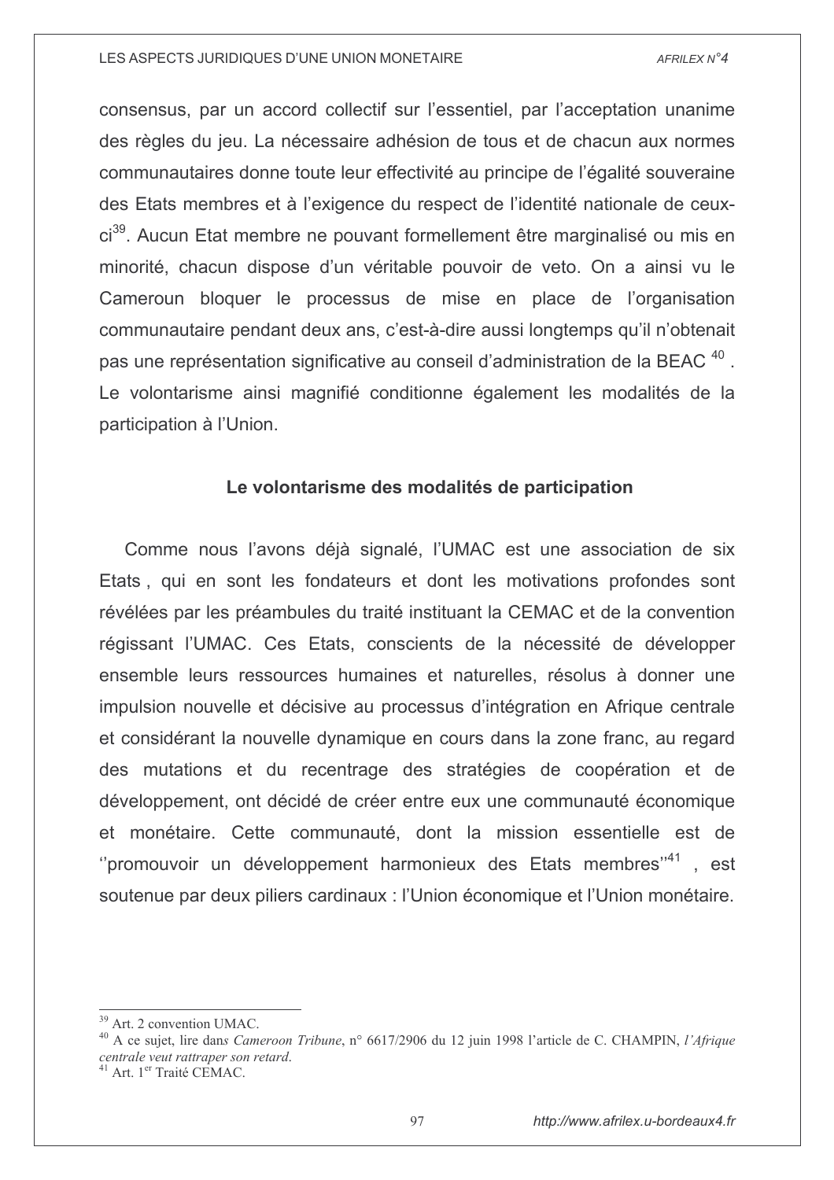consensus, par un accord collectif sur l'essentiel, par l'acceptation unanime des règles du jeu. La nécessaire adhésion de tous et de chacun aux normes communautaires donne toute leur effectivité au principe de l'égalité souveraine des Etats membres et à l'exigence du respect de l'identité nationale de ceux-ci[39]. Aucun Etat membre ne pouvant formellement être marginalisé ou mis en minorité, chacun dispose d'un véritable pouvoir de veto. On a ainsi vu le Cameroun bloquer le processus de mise en place de l'organisation communautaire pendant deux ans, c'est-à-dire aussi longtemps qu'il n'obtenait pas une représentation significative au conseil d'administration de la BEAC [40]. Le volontarisme ainsi magnifié conditionne également les modalités de la participation à l'Union.

### Le volontarisme des modalités de participation

Comme nous l'avons déjà signalé, l'UMAC est une association de six Etats , qui en sont les fondateurs et dont les motivations profondes sont révélées par les préambules du traité instituant la CEMAC et de la convention régissant l'UMAC. Ces Etats, conscients de la nécessité de développer ensemble leurs ressources humaines et naturelles, résolus à donner une impulsion nouvelle et décisive au processus d'intégration en Afrique centrale et considérant la nouvelle dynamique en cours dans la zone franc, au regard des mutations et du recentrage des stratégies de coopération et de développement, ont décidé de créer entre eux une communauté économique et monétaire. Cette communauté, dont la mission essentielle est de ''promouvoir un développement harmonieux des Etats membres''[41] , est soutenue par deux piliers cardinaux : l'Union économique et l'Union monétaire.

---

[39] Art. 2 convention UMAC.

[40] A ce sujet, lire dans *Cameroon Tribune*, n° 6617/2906 du 12 juin 1998 l'article de C. CHAMPIN, *l'Afrique centrale veut rattraper son retard*.

[41] Art. 1er Traité CEMAC.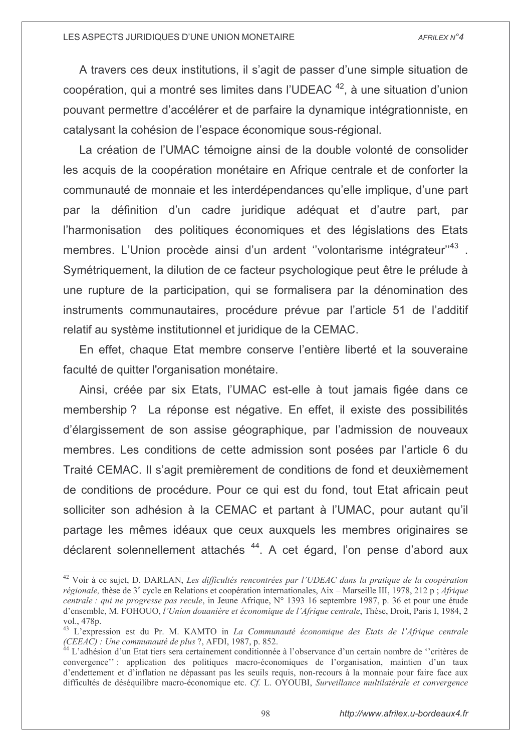A travers ces deux institutions, il s'agit de passer d'une simple situation de coopération, qui a montré ses limites dans l'UDEAC [42], à une situation d'union pouvant permettre d'accélérer et de parfaire la dynamique intégrationniste, en catalysant la cohésion de l'espace économique sous-régional.

La création de l'UMAC témoigne ainsi de la double volonté de consolider les acquis de la coopération monétaire en Afrique centrale et de conforter la communauté de monnaie et les interdépendances qu'elle implique, d'une part par la définition d'un cadre juridique adéquat et d'autre part, par l'harmonisation des politiques économiques et des législations des Etats membres. L'Union procède ainsi d'un ardent ''volontarisme intégrateur''[43]. Symétriquement, la dilution de ce facteur psychologique peut être le prélude à une rupture de la participation, qui se formalisera par la dénomination des instruments communautaires, procédure prévue par l'article 51 de l'additif relatif au système institutionnel et juridique de la CEMAC.

En effet, chaque Etat membre conserve l'entière liberté et la souveraine faculté de quitter l'organisation monétaire.

Ainsi, créée par six Etats, l'UMAC est-elle à tout jamais figée dans ce membership ? La réponse est négative. En effet, il existe des possibilités d'élargissement de son assise géographique, par l'admission de nouveaux membres. Les conditions de cette admission sont posées par l'article 6 du Traité CEMAC. Il s'agit premièrement de conditions de fond et deuxièmement de conditions de procédure. Pour ce qui est du fond, tout Etat africain peut solliciter son adhésion à la CEMAC et partant à l'UMAC, pour autant qu'il partage les mêmes idéaux que ceux auxquels les membres originaires se déclarent solennellement attachés [44]. A cet égard, l'on pense d'abord aux

---

[42] Voir à ce sujet, D. DARLAN, *Les difficultés rencontrées par l'UDEAC dans la pratique de la coopération régionale,* thèse de 3e cycle en Relations et coopération internationales, Aix – Marseille III, 1978, 212 p ; *Afrique centrale : qui ne progresse pas recule*, in Jeune Afrique, N° 1393 16 septembre 1987, p. 36 et pour une étude d'ensemble, M. FOHOUO, *l'Union douanière et économique de l'Afrique centrale*, Thèse, Droit, Paris I, 1984, 2 vol., 478p.

[43] L'expression est du Pr. M. KAMTO in *La Communauté économique des Etats de l'Afrique centrale (CEEAC) : Une communauté de plus* ?, AFDI, 1987, p. 852.

[44] L'adhésion d'un Etat tiers sera certainement conditionnée à l'observance d'un certain nombre de ''critères de convergence'' : application des politiques macro-économiques de l'organisation, maintien d'un taux d'endettement et d'inflation ne dépassant pas les seuils requis, non-recours à la monnaie pour faire face aux difficultés de déséquilibre macro-économique etc. *Cf.* L. OYOUBI, *Surveillance multilatérale et convergence*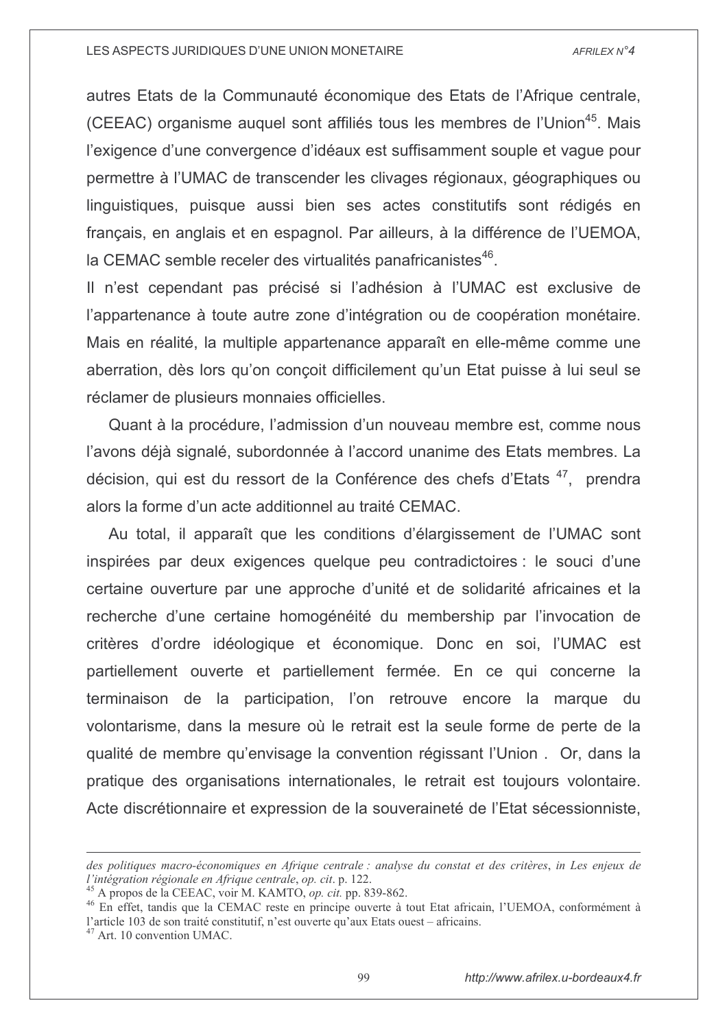autres Etats de la Communauté économique des Etats de l'Afrique centrale, (CEEAC) organisme auquel sont affiliés tous les membres de l'Union[45]. Mais l'exigence d'une convergence d'idéaux est suffisamment souple et vague pour permettre à l'UMAC de transcender les clivages régionaux, géographiques ou linguistiques, puisque aussi bien ses actes constitutifs sont rédigés en français, en anglais et en espagnol. Par ailleurs, à la différence de l'UEMOA, la CEMAC semble receler des virtualités panafricanistes[46].

Il n'est cependant pas précisé si l'adhésion à l'UMAC est exclusive de l'appartenance à toute autre zone d'intégration ou de coopération monétaire. Mais en réalité, la multiple appartenance apparaît en elle-même comme une aberration, dès lors qu'on conçoit difficilement qu'un Etat puisse à lui seul se réclamer de plusieurs monnaies officielles.

Quant à la procédure, l'admission d'un nouveau membre est, comme nous l'avons déjà signalé, subordonnée à l'accord unanime des Etats membres. La décision, qui est du ressort de la Conférence des chefs d'Etats [47], prendra alors la forme d'un acte additionnel au traité CEMAC.

Au total, il apparaît que les conditions d'élargissement de l'UMAC sont inspirées par deux exigences quelque peu contradictoires : le souci d'une certaine ouverture par une approche d'unité et de solidarité africaines et la recherche d'une certaine homogénéité du membership par l'invocation de critères d'ordre idéologique et économique. Donc en soi, l'UMAC est partiellement ouverte et partiellement fermée. En ce qui concerne la terminaison de la participation, l'on retrouve encore la marque du volontarisme, dans la mesure où le retrait est la seule forme de perte de la qualité de membre qu'envisage la convention régissant l'Union . Or, dans la pratique des organisations internationales, le retrait est toujours volontaire. Acte discrétionnaire et expression de la souveraineté de l'Etat sécessionniste,

---

*des politiques macro-économiques en Afrique centrale : analyse du constat et des critères*, in *Les enjeux de l'intégration régionale en Afrique centrale*, *op. cit*. p. 122.

[45] A propos de la CEEAC, voir M. KAMTO, *op. cit.* pp. 839-862.

[46] En effet, tandis que la CEMAC reste en principe ouverte à tout Etat africain, l'UEMOA, conformément à l'article 103 de son traité constitutif, n'est ouverte qu'aux Etats ouest – africains.

[47] Art. 10 convention UMAC.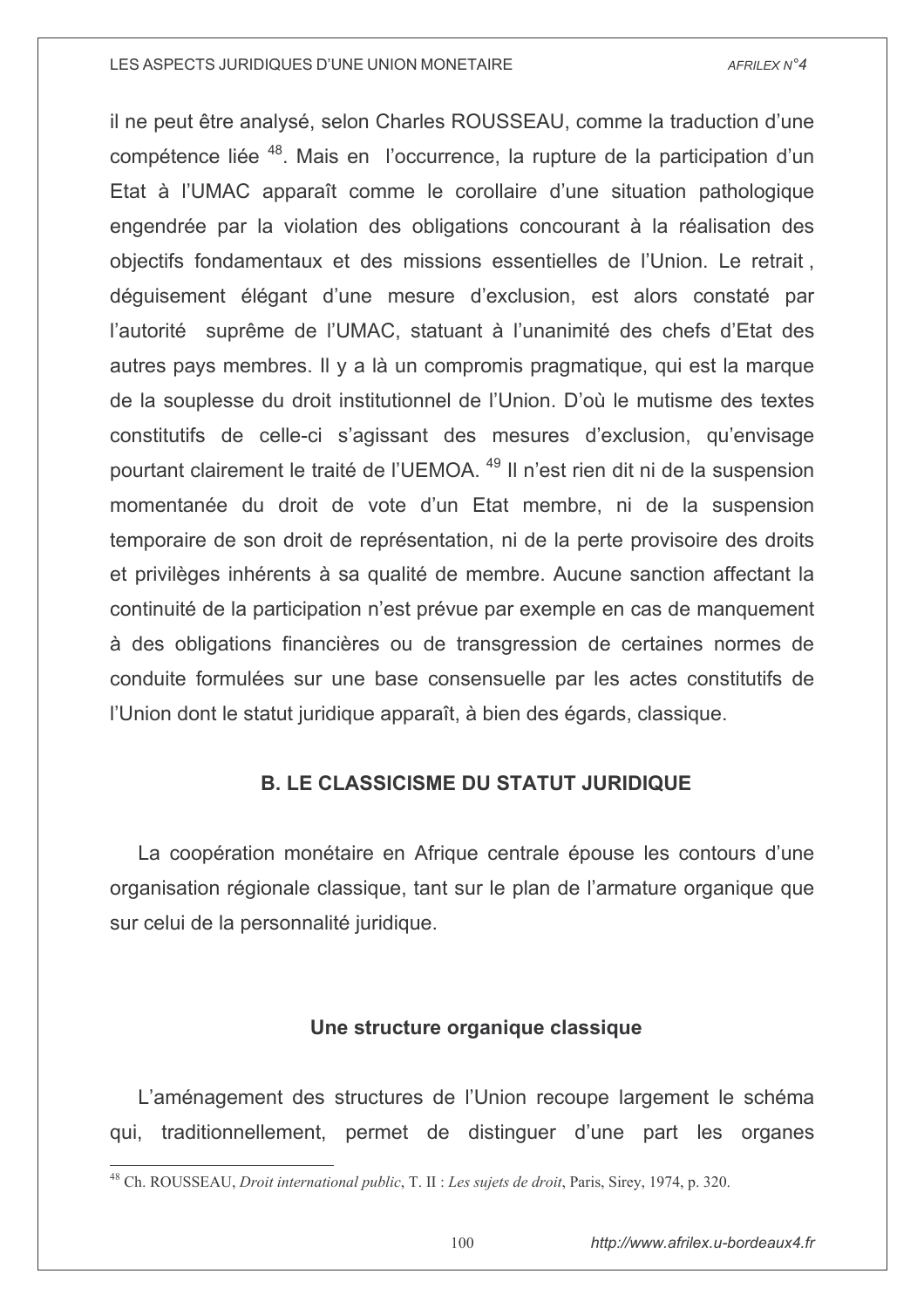il ne peut être analysé, selon Charles ROUSSEAU, comme la traduction d'une compétence liée [48]. Mais en l'occurrence, la rupture de la participation d'un Etat à l'UMAC apparaît comme le corollaire d'une situation pathologique engendrée par la violation des obligations concourant à la réalisation des objectifs fondamentaux et des missions essentielles de l'Union. Le retrait , déguisement élégant d'une mesure d'exclusion, est alors constaté par l'autorité suprême de l'UMAC, statuant à l'unanimité des chefs d'Etat des autres pays membres. Il y a là un compromis pragmatique, qui est la marque de la souplesse du droit institutionnel de l'Union. D'où le mutisme des textes constitutifs de celle-ci s'agissant des mesures d'exclusion, qu'envisage pourtant clairement le traité de l'UEMOA. [49] Il n'est rien dit ni de la suspension momentanée du droit de vote d'un Etat membre, ni de la suspension temporaire de son droit de représentation, ni de la perte provisoire des droits et privilèges inhérents à sa qualité de membre. Aucune sanction affectant la continuité de la participation n'est prévue par exemple en cas de manquement à des obligations financières ou de transgression de certaines normes de conduite formulées sur une base consensuelle par les actes constitutifs de l'Union dont le statut juridique apparaît, à bien des égards, classique.

## B. LE CLASSICISME DU STATUT JURIDIQUE

La coopération monétaire en Afrique centrale épouse les contours d'une organisation régionale classique, tant sur le plan de l'armature organique que sur celui de la personnalité juridique.

### Une structure organique classique

L'aménagement des structures de l'Union recoupe largement le schéma qui, traditionnellement, permet de distinguer d'une part les organes

---

[48] Ch. ROUSSEAU, *Droit international public*, T. II : *Les sujets de droit*, Paris, Sirey, 1974, p. 320.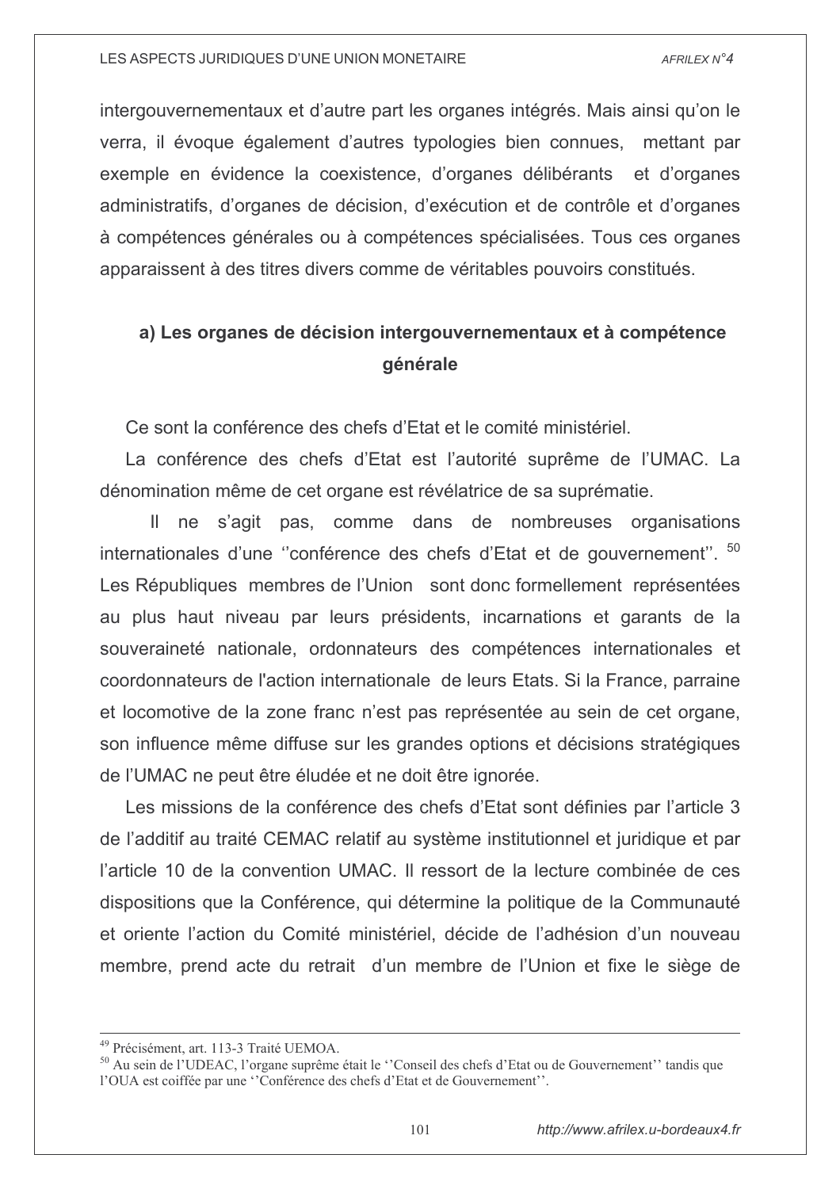intergouvernementaux et d'autre part les organes intégrés. Mais ainsi qu'on le verra, il évoque également d'autres typologies bien connues, mettant par exemple en évidence la coexistence, d'organes délibérants et d'organes administratifs, d'organes de décision, d'exécution et de contrôle et d'organes à compétences générales ou à compétences spécialisées. Tous ces organes apparaissent à des titres divers comme de véritables pouvoirs constitués.

### a) Les organes de décision intergouvernementaux et à compétence générale

Ce sont la conférence des chefs d'Etat et le comité ministériel.

La conférence des chefs d'Etat est l'autorité suprême de l'UMAC. La dénomination même de cet organe est révélatrice de sa suprématie.

Il ne s'agit pas, comme dans de nombreuses organisations internationales d'une ''conférence des chefs d'Etat et de gouvernement''. [50] Les Républiques membres de l'Union sont donc formellement représentées au plus haut niveau par leurs présidents, incarnations et garants de la souveraineté nationale, ordonnateurs des compétences internationales et coordonnateurs de l'action internationale de leurs Etats. Si la France, parraine et locomotive de la zone franc n'est pas représentée au sein de cet organe, son influence même diffuse sur les grandes options et décisions stratégiques de l'UMAC ne peut être éludée et ne doit être ignorée.

Les missions de la conférence des chefs d'Etat sont définies par l'article 3 de l'additif au traité CEMAC relatif au système institutionnel et juridique et par l'article 10 de la convention UMAC. Il ressort de la lecture combinée de ces dispositions que la Conférence, qui détermine la politique de la Communauté et oriente l'action du Comité ministériel, décide de l'adhésion d'un nouveau membre, prend acte du retrait d'un membre de l'Union et fixe le siège de

---

[49] Précisément, art. 113-3 Traité UEMOA.

[50] Au sein de l'UDEAC, l'organe suprême était le ''Conseil des chefs d'Etat ou de Gouvernement'' tandis que l'OUA est coiffée par une ''Conférence des chefs d'Etat et de Gouvernement''.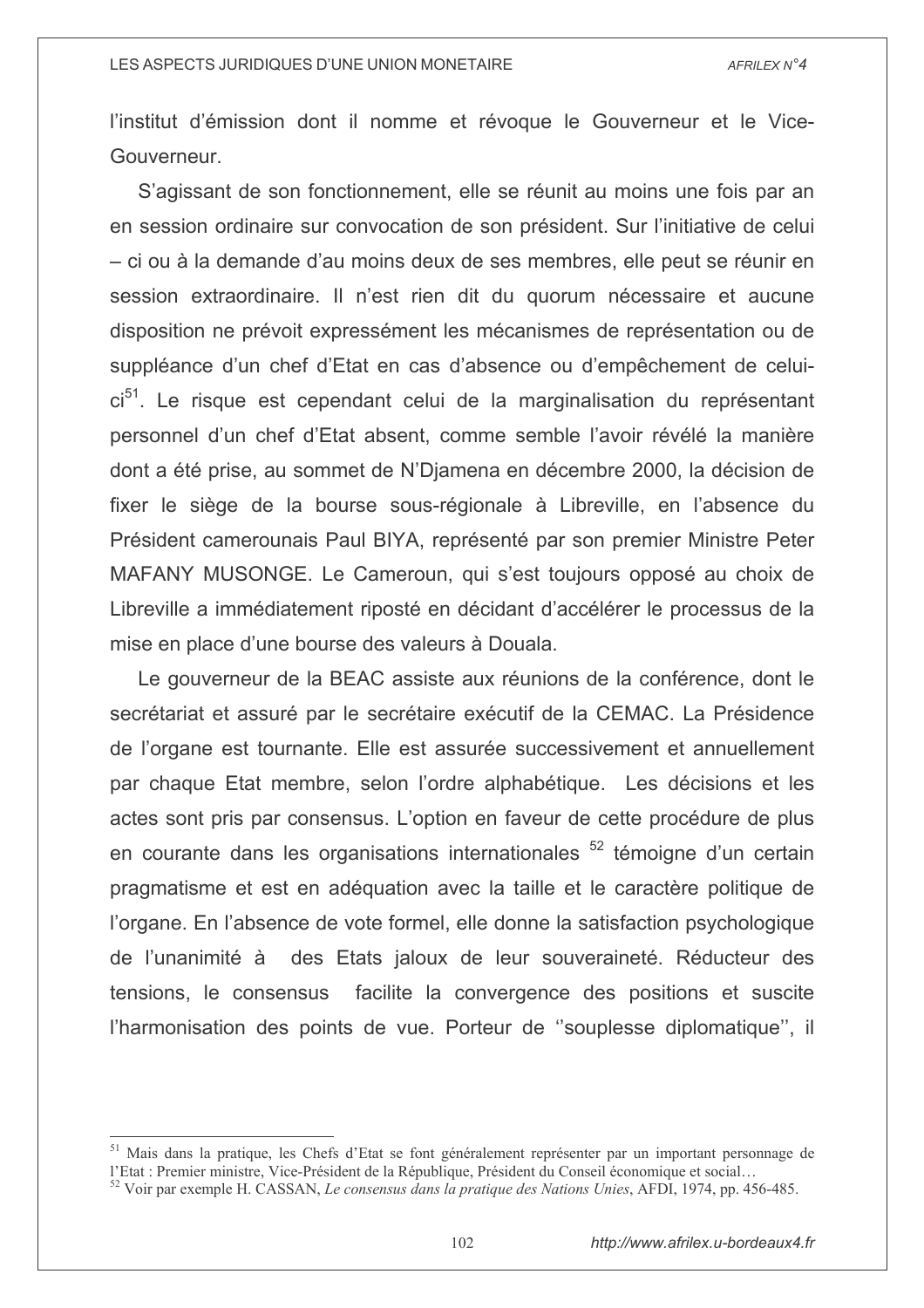l'institut d'émission dont il nomme et révoque le Gouverneur et le Vice-Gouverneur.

S'agissant de son fonctionnement, elle se réunit au moins une fois par an en session ordinaire sur convocation de son président. Sur l'initiative de celui – ci ou à la demande d'au moins deux de ses membres, elle peut se réunir en session extraordinaire. Il n'est rien dit du quorum nécessaire et aucune disposition ne prévoit expressément les mécanismes de représentation ou de suppléance d'un chef d'Etat en cas d'absence ou d'empêchement de celui-ci[51]. Le risque est cependant celui de la marginalisation du représentant personnel d'un chef d'Etat absent, comme semble l'avoir révélé la manière dont a été prise, au sommet de N'Djamena en décembre 2000, la décision de fixer le siège de la bourse sous-régionale à Libreville, en l'absence du Président camerounais Paul BIYA, représenté par son premier Ministre Peter MAFANY MUSONGE. Le Cameroun, qui s'est toujours opposé au choix de Libreville a immédiatement riposté en décidant d'accélérer le processus de la mise en place d'une bourse des valeurs à Douala.

Le gouverneur de la BEAC assiste aux réunions de la conférence, dont le secrétariat et assuré par le secrétaire exécutif de la CEMAC. La Présidence de l'organe est tournante. Elle est assurée successivement et annuellement par chaque Etat membre, selon l'ordre alphabétique. Les décisions et les actes sont pris par consensus. L'option en faveur de cette procédure de plus en courante dans les organisations internationales [52] témoigne d'un certain pragmatisme et est en adéquation avec la taille et le caractère politique de l'organe. En l'absence de vote formel, elle donne la satisfaction psychologique de l'unanimité à des Etats jaloux de leur souveraineté. Réducteur des tensions, le consensus facilite la convergence des positions et suscite l'harmonisation des points de vue. Porteur de ''souplesse diplomatique'', il

---

[51] Mais dans la pratique, les Chefs d'Etat se font généralement représenter par un important personnage de l'Etat : Premier ministre, Vice-Président de la République, Président du Conseil économique et social…

[52] Voir par exemple H. CASSAN, *Le consensus dans la pratique des Nations Unies*, AFDI, 1974, pp. 456-485.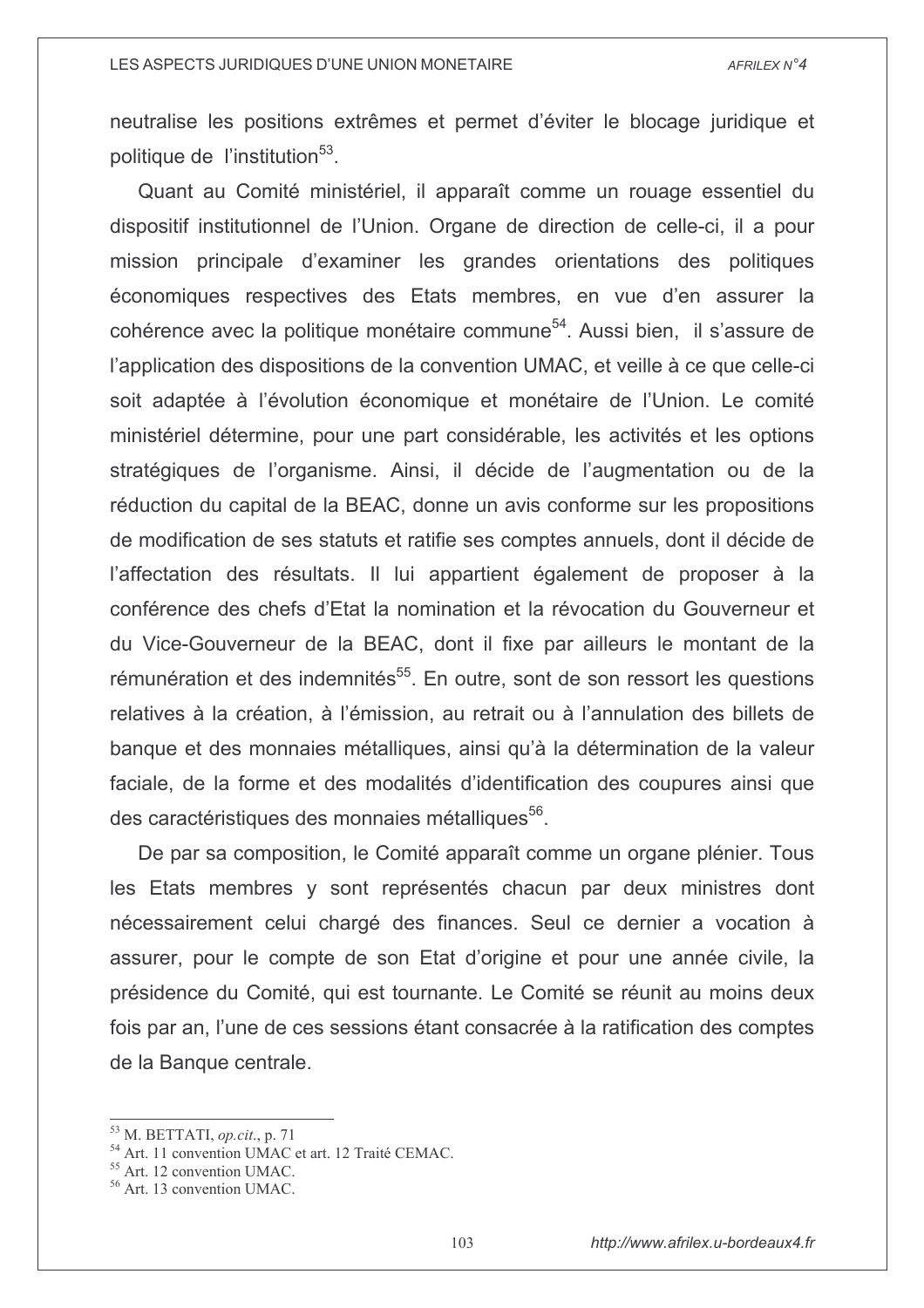neutralise les positions extrêmes et permet d'éviter le blocage juridique et politique de l'institution[53].

Quant au Comité ministériel, il apparaît comme un rouage essentiel du dispositif institutionnel de l'Union. Organe de direction de celle-ci, il a pour mission principale d'examiner les grandes orientations des politiques économiques respectives des Etats membres, en vue d'en assurer la cohérence avec la politique monétaire commune[54]. Aussi bien, il s'assure de l'application des dispositions de la convention UMAC, et veille à ce que celle-ci soit adaptée à l'évolution économique et monétaire de l'Union. Le comité ministériel détermine, pour une part considérable, les activités et les options stratégiques de l'organisme. Ainsi, il décide de l'augmentation ou de la réduction du capital de la BEAC, donne un avis conforme sur les propositions de modification de ses statuts et ratifie ses comptes annuels, dont il décide de l'affectation des résultats. Il lui appartient également de proposer à la conférence des chefs d'Etat la nomination et la révocation du Gouverneur et du Vice-Gouverneur de la BEAC, dont il fixe par ailleurs le montant de la rémunération et des indemnités[55]. En outre, sont de son ressort les questions relatives à la création, à l'émission, au retrait ou à l'annulation des billets de banque et des monnaies métalliques, ainsi qu'à la détermination de la valeur faciale, de la forme et des modalités d'identification des coupures ainsi que des caractéristiques des monnaies métalliques[56].

De par sa composition, le Comité apparaît comme un organe plénier. Tous les Etats membres y sont représentés chacun par deux ministres dont nécessairement celui chargé des finances. Seul ce dernier a vocation à assurer, pour le compte de son Etat d'origine et pour une année civile, la présidence du Comité, qui est tournante. Le Comité se réunit au moins deux fois par an, l'une de ces sessions étant consacrée à la ratification des comptes de la Banque centrale.

---

[53] M. BETTATI, *op.cit.*, p. 71

[54] Art. 11 convention UMAC et art. 12 Traité CEMAC.

[55] Art. 12 convention UMAC.

[56] Art. 13 convention UMAC.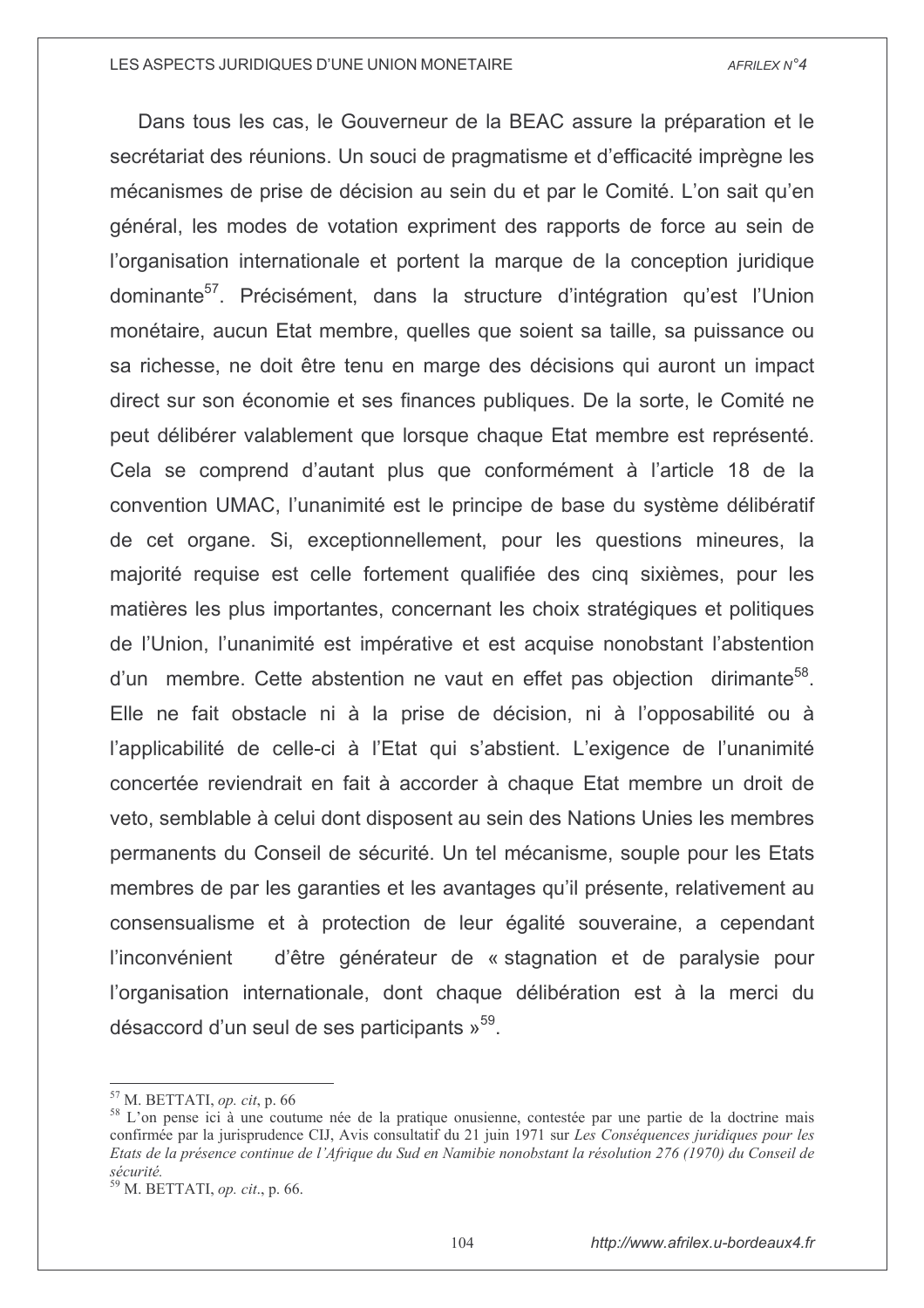Dans tous les cas, le Gouverneur de la BEAC assure la préparation et le secrétariat des réunions. Un souci de pragmatisme et d'efficacité imprègne les mécanismes de prise de décision au sein du et par le Comité. L'on sait qu'en général, les modes de votation expriment des rapports de force au sein de l'organisation internationale et portent la marque de la conception juridique dominante[57]. Précisément, dans la structure d'intégration qu'est l'Union monétaire, aucun Etat membre, quelles que soient sa taille, sa puissance ou sa richesse, ne doit être tenu en marge des décisions qui auront un impact direct sur son économie et ses finances publiques. De la sorte, le Comité ne peut délibérer valablement que lorsque chaque Etat membre est représenté. Cela se comprend d'autant plus que conformément à l'article 18 de la convention UMAC, l'unanimité est le principe de base du système délibératif de cet organe. Si, exceptionnellement, pour les questions mineures, la majorité requise est celle fortement qualifiée des cinq sixièmes, pour les matières les plus importantes, concernant les choix stratégiques et politiques de l'Union, l'unanimité est impérative et est acquise nonobstant l'abstention d'un membre. Cette abstention ne vaut en effet pas objection dirimante[58]. Elle ne fait obstacle ni à la prise de décision, ni à l'opposabilité ou à l'applicabilité de celle-ci à l'Etat qui s'abstient. L'exigence de l'unanimité concertée reviendrait en fait à accorder à chaque Etat membre un droit de veto, semblable à celui dont disposent au sein des Nations Unies les membres permanents du Conseil de sécurité. Un tel mécanisme, souple pour les Etats membres de par les garanties et les avantages qu'il présente, relativement au consensualisme et à protection de leur égalité souveraine, a cependant l'inconvénient d'être générateur de « stagnation et de paralysie pour l'organisation internationale, dont chaque délibération est à la merci du désaccord d'un seul de ses participants »[59].

---

[57] M. BETTATI, *op. cit*, p. 66

[58] L'on pense ici à une coutume née de la pratique onusienne, contestée par une partie de la doctrine mais confirmée par la jurisprudence CIJ, Avis consultatif du 21 juin 1971 sur *Les Conséquences juridiques pour les Etats de la présence continue de l'Afrique du Sud en Namibie nonobstant la résolution 276 (1970) du Conseil de sécurité.*

[59] M. BETTATI, *op. cit*., p. 66.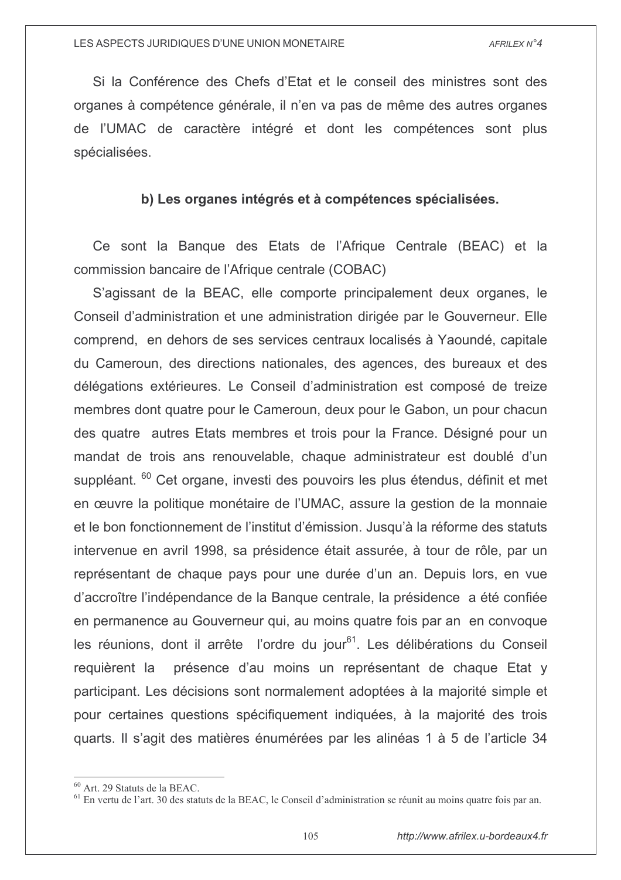Si la Conférence des Chefs d'Etat et le conseil des ministres sont des organes à compétence générale, il n'en va pas de même des autres organes de l'UMAC de caractère intégré et dont les compétences sont plus spécialisées.

### b) Les organes intégrés et à compétences spécialisées.

Ce sont la Banque des Etats de l'Afrique Centrale (BEAC) et la commission bancaire de l'Afrique centrale (COBAC)

S'agissant de la BEAC, elle comporte principalement deux organes, le Conseil d'administration et une administration dirigée par le Gouverneur. Elle comprend, en dehors de ses services centraux localisés à Yaoundé, capitale du Cameroun, des directions nationales, des agences, des bureaux et des délégations extérieures. Le Conseil d'administration est composé de treize membres dont quatre pour le Cameroun, deux pour le Gabon, un pour chacun des quatre autres Etats membres et trois pour la France. Désigné pour un mandat de trois ans renouvelable, chaque administrateur est doublé d'un suppléant. [60] Cet organe, investi des pouvoirs les plus étendus, définit et met en œuvre la politique monétaire de l'UMAC, assure la gestion de la monnaie et le bon fonctionnement de l'institut d'émission. Jusqu'à la réforme des statuts intervenue en avril 1998, sa présidence était assurée, à tour de rôle, par un représentant de chaque pays pour une durée d'un an. Depuis lors, en vue d'accroître l'indépendance de la Banque centrale, la présidence a été confiée en permanence au Gouverneur qui, au moins quatre fois par an en convoque les réunions, dont il arrête l'ordre du jour[61]. Les délibérations du Conseil requièrent la présence d'au moins un représentant de chaque Etat y participant. Les décisions sont normalement adoptées à la majorité simple et pour certaines questions spécifiquement indiquées, à la majorité des trois quarts. Il s'agit des matières énumérées par les alinéas 1 à 5 de l'article 34

---

[60] Art. 29 Statuts de la BEAC.

[61] En vertu de l'art. 30 des statuts de la BEAC, le Conseil d'administration se réunit au moins quatre fois par an.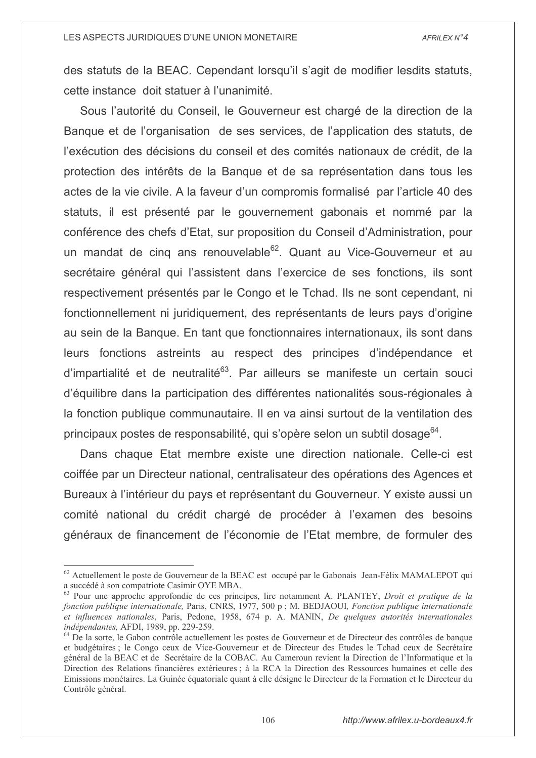des statuts de la BEAC. Cependant lorsqu'il s'agit de modifier lesdits statuts, cette instance doit statuer à l'unanimité.

Sous l'autorité du Conseil, le Gouverneur est chargé de la direction de la Banque et de l'organisation de ses services, de l'application des statuts, de l'exécution des décisions du conseil et des comités nationaux de crédit, de la protection des intérêts de la Banque et de sa représentation dans tous les actes de la vie civile. A la faveur d'un compromis formalisé par l'article 40 des statuts, il est présenté par le gouvernement gabonais et nommé par la conférence des chefs d'Etat, sur proposition du Conseil d'Administration, pour un mandat de cinq ans renouvelable[62]. Quant au Vice-Gouverneur et au secrétaire général qui l'assistent dans l'exercice de ses fonctions, ils sont respectivement présentés par le Congo et le Tchad. Ils ne sont cependant, ni fonctionnellement ni juridiquement, des représentants de leurs pays d'origine au sein de la Banque. En tant que fonctionnaires internationaux, ils sont dans leurs fonctions astreints au respect des principes d'indépendance et d'impartialité et de neutralité[63]. Par ailleurs se manifeste un certain souci d'équilibre dans la participation des différentes nationalités sous-régionales à la fonction publique communautaire. Il en va ainsi surtout de la ventilation des principaux postes de responsabilité, qui s'opère selon un subtil dosage[64].

Dans chaque Etat membre existe une direction nationale. Celle-ci est coiffée par un Directeur national, centralisateur des opérations des Agences et Bureaux à l'intérieur du pays et représentant du Gouverneur. Y existe aussi un comité national du crédit chargé de procéder à l'examen des besoins généraux de financement de l'économie de l'Etat membre, de formuler des

---

[62] Actuellement le poste de Gouverneur de la BEAC est occupé par le Gabonais Jean-Félix MAMALEPOT qui a succédé à son compatriote Casimir OYE MBA.

[63] Pour une approche approfondie de ces principes, lire notamment A. PLANTEY, *Droit et pratique de la fonction publique internationale,* Paris, CNRS, 1977, 500 p ; M. BEDJAOUI*, Fonction publique internationale et influences nationales*, Paris, Pedone, 1958, 674 p. A. MANIN, *De quelques autorités internationales indépendantes,* AFDI, 1989, pp. 229-259.

[64] De la sorte, le Gabon contrôle actuellement les postes de Gouverneur et de Directeur des contrôles de banque et budgétaires ; le Congo ceux de Vice-Gouverneur et de Directeur des Etudes le Tchad ceux de Secrétaire général de la BEAC et de Secrétaire de la COBAC. Au Cameroun revient la Direction de l'Informatique et la Direction des Relations financières extérieures ; à la RCA la Direction des Ressources humaines et celle des Emissions monétaires. La Guinée équatoriale quant à elle désigne le Directeur de la Formation et le Directeur du Contrôle général.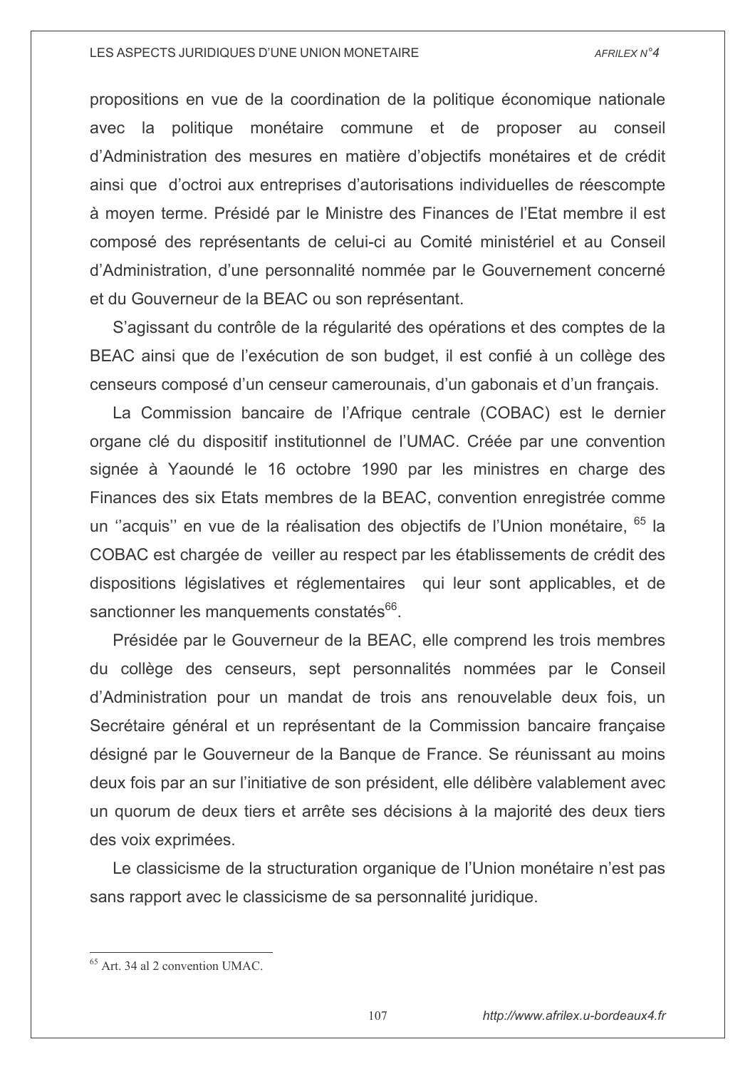propositions en vue de la coordination de la politique économique nationale avec la politique monétaire commune et de proposer au conseil d'Administration des mesures en matière d'objectifs monétaires et de crédit ainsi que d'octroi aux entreprises d'autorisations individuelles de réescompte à moyen terme. Présidé par le Ministre des Finances de l'Etat membre il est composé des représentants de celui-ci au Comité ministériel et au Conseil d'Administration, d'une personnalité nommée par le Gouvernement concerné et du Gouverneur de la BEAC ou son représentant.

S'agissant du contrôle de la régularité des opérations et des comptes de la BEAC ainsi que de l'exécution de son budget, il est confié à un collège des censeurs composé d'un censeur camerounais, d'un gabonais et d'un français.

La Commission bancaire de l'Afrique centrale (COBAC) est le dernier organe clé du dispositif institutionnel de l'UMAC. Créée par une convention signée à Yaoundé le 16 octobre 1990 par les ministres en charge des Finances des six Etats membres de la BEAC, convention enregistrée comme un ''acquis'' en vue de la réalisation des objectifs de l'Union monétaire, [65] la COBAC est chargée de veiller au respect par les établissements de crédit des dispositions législatives et réglementaires qui leur sont applicables, et de sanctionner les manquements constatés[66].

Présidée par le Gouverneur de la BEAC, elle comprend les trois membres du collège des censeurs, sept personnalités nommées par le Conseil d'Administration pour un mandat de trois ans renouvelable deux fois, un Secrétaire général et un représentant de la Commission bancaire française désigné par le Gouverneur de la Banque de France. Se réunissant au moins deux fois par an sur l'initiative de son président, elle délibère valablement avec un quorum de deux tiers et arrête ses décisions à la majorité des deux tiers des voix exprimées.

Le classicisme de la structuration organique de l'Union monétaire n'est pas sans rapport avec le classicisme de sa personnalité juridique.

---

[65] Art. 34 al 2 convention UMAC.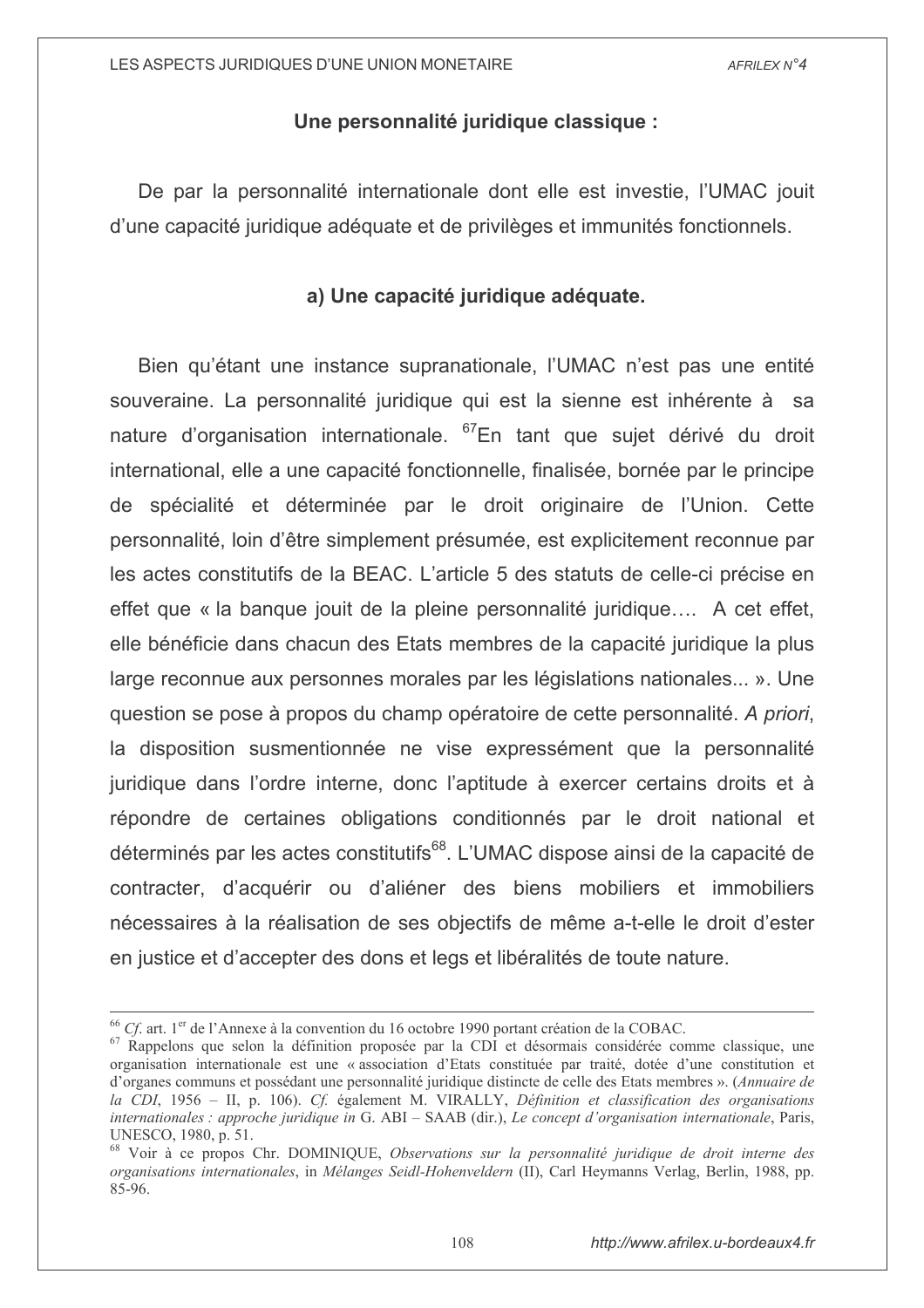### Une personnalité juridique classique :

De par la personnalité internationale dont elle est investie, l'UMAC jouit d'une capacité juridique adéquate et de privilèges et immunités fonctionnels.

#### a) Une capacité juridique adéquate.

Bien qu'étant une instance supranationale, l'UMAC n'est pas une entité souveraine. La personnalité juridique qui est la sienne est inhérente à sa nature d'organisation internationale. [67]En tant que sujet dérivé du droit international, elle a une capacité fonctionnelle, finalisée, bornée par le principe de spécialité et déterminée par le droit originaire de l'Union. Cette personnalité, loin d'être simplement présumée, est explicitement reconnue par les actes constitutifs de la BEAC. L'article 5 des statuts de celle-ci précise en effet que « la banque jouit de la pleine personnalité juridique…. A cet effet, elle bénéficie dans chacun des Etats membres de la capacité juridique la plus large reconnue aux personnes morales par les législations nationales... ». Une question se pose à propos du champ opératoire de cette personnalité. *A priori*, la disposition susmentionnée ne vise expressément que la personnalité juridique dans l'ordre interne, donc l'aptitude à exercer certains droits et à répondre de certaines obligations conditionnés par le droit national et déterminés par les actes constitutifs[68]. L'UMAC dispose ainsi de la capacité de contracter, d'acquérir ou d'aliéner des biens mobiliers et immobiliers nécessaires à la réalisation de ses objectifs de même a-t-elle le droit d'ester en justice et d'accepter des dons et legs et libéralités de toute nature.

---

[66] *Cf*. art. 1er de l'Annexe à la convention du 16 octobre 1990 portant création de la COBAC.

[67] Rappelons que selon la définition proposée par la CDI et désormais considérée comme classique, une organisation internationale est une « association d'Etats constituée par traité, dotée d'une constitution et d'organes communs et possédant une personnalité juridique distincte de celle des Etats membres ». (*Annuaire de la CDI*, 1956 – II, p. 106). *Cf.* également M. VIRALLY, *Définition et classification des organisations internationales : approche juridique in* G. ABI – SAAB (dir.), *Le concept d'organisation internationale*, Paris, UNESCO, 1980, p. 51.

[68] Voir à ce propos Chr. DOMINIQUE, *Observations sur la personnalité juridique de droit interne des organisations internationales*, in *Mélanges Seidl-Hohenveldern* (II), Carl Heymanns Verlag, Berlin, 1988, pp. 85-96.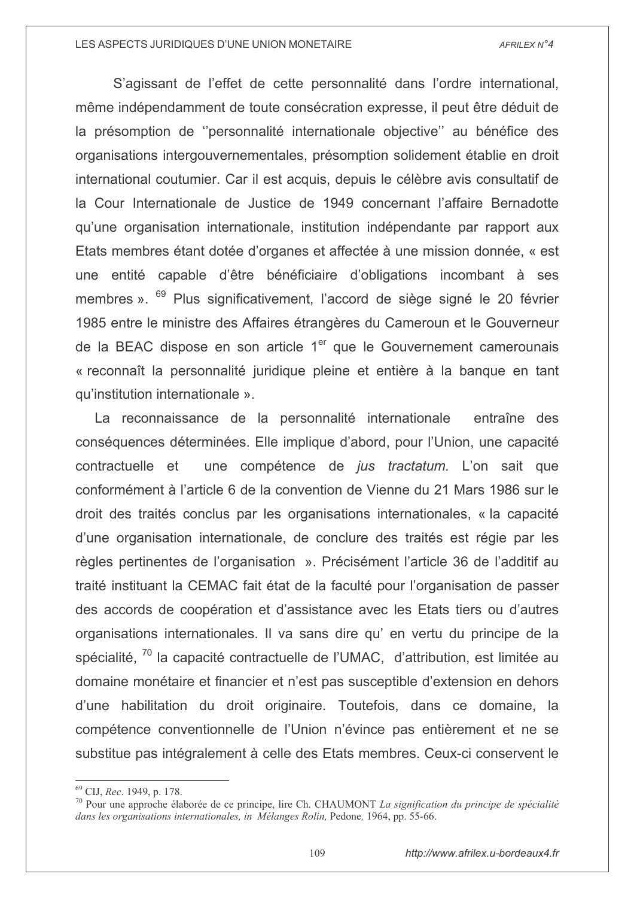S'agissant de l'effet de cette personnalité dans l'ordre international, même indépendamment de toute consécration expresse, il peut être déduit de la présomption de ''personnalité internationale objective'' au bénéfice des organisations intergouvernementales, présomption solidement établie en droit international coutumier. Car il est acquis, depuis le célèbre avis consultatif de la Cour Internationale de Justice de 1949 concernant l'affaire Bernadotte qu'une organisation internationale, institution indépendante par rapport aux Etats membres étant dotée d'organes et affectée à une mission donnée, « est une entité capable d'être bénéficiaire d'obligations incombant à ses membres ». [69] Plus significativement, l'accord de siège signé le 20 février 1985 entre le ministre des Affaires étrangères du Cameroun et le Gouverneur de la BEAC dispose en son article 1[er] que le Gouvernement camerounais « reconnaît la personnalité juridique pleine et entière à la banque en tant qu'institution internationale ».

La reconnaissance de la personnalité internationale entraîne des conséquences déterminées. Elle implique d'abord, pour l'Union, une capacité contractuelle et une compétence de *jus tractatum.* L'on sait que conformément à l'article 6 de la convention de Vienne du 21 Mars 1986 sur le droit des traités conclus par les organisations internationales, « la capacité d'une organisation internationale, de conclure des traités est régie par les règles pertinentes de l'organisation ». Précisément l'article 36 de l'additif au traité instituant la CEMAC fait état de la faculté pour l'organisation de passer des accords de coopération et d'assistance avec les Etats tiers ou d'autres organisations internationales. Il va sans dire qu' en vertu du principe de la spécialité, [70] la capacité contractuelle de l'UMAC, d'attribution, est limitée au domaine monétaire et financier et n'est pas susceptible d'extension en dehors d'une habilitation du droit originaire. Toutefois, dans ce domaine, la compétence conventionnelle de l'Union n'évince pas entièrement et ne se substitue pas intégralement à celle des Etats membres. Ceux-ci conservent le

---

[69] CIJ, *Rec*. 1949, p. 178.

[70] Pour une approche élaborée de ce principe, lire Ch. CHAUMONT *La signification du principe de spécialité dans les organisations internationales, in Mélanges Rolin,* Pedone, 1964, pp. 55-66.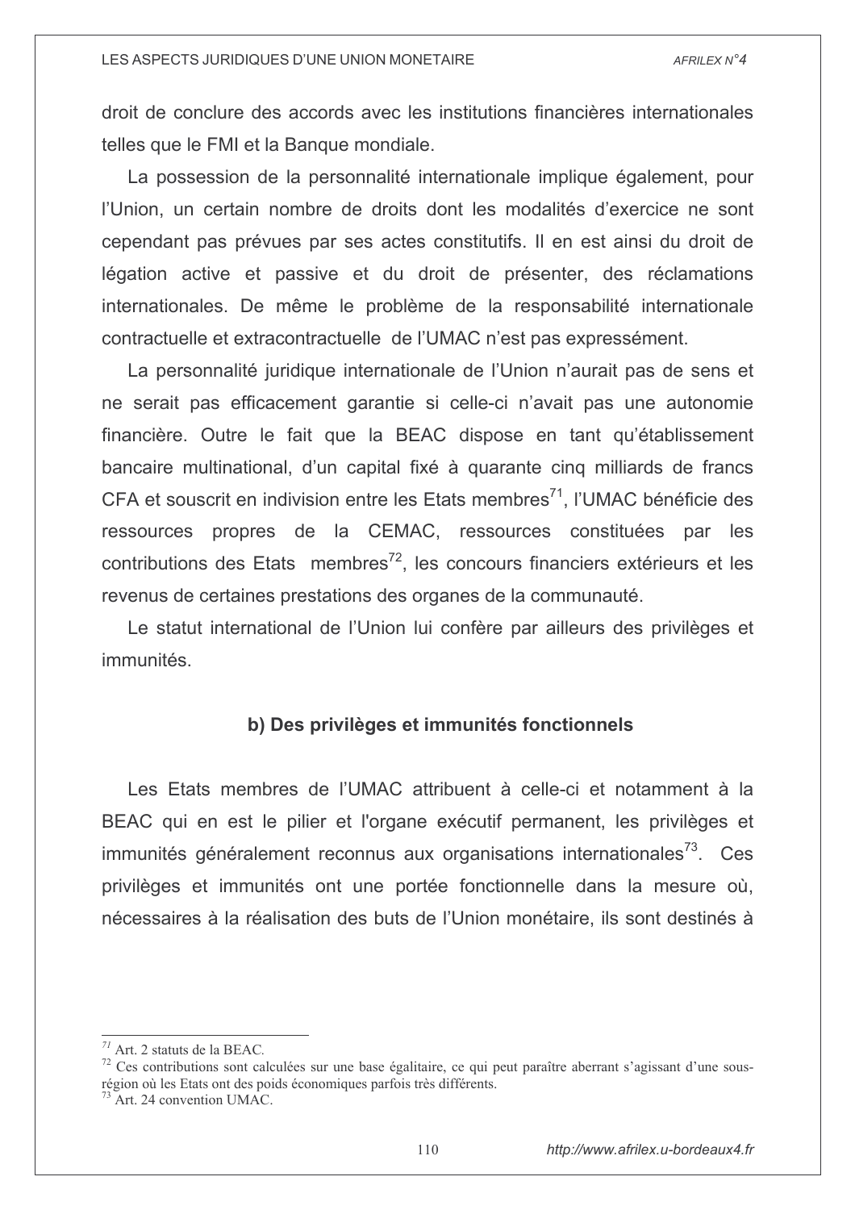droit de conclure des accords avec les institutions financières internationales telles que le FMI et la Banque mondiale.

La possession de la personnalité internationale implique également, pour l'Union, un certain nombre de droits dont les modalités d'exercice ne sont cependant pas prévues par ses actes constitutifs. Il en est ainsi du droit de légation active et passive et du droit de présenter, des réclamations internationales. De même le problème de la responsabilité internationale contractuelle et extracontractuelle de l'UMAC n'est pas expressément.

La personnalité juridique internationale de l'Union n'aurait pas de sens et ne serait pas efficacement garantie si celle-ci n'avait pas une autonomie financière. Outre le fait que la BEAC dispose en tant qu'établissement bancaire multinational, d'un capital fixé à quarante cinq milliards de francs CFA et souscrit en indivision entre les Etats membres[71], l'UMAC bénéficie des ressources propres de la CEMAC, ressources constituées par les contributions des Etats membres[72], les concours financiers extérieurs et les revenus de certaines prestations des organes de la communauté.

Le statut international de l'Union lui confère par ailleurs des privilèges et immunités.

#### b) Des privilèges et immunités fonctionnels

Les Etats membres de l'UMAC attribuent à celle-ci et notamment à la BEAC qui en est le pilier et l'organe exécutif permanent, les privilèges et immunités généralement reconnus aux organisations internationales[73]. Ces privilèges et immunités ont une portée fonctionnelle dans la mesure où, nécessaires à la réalisation des buts de l'Union monétaire, ils sont destinés à

---

[71] Art. 2 statuts de la BEAC.

[72] Ces contributions sont calculées sur une base égalitaire, ce qui peut paraître aberrant s'agissant d'une sous-région où les Etats ont des poids économiques parfois très différents.

[73] Art. 24 convention UMAC.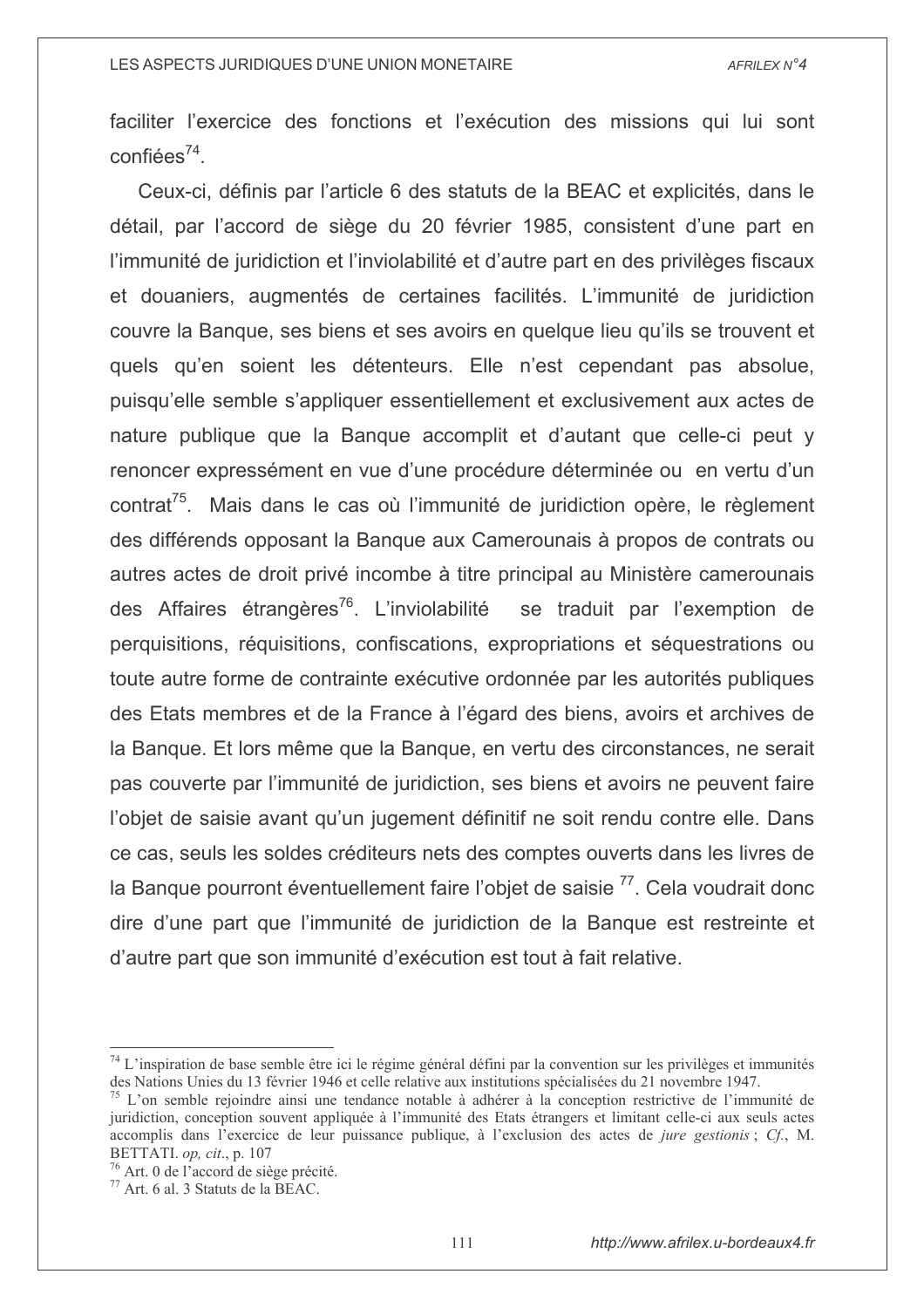faciliter l'exercice des fonctions et l'exécution des missions qui lui sont confiées[74].

Ceux-ci, définis par l'article 6 des statuts de la BEAC et explicités, dans le détail, par l'accord de siège du 20 février 1985, consistent d'une part en l'immunité de juridiction et l'inviolabilité et d'autre part en des privilèges fiscaux et douaniers, augmentés de certaines facilités. L'immunité de juridiction couvre la Banque, ses biens et ses avoirs en quelque lieu qu'ils se trouvent et quels qu'en soient les détenteurs. Elle n'est cependant pas absolue, puisqu'elle semble s'appliquer essentiellement et exclusivement aux actes de nature publique que la Banque accomplit et d'autant que celle-ci peut y renoncer expressément en vue d'une procédure déterminée ou en vertu d'un contrat[75]. Mais dans le cas où l'immunité de juridiction opère, le règlement des différends opposant la Banque aux Camerounais à propos de contrats ou autres actes de droit privé incombe à titre principal au Ministère camerounais des Affaires étrangères[76]. L'inviolabilité se traduit par l'exemption de perquisitions, réquisitions, confiscations, expropriations et séquestrations ou toute autre forme de contrainte exécutive ordonnée par les autorités publiques des Etats membres et de la France à l'égard des biens, avoirs et archives de la Banque. Et lors même que la Banque, en vertu des circonstances, ne serait pas couverte par l'immunité de juridiction, ses biens et avoirs ne peuvent faire l'objet de saisie avant qu'un jugement définitif ne soit rendu contre elle. Dans ce cas, seuls les soldes créditeurs nets des comptes ouverts dans les livres de la Banque pourront éventuellement faire l'objet de saisie [77]. Cela voudrait donc dire d'une part que l'immunité de juridiction de la Banque est restreinte et d'autre part que son immunité d'exécution est tout à fait relative.

---

[74] L'inspiration de base semble être ici le régime général défini par la convention sur les privilèges et immunités des Nations Unies du 13 février 1946 et celle relative aux institutions spécialisées du 21 novembre 1947.

[75] L'on semble rejoindre ainsi une tendance notable à adhérer à la conception restrictive de l'immunité de juridiction, conception souvent appliquée à l'immunité des Etats étrangers et limitant celle-ci aux seuls actes accomplis dans l'exercice de leur puissance publique, à l'exclusion des actes de *jure gestionis* ; *Cf.*, M. BETTATI. *op, cit.*, p. 107

[76] Art. 0 de l'accord de siège précité.

[77] Art. 6 al. 3 Statuts de la BEAC.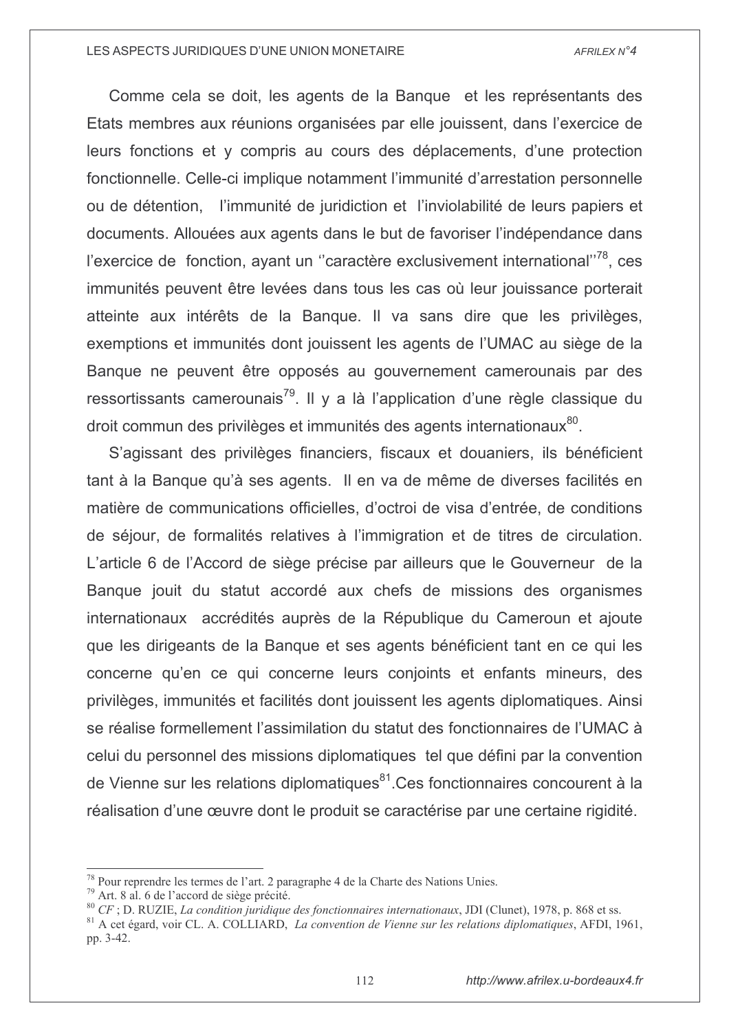Comme cela se doit, les agents de la Banque et les représentants des Etats membres aux réunions organisées par elle jouissent, dans l'exercice de leurs fonctions et y compris au cours des déplacements, d'une protection fonctionnelle. Celle-ci implique notamment l'immunité d'arrestation personnelle ou de détention, l'immunité de juridiction et l'inviolabilité de leurs papiers et documents. Allouées aux agents dans le but de favoriser l'indépendance dans l'exercice de fonction, ayant un ''caractère exclusivement international''[78], ces immunités peuvent être levées dans tous les cas où leur jouissance porterait atteinte aux intérêts de la Banque. Il va sans dire que les privilèges, exemptions et immunités dont jouissent les agents de l'UMAC au siège de la Banque ne peuvent être opposés au gouvernement camerounais par des ressortissants camerounais[79]. Il y a là l'application d'une règle classique du droit commun des privilèges et immunités des agents internationaux[80].

S'agissant des privilèges financiers, fiscaux et douaniers, ils bénéficient tant à la Banque qu'à ses agents. Il en va de même de diverses facilités en matière de communications officielles, d'octroi de visa d'entrée, de conditions de séjour, de formalités relatives à l'immigration et de titres de circulation. L'article 6 de l'Accord de siège précise par ailleurs que le Gouverneur de la Banque jouit du statut accordé aux chefs de missions des organismes internationaux accrédités auprès de la République du Cameroun et ajoute que les dirigeants de la Banque et ses agents bénéficient tant en ce qui les concerne qu'en ce qui concerne leurs conjoints et enfants mineurs, des privilèges, immunités et facilités dont jouissent les agents diplomatiques. Ainsi se réalise formellement l'assimilation du statut des fonctionnaires de l'UMAC à celui du personnel des missions diplomatiques tel que défini par la convention de Vienne sur les relations diplomatiques[81].Ces fonctionnaires concourent à la réalisation d'une œuvre dont le produit se caractérise par une certaine rigidité.

---

[78] Pour reprendre les termes de l'art. 2 paragraphe 4 de la Charte des Nations Unies.

[79] Art. 8 al. 6 de l'accord de siège précité.

[80] *CF* ; D. RUZIE, *La condition juridique des fonctionnaires internationaux*, JDI (Clunet), 1978, p. 868 et ss.

[81] A cet égard, voir CL. A. COLLIARD, *La convention de Vienne sur les relations diplomatiques*, AFDI, 1961, pp. 3-42.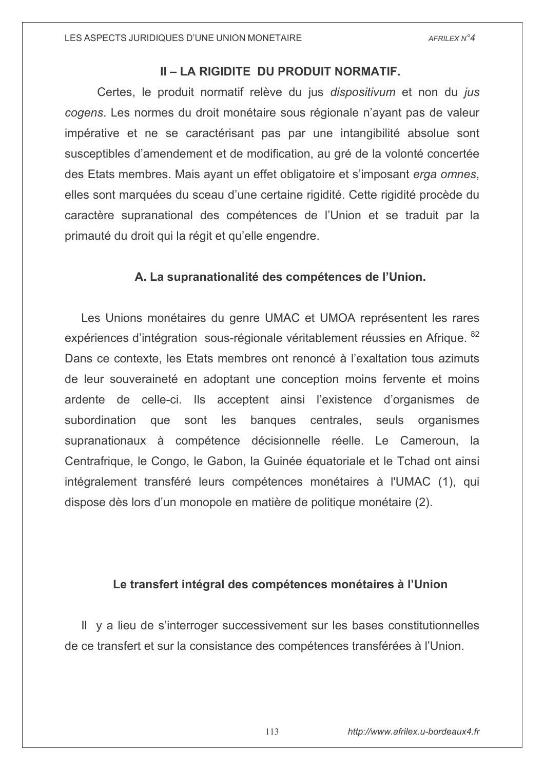## II – LA RIGIDITE DU PRODUIT NORMATIF.

Certes, le produit normatif relève du jus *dispositivum* et non du *jus cogens*. Les normes du droit monétaire sous régionale n'ayant pas de valeur impérative et ne se caractérisant pas par une intangibilité absolue sont susceptibles d'amendement et de modification, au gré de la volonté concertée des Etats membres. Mais ayant un effet obligatoire et s'imposant *erga omnes*, elles sont marquées du sceau d'une certaine rigidité. Cette rigidité procède du caractère supranational des compétences de l'Union et se traduit par la primauté du droit qui la régit et qu'elle engendre.

### A. La supranationalité des compétences de l'Union.

Les Unions monétaires du genre UMAC et UMOA représentent les rares expériences d'intégration sous-régionale véritablement réussies en Afrique. [82] Dans ce contexte, les Etats membres ont renoncé à l'exaltation tous azimuts de leur souveraineté en adoptant une conception moins fervente et moins ardente de celle-ci. Ils acceptent ainsi l'existence d'organismes de subordination que sont les banques centrales, seuls organismes supranationaux à compétence décisionnelle réelle. Le Cameroun, la Centrafrique, le Congo, le Gabon, la Guinée équatoriale et le Tchad ont ainsi intégralement transféré leurs compétences monétaires à l'UMAC (1), qui dispose dès lors d'un monopole en matière de politique monétaire (2).

#### Le transfert intégral des compétences monétaires à l'Union

Il y a lieu de s'interroger successivement sur les bases constitutionnelles de ce transfert et sur la consistance des compétences transférées à l'Union.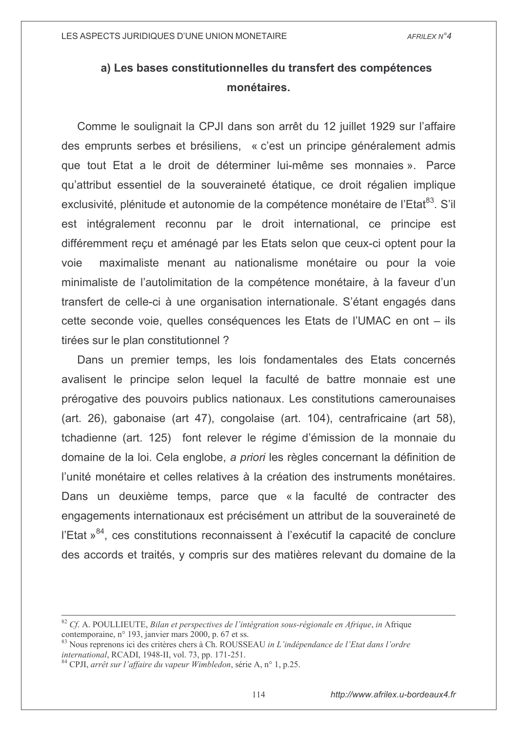### a) Les bases constitutionnelles du transfert des compétences monétaires.

Comme le soulignait la CPJI dans son arrêt du 12 juillet 1929 sur l'affaire des emprunts serbes et brésiliens, « c'est un principe généralement admis que tout Etat a le droit de déterminer lui-même ses monnaies ». Parce qu'attribut essentiel de la souveraineté étatique, ce droit régalien implique exclusivité, plénitude et autonomie de la compétence monétaire de l'Etat[83]. S'il est intégralement reconnu par le droit international, ce principe est différemment reçu et aménagé par les Etats selon que ceux-ci optent pour la voie maximaliste menant au nationalisme monétaire ou pour la voie minimaliste de l'autolimitation de la compétence monétaire, à la faveur d'un transfert de celle-ci à une organisation internationale. S'étant engagés dans cette seconde voie, quelles conséquences les Etats de l'UMAC en ont – ils tirées sur le plan constitutionnel ?

Dans un premier temps, les lois fondamentales des Etats concernés avalisent le principe selon lequel la faculté de battre monnaie est une prérogative des pouvoirs publics nationaux. Les constitutions camerounaises (art. 26), gabonaise (art 47), congolaise (art. 104), centrafricaine (art 58), tchadienne (art. 125) font relever le régime d'émission de la monnaie du domaine de la loi. Cela englobe, *a priori* les règles concernant la définition de l'unité monétaire et celles relatives à la création des instruments monétaires. Dans un deuxième temps, parce que « la faculté de contracter des engagements internationaux est précisément un attribut de la souveraineté de l'Etat »[84], ces constitutions reconnaissent à l'exécutif la capacité de conclure des accords et traités, y compris sur des matières relevant du domaine de la

---

[82] *Cf.* A. POULLIEUTE, *Bilan et perspectives de l'intégration sous-régionale en Afrique*, *in* Afrique contemporaine, n° 193, janvier mars 2000, p. 67 et ss.

[83] Nous reprenons ici des critères chers à Ch. ROUSSEAU *in L'indépendance de l'Etat dans l'ordre international*, RCADI, 1948-II, vol. 73, pp. 171-251.

[84] CPJI, *arrêt sur l'affaire du vapeur Wimbledon*, série A, n° 1, p.25.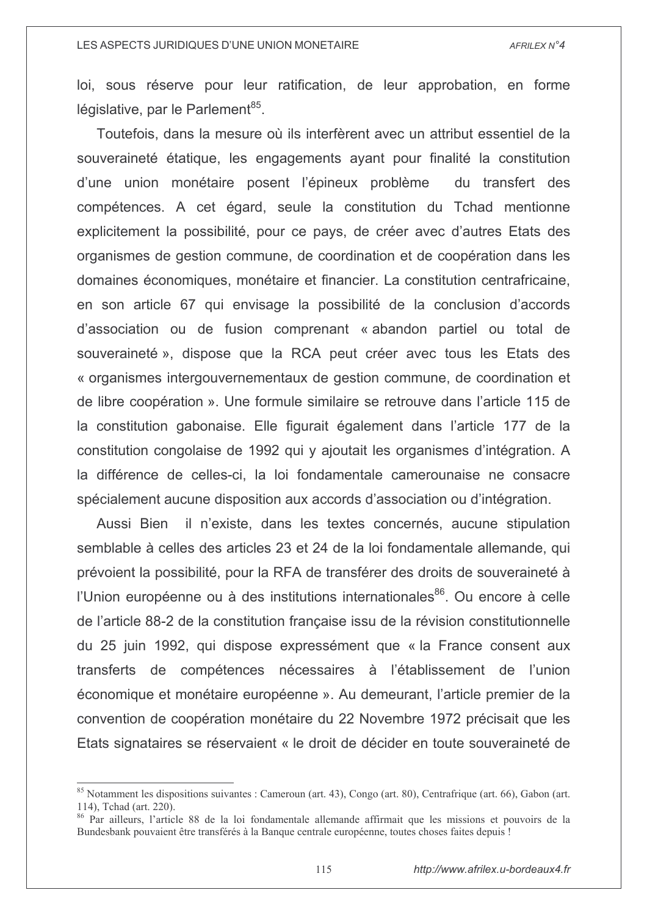loi, sous réserve pour leur ratification, de leur approbation, en forme législative, par le Parlement[85].

Toutefois, dans la mesure où ils interfèrent avec un attribut essentiel de la souveraineté étatique, les engagements ayant pour finalité la constitution d'une union monétaire posent l'épineux problème du transfert des compétences. A cet égard, seule la constitution du Tchad mentionne explicitement la possibilité, pour ce pays, de créer avec d'autres Etats des organismes de gestion commune, de coordination et de coopération dans les domaines économiques, monétaire et financier. La constitution centrafricaine, en son article 67 qui envisage la possibilité de la conclusion d'accords d'association ou de fusion comprenant « abandon partiel ou total de souveraineté », dispose que la RCA peut créer avec tous les Etats des « organismes intergouvernementaux de gestion commune, de coordination et de libre coopération ». Une formule similaire se retrouve dans l'article 115 de la constitution gabonaise. Elle figurait également dans l'article 177 de la constitution congolaise de 1992 qui y ajoutait les organismes d'intégration. A la différence de celles-ci, la loi fondamentale camerounaise ne consacre spécialement aucune disposition aux accords d'association ou d'intégration.

Aussi Bien il n'existe, dans les textes concernés, aucune stipulation semblable à celles des articles 23 et 24 de la loi fondamentale allemande, qui prévoient la possibilité, pour la RFA de transférer des droits de souveraineté à l'Union européenne ou à des institutions internationales[86]. Ou encore à celle de l'article 88-2 de la constitution française issu de la révision constitutionnelle du 25 juin 1992, qui dispose expressément que « la France consent aux transferts de compétences nécessaires à l'établissement de l'union économique et monétaire européenne ». Au demeurant, l'article premier de la convention de coopération monétaire du 22 Novembre 1972 précisait que les Etats signataires se réservaient « le droit de décider en toute souveraineté de

---

[85] Notamment les dispositions suivantes : Cameroun (art. 43), Congo (art. 80), Centrafrique (art. 66), Gabon (art. 114), Tchad (art. 220).

[86] Par ailleurs, l'article 88 de la loi fondamentale allemande affirmait que les missions et pouvoirs de la Bundesbank pouvaient être transférés à la Banque centrale européenne, toutes choses faites depuis !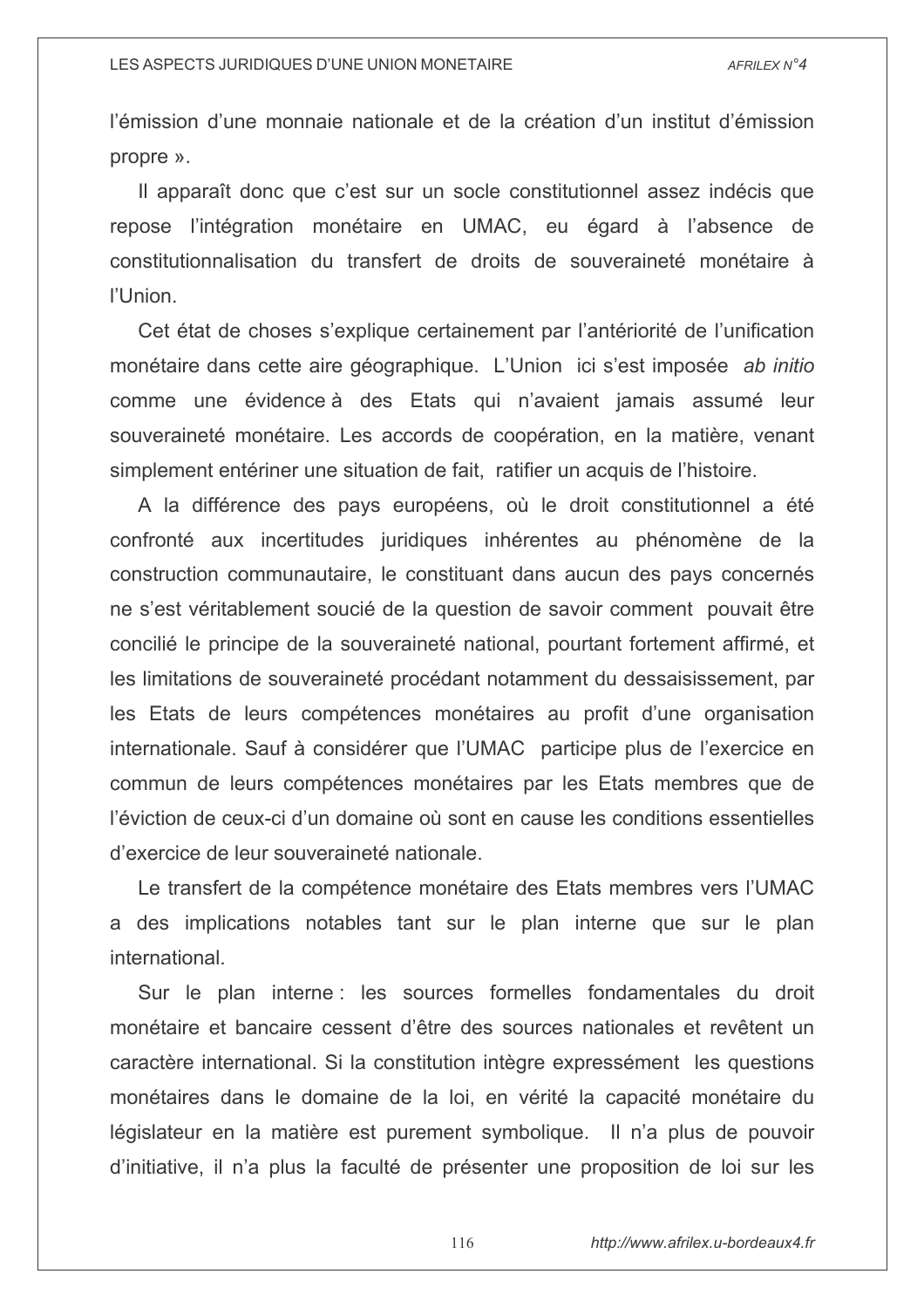l'émission d'une monnaie nationale et de la création d'un institut d'émission propre ».

Il apparaît donc que c'est sur un socle constitutionnel assez indécis que repose l'intégration monétaire en UMAC, eu égard à l'absence de constitutionnalisation du transfert de droits de souveraineté monétaire à l'Union.

Cet état de choses s'explique certainement par l'antériorité de l'unification monétaire dans cette aire géographique. L'Union ici s'est imposée *ab initio* comme une évidence à des Etats qui n'avaient jamais assumé leur souveraineté monétaire. Les accords de coopération, en la matière, venant simplement entériner une situation de fait, ratifier un acquis de l'histoire.

A la différence des pays européens, où le droit constitutionnel a été confronté aux incertitudes juridiques inhérentes au phénomène de la construction communautaire, le constituant dans aucun des pays concernés ne s'est véritablement soucié de la question de savoir comment pouvait être concilié le principe de la souveraineté national, pourtant fortement affirmé, et les limitations de souveraineté procédant notamment du dessaisissement, par les Etats de leurs compétences monétaires au profit d'une organisation internationale. Sauf à considérer que l'UMAC participe plus de l'exercice en commun de leurs compétences monétaires par les Etats membres que de l'éviction de ceux-ci d'un domaine où sont en cause les conditions essentielles d'exercice de leur souveraineté nationale.

Le transfert de la compétence monétaire des Etats membres vers l'UMAC a des implications notables tant sur le plan interne que sur le plan international.

Sur le plan interne : les sources formelles fondamentales du droit monétaire et bancaire cessent d'être des sources nationales et revêtent un caractère international. Si la constitution intègre expressément les questions monétaires dans le domaine de la loi, en vérité la capacité monétaire du législateur en la matière est purement symbolique. Il n'a plus de pouvoir d'initiative, il n'a plus la faculté de présenter une proposition de loi sur les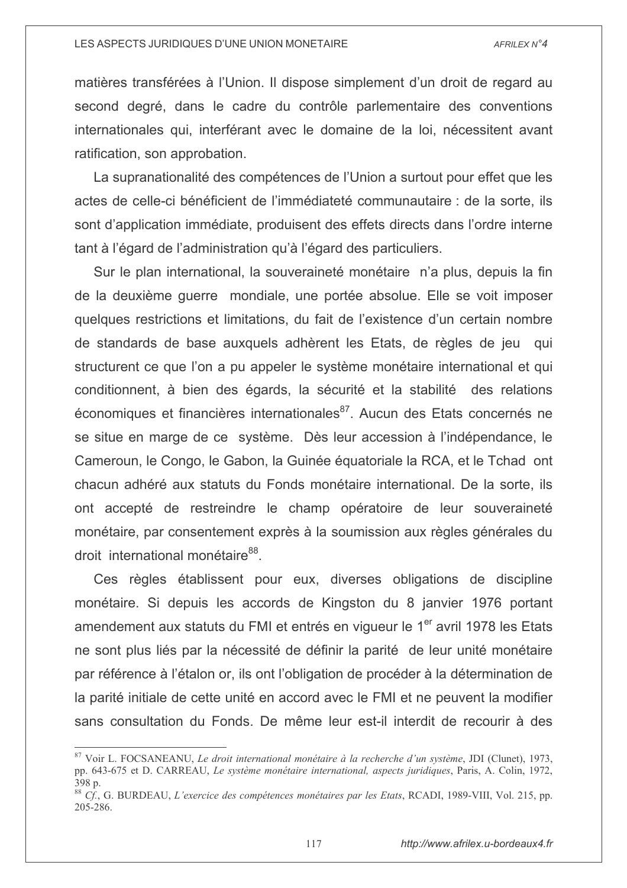matières transférées à l'Union. Il dispose simplement d'un droit de regard au second degré, dans le cadre du contrôle parlementaire des conventions internationales qui, interférant avec le domaine de la loi, nécessitent avant ratification, son approbation.

La supranationalité des compétences de l'Union a surtout pour effet que les actes de celle-ci bénéficient de l'immédiateté communautaire : de la sorte, ils sont d'application immédiate, produisent des effets directs dans l'ordre interne tant à l'égard de l'administration qu'à l'égard des particuliers.

Sur le plan international, la souveraineté monétaire n'a plus, depuis la fin de la deuxième guerre mondiale, une portée absolue. Elle se voit imposer quelques restrictions et limitations, du fait de l'existence d'un certain nombre de standards de base auxquels adhèrent les Etats, de règles de jeu qui structurent ce que l'on a pu appeler le système monétaire international et qui conditionnent, à bien des égards, la sécurité et la stabilité des relations économiques et financières internationales[87]. Aucun des Etats concernés ne se situe en marge de ce système. Dès leur accession à l'indépendance, le Cameroun, le Congo, le Gabon, la Guinée équatoriale la RCA, et le Tchad ont chacun adhéré aux statuts du Fonds monétaire international. De la sorte, ils ont accepté de restreindre le champ opératoire de leur souveraineté monétaire, par consentement exprès à la soumission aux règles générales du droit international monétaire[88].

Ces règles établissent pour eux, diverses obligations de discipline monétaire. Si depuis les accords de Kingston du 8 janvier 1976 portant amendement aux statuts du FMI et entrés en vigueur le 1er avril 1978 les Etats ne sont plus liés par la nécessité de définir la parité de leur unité monétaire par référence à l'étalon or, ils ont l'obligation de procéder à la détermination de la parité initiale de cette unité en accord avec le FMI et ne peuvent la modifier sans consultation du Fonds. De même leur est-il interdit de recourir à des

---

[87] Voir L. FOCSANEANU, *Le droit international monétaire à la recherche d'un système*, JDI (Clunet), 1973, pp. 643-675 et D. CARREAU, *Le système monétaire international, aspects juridiques*, Paris, A. Colin, 1972, 398 p.

[88] *Cf.*, G. BURDEAU, *L'exercice des compétences monétaires par les Etats*, RCADI, 1989-VIII, Vol. 215, pp. 205-286.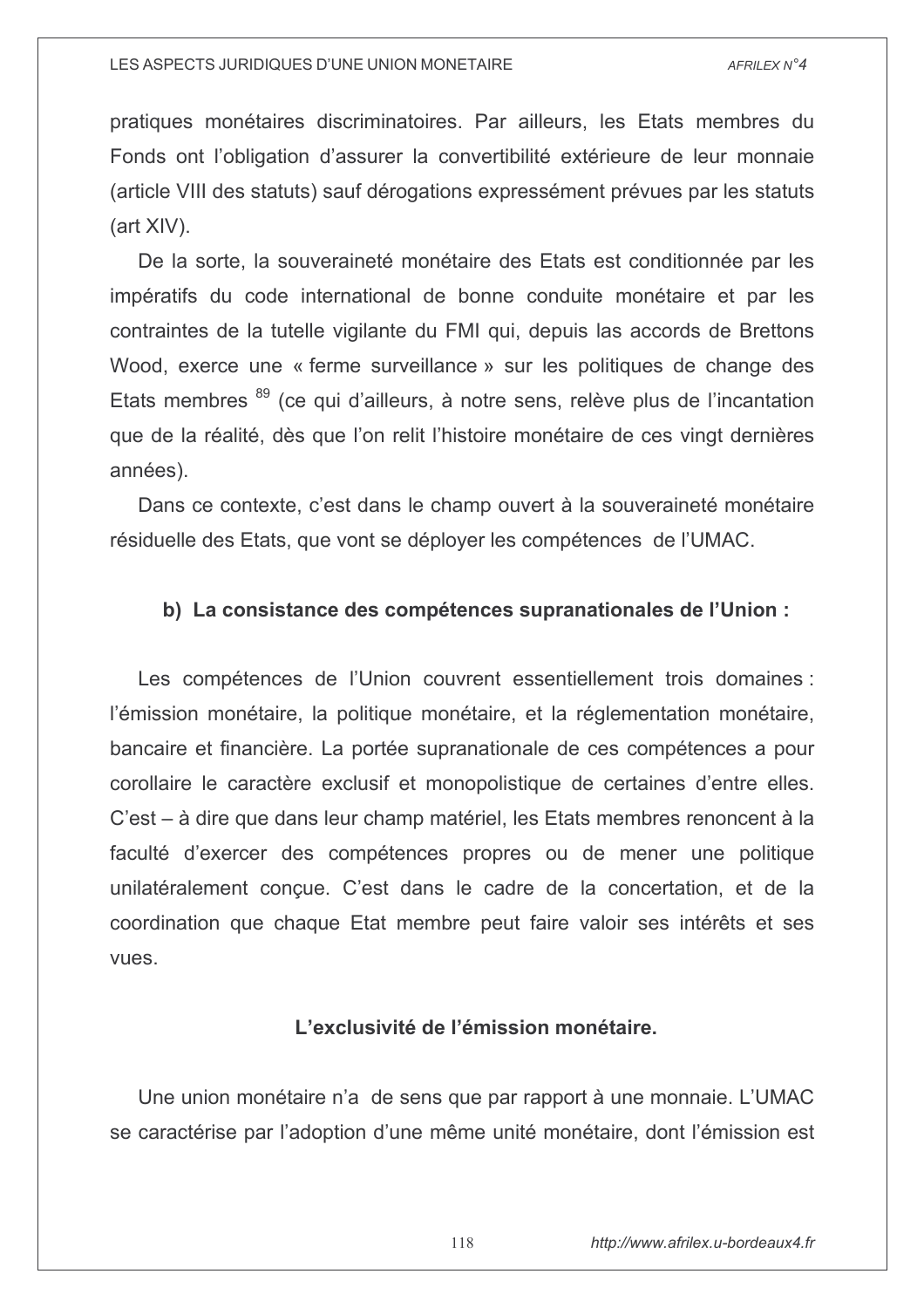pratiques monétaires discriminatoires. Par ailleurs, les Etats membres du Fonds ont l'obligation d'assurer la convertibilité extérieure de leur monnaie (article VIII des statuts) sauf dérogations expressément prévues par les statuts (art XIV).

De la sorte, la souveraineté monétaire des Etats est conditionnée par les impératifs du code international de bonne conduite monétaire et par les contraintes de la tutelle vigilante du FMI qui, depuis las accords de Brettons Wood, exerce une « ferme surveillance » sur les politiques de change des Etats membres [89] (ce qui d'ailleurs, à notre sens, relève plus de l'incantation que de la réalité, dès que l'on relit l'histoire monétaire de ces vingt dernières années).

Dans ce contexte, c'est dans le champ ouvert à la souveraineté monétaire résiduelle des Etats, que vont se déployer les compétences de l'UMAC.

### b) La consistance des compétences supranationales de l'Union :

Les compétences de l'Union couvrent essentiellement trois domaines : l'émission monétaire, la politique monétaire, et la réglementation monétaire, bancaire et financière. La portée supranationale de ces compétences a pour corollaire le caractère exclusif et monopolistique de certaines d'entre elles. C'est – à dire que dans leur champ matériel, les Etats membres renoncent à la faculté d'exercer des compétences propres ou de mener une politique unilatéralement conçue. C'est dans le cadre de la concertation, et de la coordination que chaque Etat membre peut faire valoir ses intérêts et ses vues.

#### L'exclusivité de l'émission monétaire.

Une union monétaire n'a de sens que par rapport à une monnaie. L'UMAC se caractérise par l'adoption d'une même unité monétaire, dont l'émission est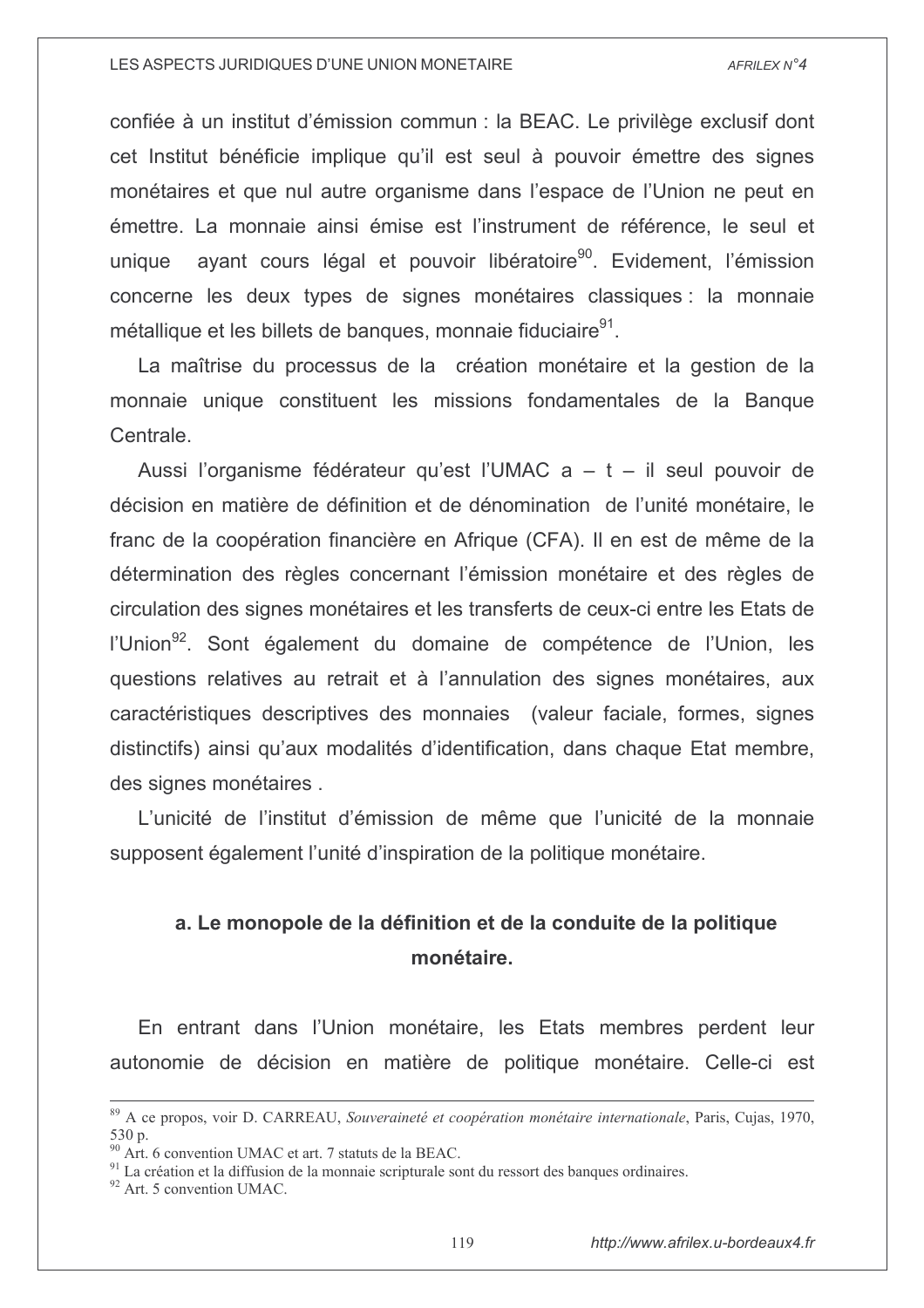confiée à un institut d'émission commun : la BEAC. Le privilège exclusif dont cet Institut bénéficie implique qu'il est seul à pouvoir émettre des signes monétaires et que nul autre organisme dans l'espace de l'Union ne peut en émettre. La monnaie ainsi émise est l'instrument de référence, le seul et unique ayant cours légal et pouvoir libératoire[90]. Evidement, l'émission concerne les deux types de signes monétaires classiques : la monnaie métallique et les billets de banques, monnaie fiduciaire[91].

La maîtrise du processus de la création monétaire et la gestion de la monnaie unique constituent les missions fondamentales de la Banque Centrale.

Aussi l'organisme fédérateur qu'est l'UMAC a – t – il seul pouvoir de décision en matière de définition et de dénomination de l'unité monétaire, le franc de la coopération financière en Afrique (CFA). Il en est de même de la détermination des règles concernant l'émission monétaire et des règles de circulation des signes monétaires et les transferts de ceux-ci entre les Etats de l'Union[92]. Sont également du domaine de compétence de l'Union, les questions relatives au retrait et à l'annulation des signes monétaires, aux caractéristiques descriptives des monnaies (valeur faciale, formes, signes distinctifs) ainsi qu'aux modalités d'identification, dans chaque Etat membre, des signes monétaires .

L'unicité de l'institut d'émission de même que l'unicité de la monnaie supposent également l'unité d'inspiration de la politique monétaire.

### a. Le monopole de la définition et de la conduite de la politique monétaire.

En entrant dans l'Union monétaire, les Etats membres perdent leur autonomie de décision en matière de politique monétaire. Celle-ci est

---

[89] A ce propos, voir D. CARREAU, *Souveraineté et coopération monétaire internationale*, Paris, Cujas, 1970, 530 p.

[90] Art. 6 convention UMAC et art. 7 statuts de la BEAC.

[91] La création et la diffusion de la monnaie scripturale sont du ressort des banques ordinaires.

[92] Art. 5 convention UMAC.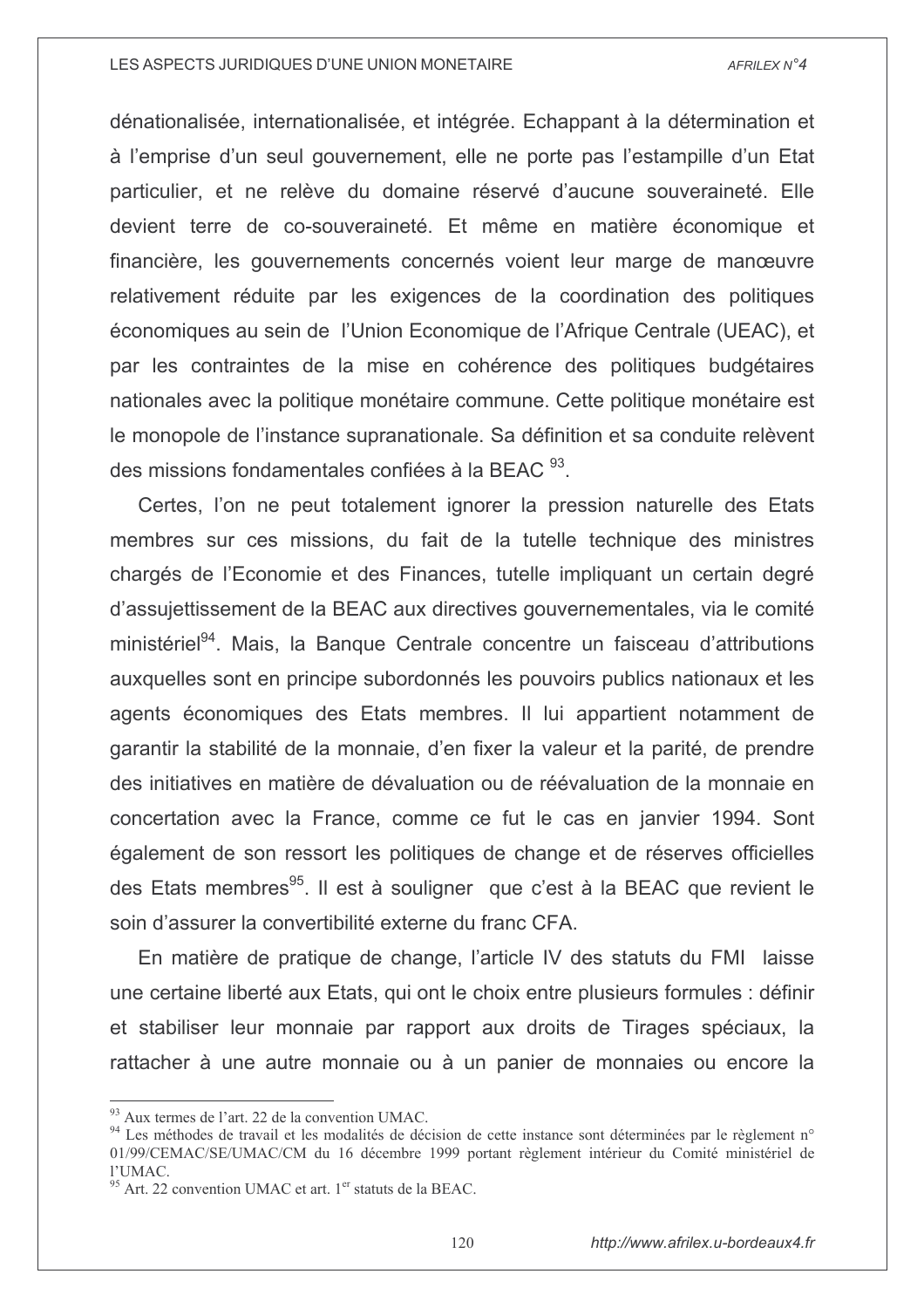dénationalisée, internationalisée, et intégrée. Echappant à la détermination et à l'emprise d'un seul gouvernement, elle ne porte pas l'estampille d'un Etat particulier, et ne relève du domaine réservé d'aucune souveraineté. Elle devient terre de co-souveraineté. Et même en matière économique et financière, les gouvernements concernés voient leur marge de manœuvre relativement réduite par les exigences de la coordination des politiques économiques au sein de l'Union Economique de l'Afrique Centrale (UEAC), et par les contraintes de la mise en cohérence des politiques budgétaires nationales avec la politique monétaire commune. Cette politique monétaire est le monopole de l'instance supranationale. Sa définition et sa conduite relèvent des missions fondamentales confiées à la BEAC [93].

Certes, l'on ne peut totalement ignorer la pression naturelle des Etats membres sur ces missions, du fait de la tutelle technique des ministres chargés de l'Economie et des Finances, tutelle impliquant un certain degré d'assujettissement de la BEAC aux directives gouvernementales, via le comité ministériel[94]. Mais, la Banque Centrale concentre un faisceau d'attributions auxquelles sont en principe subordonnés les pouvoirs publics nationaux et les agents économiques des Etats membres. Il lui appartient notamment de garantir la stabilité de la monnaie, d'en fixer la valeur et la parité, de prendre des initiatives en matière de dévaluation ou de réévaluation de la monnaie en concertation avec la France, comme ce fut le cas en janvier 1994. Sont également de son ressort les politiques de change et de réserves officielles des Etats membres[95]. Il est à souligner que c'est à la BEAC que revient le soin d'assurer la convertibilité externe du franc CFA.

En matière de pratique de change, l'article IV des statuts du FMI laisse une certaine liberté aux Etats, qui ont le choix entre plusieurs formules : définir et stabiliser leur monnaie par rapport aux droits de Tirages spéciaux, la rattacher à une autre monnaie ou à un panier de monnaies ou encore la

---

[93] Aux termes de l'art. 22 de la convention UMAC.

[94] Les méthodes de travail et les modalités de décision de cette instance sont déterminées par le règlement n° 01/99/CEMAC/SE/UMAC/CM du 16 décembre 1999 portant règlement intérieur du Comité ministériel de l'UMAC.

[95] Art. 22 convention UMAC et art. 1er statuts de la BEAC.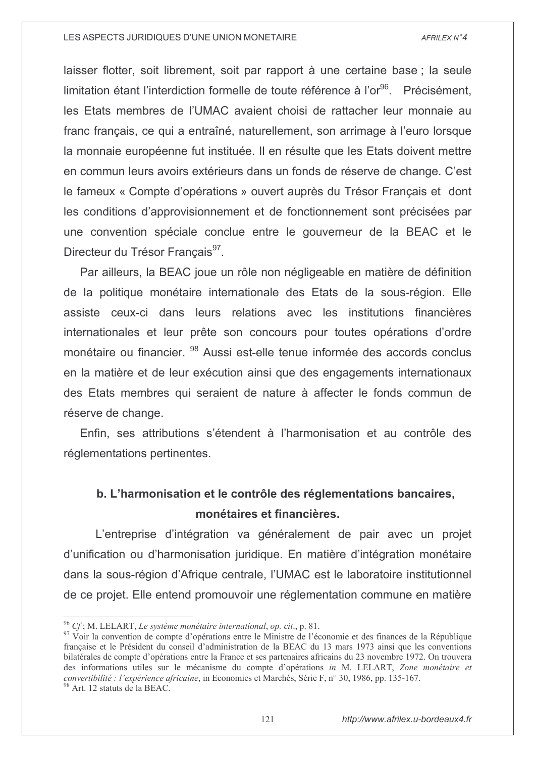laisser flotter, soit librement, soit par rapport à une certaine base ; la seule limitation étant l'interdiction formelle de toute référence à l'or[96]. Précisément, les Etats membres de l'UMAC avaient choisi de rattacher leur monnaie au franc français, ce qui a entraîné, naturellement, son arrimage à l'euro lorsque la monnaie européenne fut instituée. Il en résulte que les Etats doivent mettre en commun leurs avoirs extérieurs dans un fonds de réserve de change. C'est le fameux « Compte d'opérations » ouvert auprès du Trésor Français et dont les conditions d'approvisionnement et de fonctionnement sont précisées par une convention spéciale conclue entre le gouverneur de la BEAC et le Directeur du Trésor Français[97].

Par ailleurs, la BEAC joue un rôle non négligeable en matière de définition de la politique monétaire internationale des Etats de la sous-région. Elle assiste ceux-ci dans leurs relations avec les institutions financières internationales et leur prête son concours pour toutes opérations d'ordre monétaire ou financier. [98] Aussi est-elle tenue informée des accords conclus en la matière et de leur exécution ainsi que des engagements internationaux des Etats membres qui seraient de nature à affecter le fonds commun de réserve de change.

Enfin, ses attributions s'étendent à l'harmonisation et au contrôle des réglementations pertinentes.

### b. L'harmonisation et le contrôle des réglementations bancaires, monétaires et financières.

L'entreprise d'intégration va généralement de pair avec un projet d'unification ou d'harmonisation juridique. En matière d'intégration monétaire dans la sous-région d'Afrique centrale, l'UMAC est le laboratoire institutionnel de ce projet. Elle entend promouvoir une réglementation commune en matière

---

[96] *Cf* ; M. LELART, *Le système monétaire international*, *op. cit*., p. 81.

[97] Voir la convention de compte d'opérations entre le Ministre de l'économie et des finances de la République française et le Président du conseil d'administration de la BEAC du 13 mars 1973 ainsi que les conventions bilatérales de compte d'opérations entre la France et ses partenaires africains du 23 novembre 1972. On trouvera des informations utiles sur le mécanisme du compte d'opérations *in* M. LELART, *Zone monétaire et convertibilité : l'expérience africaine*, in Economies et Marchés, Série F, n° 30, 1986, pp. 135-167.

[98] Art. 12 statuts de la BEAC.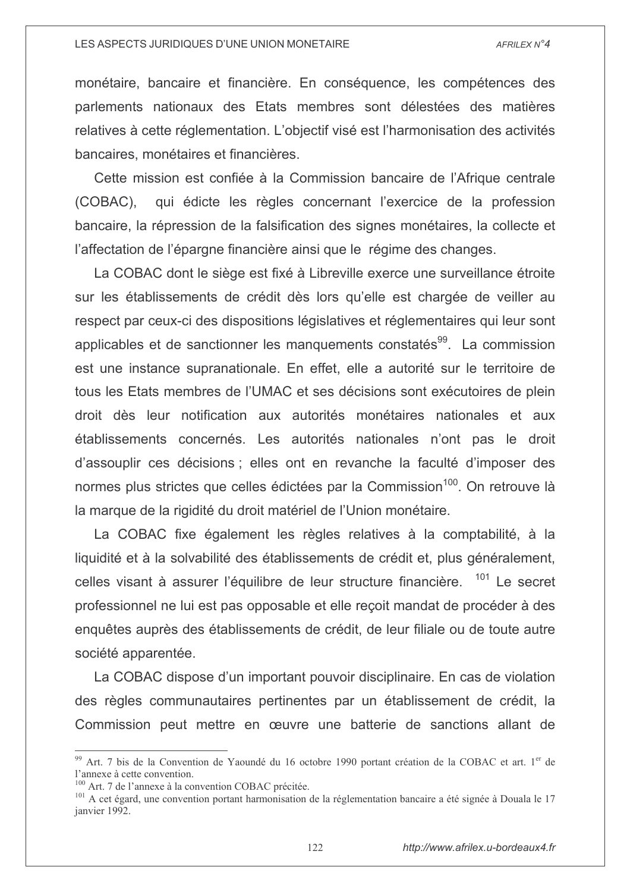monétaire, bancaire et financière. En conséquence, les compétences des parlements nationaux des Etats membres sont délestées des matières relatives à cette réglementation. L'objectif visé est l'harmonisation des activités bancaires, monétaires et financières.

Cette mission est confiée à la Commission bancaire de l'Afrique centrale (COBAC), qui édicte les règles concernant l'exercice de la profession bancaire, la répression de la falsification des signes monétaires, la collecte et l'affectation de l'épargne financière ainsi que le régime des changes.

La COBAC dont le siège est fixé à Libreville exerce une surveillance étroite sur les établissements de crédit dès lors qu'elle est chargée de veiller au respect par ceux-ci des dispositions législatives et réglementaires qui leur sont applicables et de sanctionner les manquements constatés[99]. La commission est une instance supranationale. En effet, elle a autorité sur le territoire de tous les Etats membres de l'UMAC et ses décisions sont exécutoires de plein droit dès leur notification aux autorités monétaires nationales et aux établissements concernés. Les autorités nationales n'ont pas le droit d'assouplir ces décisions ; elles ont en revanche la faculté d'imposer des normes plus strictes que celles édictées par la Commission[100]. On retrouve là la marque de la rigidité du droit matériel de l'Union monétaire.

La COBAC fixe également les règles relatives à la comptabilité, à la liquidité et à la solvabilité des établissements de crédit et, plus généralement, celles visant à assurer l'équilibre de leur structure financière. [101] Le secret professionnel ne lui est pas opposable et elle reçoit mandat de procéder à des enquêtes auprès des établissements de crédit, de leur filiale ou de toute autre société apparentée.

La COBAC dispose d'un important pouvoir disciplinaire. En cas de violation des règles communautaires pertinentes par un établissement de crédit, la Commission peut mettre en œuvre une batterie de sanctions allant de

---

[99] Art. 7 bis de la Convention de Yaoundé du 16 octobre 1990 portant création de la COBAC et art. 1er de l'annexe à cette convention.

[100] Art. 7 de l'annexe à la convention COBAC précitée.

[101] A cet égard, une convention portant harmonisation de la réglementation bancaire a été signée à Douala le 17 janvier 1992.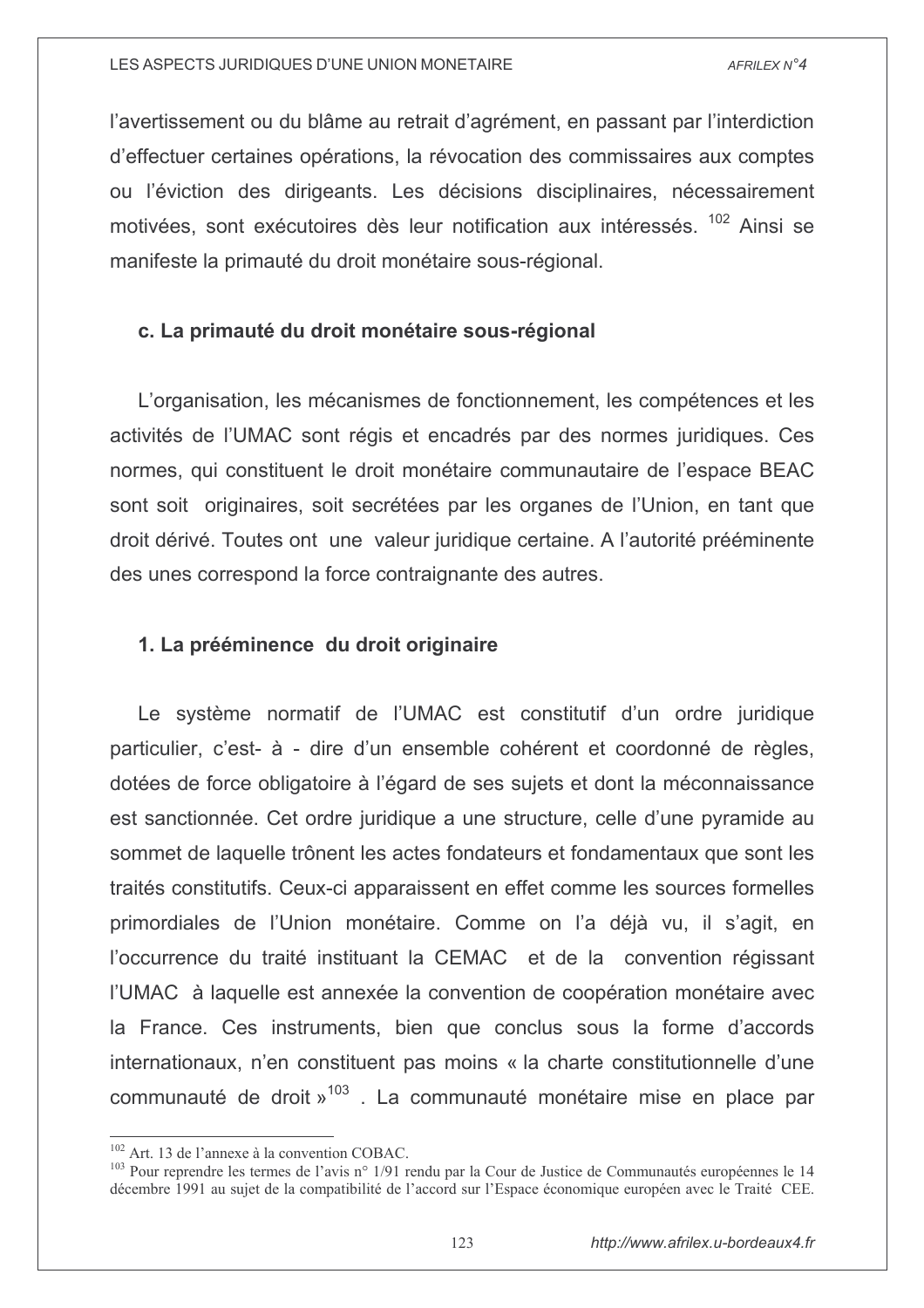l'avertissement ou du blâme au retrait d'agrément, en passant par l'interdiction d'effectuer certaines opérations, la révocation des commissaires aux comptes ou l'éviction des dirigeants. Les décisions disciplinaires, nécessairement motivées, sont exécutoires dès leur notification aux intéressés. [102] Ainsi se manifeste la primauté du droit monétaire sous-régional.

### c. La primauté du droit monétaire sous-régional

L'organisation, les mécanismes de fonctionnement, les compétences et les activités de l'UMAC sont régis et encadrés par des normes juridiques. Ces normes, qui constituent le droit monétaire communautaire de l'espace BEAC sont soit originaires, soit secrétées par les organes de l'Union, en tant que droit dérivé. Toutes ont une valeur juridique certaine. A l'autorité prééminente des unes correspond la force contraignante des autres.

#### 1. La prééminence du droit originaire

Le système normatif de l'UMAC est constitutif d'un ordre juridique particulier, c'est- à - dire d'un ensemble cohérent et coordonné de règles, dotées de force obligatoire à l'égard de ses sujets et dont la méconnaissance est sanctionnée. Cet ordre juridique a une structure, celle d'une pyramide au sommet de laquelle trônent les actes fondateurs et fondamentaux que sont les traités constitutifs. Ceux-ci apparaissent en effet comme les sources formelles primordiales de l'Union monétaire. Comme on l'a déjà vu, il s'agit, en l'occurrence du traité instituant la CEMAC et de la convention régissant l'UMAC à laquelle est annexée la convention de coopération monétaire avec la France. Ces instruments, bien que conclus sous la forme d'accords internationaux, n'en constituent pas moins « la charte constitutionnelle d'une communauté de droit »[103] . La communauté monétaire mise en place par

---

[102] Art. 13 de l'annexe à la convention COBAC.

[103] Pour reprendre les termes de l'avis n° 1/91 rendu par la Cour de Justice de Communautés européennes le 14 décembre 1991 au sujet de la compatibilité de l'accord sur l'Espace économique européen avec le Traité CEE.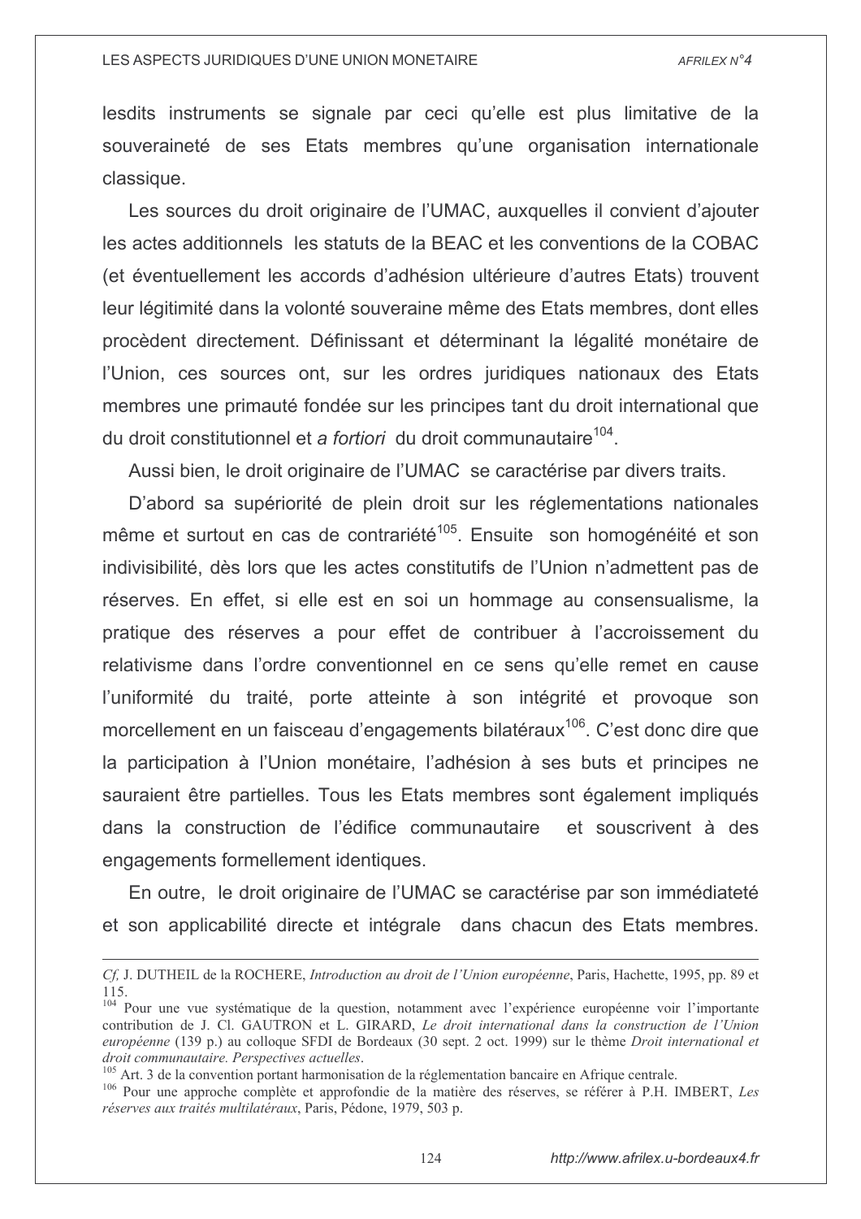lesdits instruments se signale par ceci qu'elle est plus limitative de la souveraineté de ses Etats membres qu'une organisation internationale classique.

Les sources du droit originaire de l'UMAC, auxquelles il convient d'ajouter les actes additionnels les statuts de la BEAC et les conventions de la COBAC (et éventuellement les accords d'adhésion ultérieure d'autres Etats) trouvent leur légitimité dans la volonté souveraine même des Etats membres, dont elles procèdent directement. Définissant et déterminant la légalité monétaire de l'Union, ces sources ont, sur les ordres juridiques nationaux des Etats membres une primauté fondée sur les principes tant du droit international que du droit constitutionnel et *a fortiori* du droit communautaire[104].

Aussi bien, le droit originaire de l'UMAC se caractérise par divers traits.

D'abord sa supériorité de plein droit sur les réglementations nationales même et surtout en cas de contrariété[105]. Ensuite son homogénéité et son indivisibilité, dès lors que les actes constitutifs de l'Union n'admettent pas de réserves. En effet, si elle est en soi un hommage au consensualisme, la pratique des réserves a pour effet de contribuer à l'accroissement du relativisme dans l'ordre conventionnel en ce sens qu'elle remet en cause l'uniformité du traité, porte atteinte à son intégrité et provoque son morcellement en un faisceau d'engagements bilatéraux[106]. C'est donc dire que la participation à l'Union monétaire, l'adhésion à ses buts et principes ne sauraient être partielles. Tous les Etats membres sont également impliqués dans la construction de l'édifice communautaire et souscrivent à des engagements formellement identiques.

En outre, le droit originaire de l'UMAC se caractérise par son immédiateté et son applicabilité directe et intégrale dans chacun des Etats membres.

---

*Cf*, J. DUTHEIL de la ROCHERE, *Introduction au droit de l'Union européenne*, Paris, Hachette, 1995, pp. 89 et 115.

[104] Pour une vue systématique de la question, notamment avec l'expérience européenne voir l'importante contribution de J. Cl. GAUTRON et L. GIRARD, *Le droit international dans la construction de l'Union européenne* (139 p.) au colloque SFDI de Bordeaux (30 sept. 2 oct. 1999) sur le thème *Droit international et droit communautaire. Perspectives actuelles*.

[105] Art. 3 de la convention portant harmonisation de la réglementation bancaire en Afrique centrale.

[106] Pour une approche complète et approfondie de la matière des réserves, se référer à P.H. IMBERT, *Les réserves aux traités multilatéraux*, Paris, Pédone, 1979, 503 p.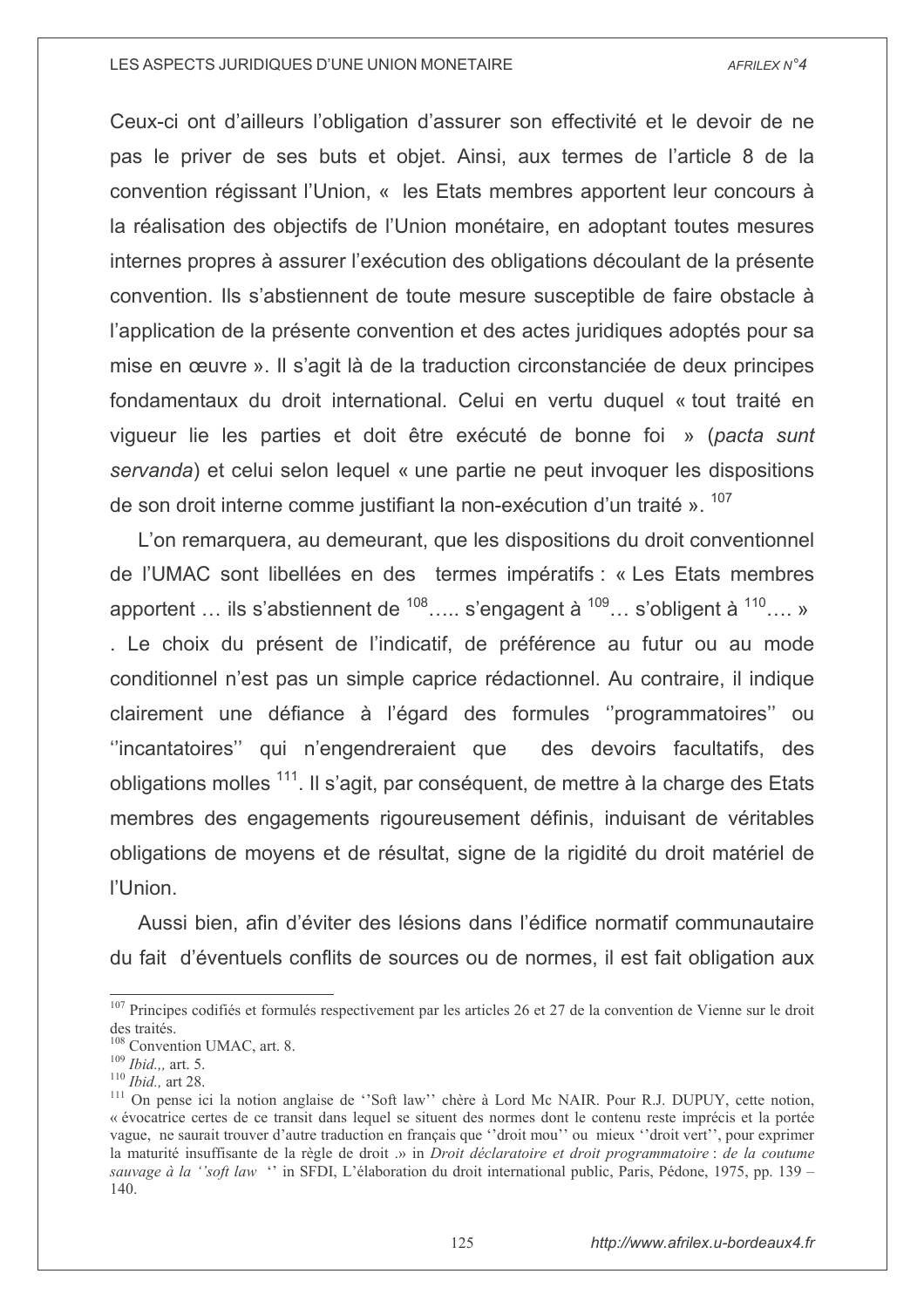Ceux-ci ont d'ailleurs l'obligation d'assurer son effectivité et le devoir de ne pas le priver de ses buts et objet. Ainsi, aux termes de l'article 8 de la convention régissant l'Union, «  les Etats membres apportent leur concours à la réalisation des objectifs de l'Union monétaire, en adoptant toutes mesures internes propres à assurer l'exécution des obligations découlant de la présente convention. Ils s'abstiennent de toute mesure susceptible de faire obstacle à l'application de la présente convention et des actes juridiques adoptés pour sa mise en œuvre ». Il s'agit là de la traduction circonstanciée de deux principes fondamentaux du droit international. Celui en vertu duquel « tout traité en vigueur lie les parties et doit être exécuté de bonne foi  » (*pacta sunt servanda*) et celui selon lequel « une partie ne peut invoquer les dispositions de son droit interne comme justifiant la non-exécution d'un traité ». [107]

L'on remarquera, au demeurant, que les dispositions du droit conventionnel de l'UMAC sont libellées en des  termes impératifs : « Les Etats membres apportent … ils s'abstiennent de [108]….. s'engagent à [109]… s'obligent à [110]…. » . Le choix du présent de l'indicatif, de préférence au futur ou au mode conditionnel n'est pas un simple caprice rédactionnel. Au contraire, il indique clairement une défiance à l'égard des formules ''programmatoires'' ou ''incantatoires'' qui n'engendreraient que  des devoirs facultatifs, des obligations molles [111]. Il s'agit, par conséquent, de mettre à la charge des Etats membres des engagements rigoureusement définis, induisant de véritables obligations de moyens et de résultat, signe de la rigidité du droit matériel de l'Union.

Aussi bien, afin d'éviter des lésions dans l'édifice normatif communautaire du fait  d'éventuels conflits de sources ou de normes, il est fait obligation aux

---

[107] Principes codifiés et formulés respectivement par les articles 26 et 27 de la convention de Vienne sur le droit des traités.

[108] Convention UMAC, art. 8.

[109] *Ibid.,*, art. 5.

[110] *Ibid.,* art 28.

[111] On pense ici la notion anglaise de ''Soft law'' chère à Lord Mc NAIR. Pour R.J. DUPUY, cette notion, « évocatrice certes de ce transit dans lequel se situent des normes dont le contenu reste imprécis et la portée vague,  ne saurait trouver d'autre traduction en français que ''droit mou'' ou  mieux ''droit vert'', pour exprimer la maturité insuffisante de la règle de droit .» in *Droit déclaratoire et droit programmatoire* : *de la coutume sauvage à la ''soft law* '' in SFDI, L'élaboration du droit international public, Paris, Pédone, 1975, pp. 139 – 140.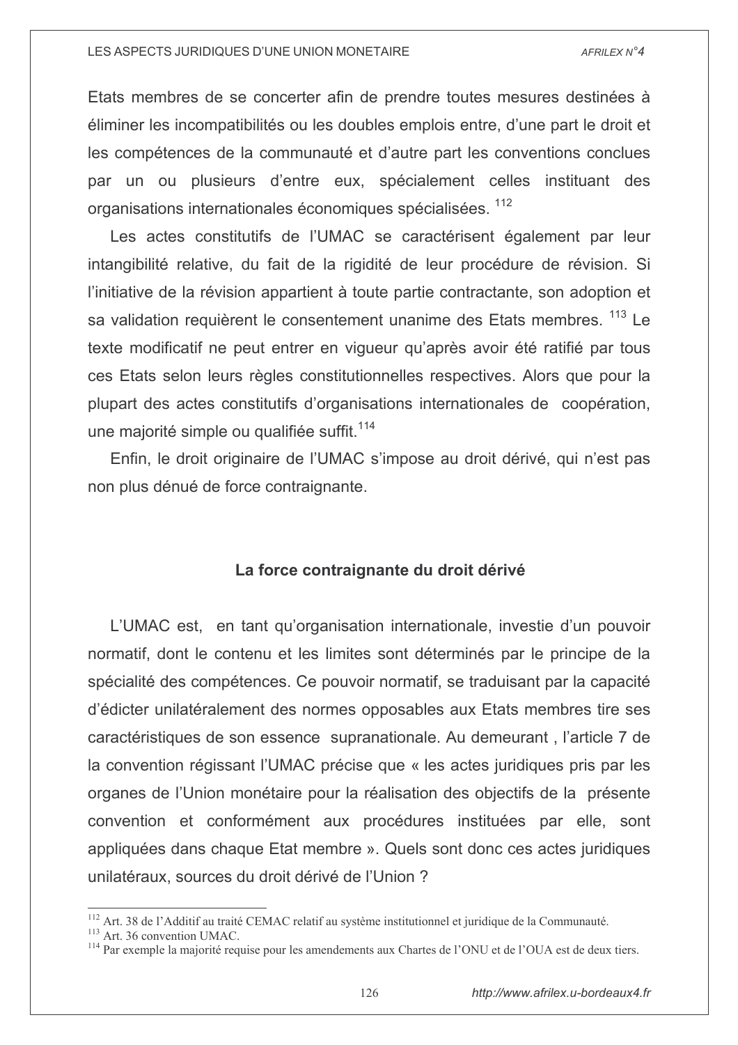Etats membres de se concerter afin de prendre toutes mesures destinées à éliminer les incompatibilités ou les doubles emplois entre, d'une part le droit et les compétences de la communauté et d'autre part les conventions conclues par un ou plusieurs d'entre eux, spécialement celles instituant des organisations internationales économiques spécialisées. [112]

Les actes constitutifs de l'UMAC se caractérisent également par leur intangibilité relative, du fait de la rigidité de leur procédure de révision. Si l'initiative de la révision appartient à toute partie contractante, son adoption et sa validation requièrent le consentement unanime des Etats membres. [113] Le texte modificatif ne peut entrer en vigueur qu'après avoir été ratifié par tous ces Etats selon leurs règles constitutionnelles respectives. Alors que pour la plupart des actes constitutifs d'organisations internationales de coopération, une majorité simple ou qualifiée suffit.[114]

Enfin, le droit originaire de l'UMAC s'impose au droit dérivé, qui n'est pas non plus dénué de force contraignante.

### La force contraignante du droit dérivé

L'UMAC est, en tant qu'organisation internationale, investie d'un pouvoir normatif, dont le contenu et les limites sont déterminés par le principe de la spécialité des compétences. Ce pouvoir normatif, se traduisant par la capacité d'édicter unilatéralement des normes opposables aux Etats membres tire ses caractéristiques de son essence supranationale. Au demeurant , l'article 7 de la convention régissant l'UMAC précise que « les actes juridiques pris par les organes de l'Union monétaire pour la réalisation des objectifs de la présente convention et conformément aux procédures instituées par elle, sont appliquées dans chaque Etat membre ». Quels sont donc ces actes juridiques unilatéraux, sources du droit dérivé de l'Union ?

---

[112] Art. 38 de l'Additif au traité CEMAC relatif au système institutionnel et juridique de la Communauté.

[113] Art. 36 convention UMAC.

[114] Par exemple la majorité requise pour les amendements aux Chartes de l'ONU et de l'OUA est de deux tiers.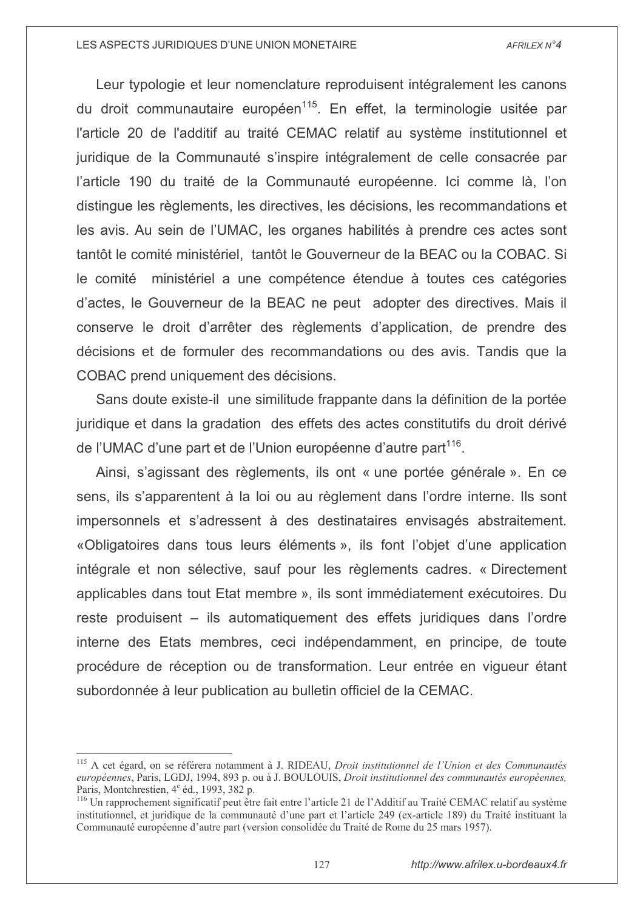Leur typologie et leur nomenclature reproduisent intégralement les canons du droit communautaire européen[115]. En effet, la terminologie usitée par l'article 20 de l'additif au traité CEMAC relatif au système institutionnel et juridique de la Communauté s'inspire intégralement de celle consacrée par l'article 190 du traité de la Communauté européenne. Ici comme là, l'on distingue les règlements, les directives, les décisions, les recommandations et les avis. Au sein de l'UMAC, les organes habilités à prendre ces actes sont tantôt le comité ministériel, tantôt le Gouverneur de la BEAC ou la COBAC. Si le comité ministériel a une compétence étendue à toutes ces catégories d'actes, le Gouverneur de la BEAC ne peut adopter des directives. Mais il conserve le droit d'arrêter des règlements d'application, de prendre des décisions et de formuler des recommandations ou des avis. Tandis que la COBAC prend uniquement des décisions.

Sans doute existe-il une similitude frappante dans la définition de la portée juridique et dans la gradation des effets des actes constitutifs du droit dérivé de l'UMAC d'une part et de l'Union européenne d'autre part[116].

Ainsi, s'agissant des règlements, ils ont « une portée générale ». En ce sens, ils s'apparentent à la loi ou au règlement dans l'ordre interne. Ils sont impersonnels et s'adressent à des destinataires envisagés abstraitement. «Obligatoires dans tous leurs éléments », ils font l'objet d'une application intégrale et non sélective, sauf pour les règlements cadres. « Directement applicables dans tout Etat membre », ils sont immédiatement exécutoires. Du reste produisent – ils automatiquement des effets juridiques dans l'ordre interne des Etats membres, ceci indépendamment, en principe, de toute procédure de réception ou de transformation. Leur entrée en vigueur étant subordonnée à leur publication au bulletin officiel de la CEMAC.

---

[115] A cet égard, on se référera notamment à J. RIDEAU, *Droit institutionnel de l'Union et des Communautés européennes*, Paris, LGDJ, 1994, 893 p. ou à J. BOULOUIS, *Droit institutionnel des communautés européennes,* Paris, Montchrestien, 4e éd., 1993, 382 p.

[116] Un rapprochement significatif peut être fait entre l'article 21 de l'Additif au Traité CEMAC relatif au système institutionnel, et juridique de la communauté d'une part et l'article 249 (ex-article 189) du Traité instituant la Communauté européenne d'autre part (version consolidée du Traité de Rome du 25 mars 1957).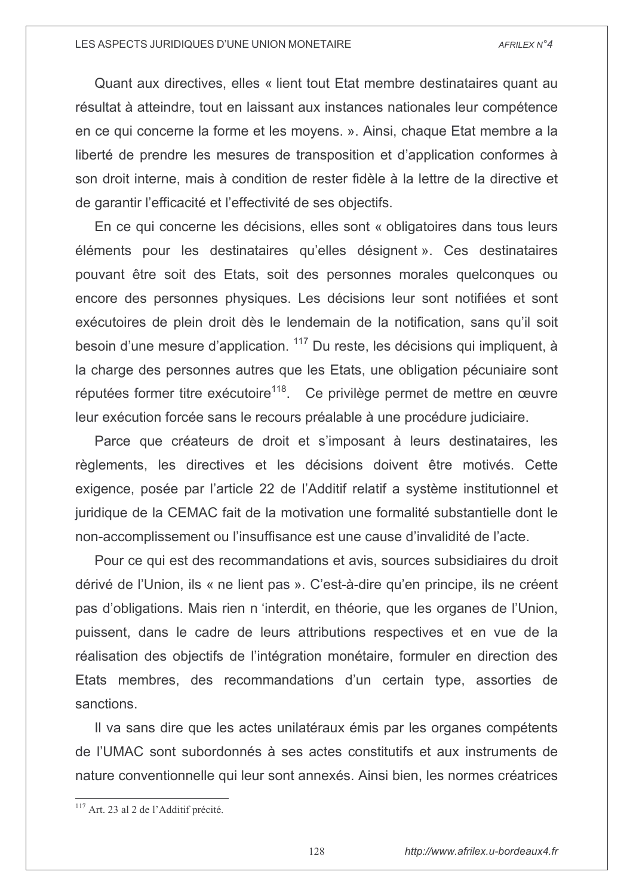Quant aux directives, elles « lient tout Etat membre destinataires quant au résultat à atteindre, tout en laissant aux instances nationales leur compétence en ce qui concerne la forme et les moyens. ». Ainsi, chaque Etat membre a la liberté de prendre les mesures de transposition et d'application conformes à son droit interne, mais à condition de rester fidèle à la lettre de la directive et de garantir l'efficacité et l'effectivité de ses objectifs.

En ce qui concerne les décisions, elles sont « obligatoires dans tous leurs éléments pour les destinataires qu'elles désignent ». Ces destinataires pouvant être soit des Etats, soit des personnes morales quelconques ou encore des personnes physiques. Les décisions leur sont notifiées et sont exécutoires de plein droit dès le lendemain de la notification, sans qu'il soit besoin d'une mesure d'application. [117] Du reste, les décisions qui impliquent, à la charge des personnes autres que les Etats, une obligation pécuniaire sont réputées former titre exécutoire[118]. Ce privilège permet de mettre en œuvre leur exécution forcée sans le recours préalable à une procédure judiciaire.

Parce que créateurs de droit et s'imposant à leurs destinataires, les règlements, les directives et les décisions doivent être motivés. Cette exigence, posée par l'article 22 de l'Additif relatif a système institutionnel et juridique de la CEMAC fait de la motivation une formalité substantielle dont le non-accomplissement ou l'insuffisance est une cause d'invalidité de l'acte.

Pour ce qui est des recommandations et avis, sources subsidiaires du droit dérivé de l'Union, ils « ne lient pas ». C'est-à-dire qu'en principe, ils ne créent pas d'obligations. Mais rien n 'interdit, en théorie, que les organes de l'Union, puissent, dans le cadre de leurs attributions respectives et en vue de la réalisation des objectifs de l'intégration monétaire, formuler en direction des Etats membres, des recommandations d'un certain type, assorties de sanctions.

Il va sans dire que les actes unilatéraux émis par les organes compétents de l'UMAC sont subordonnés à ses actes constitutifs et aux instruments de nature conventionnelle qui leur sont annexés. Ainsi bien, les normes créatrices

---

[117] Art. 23 al 2 de l'Additif précité.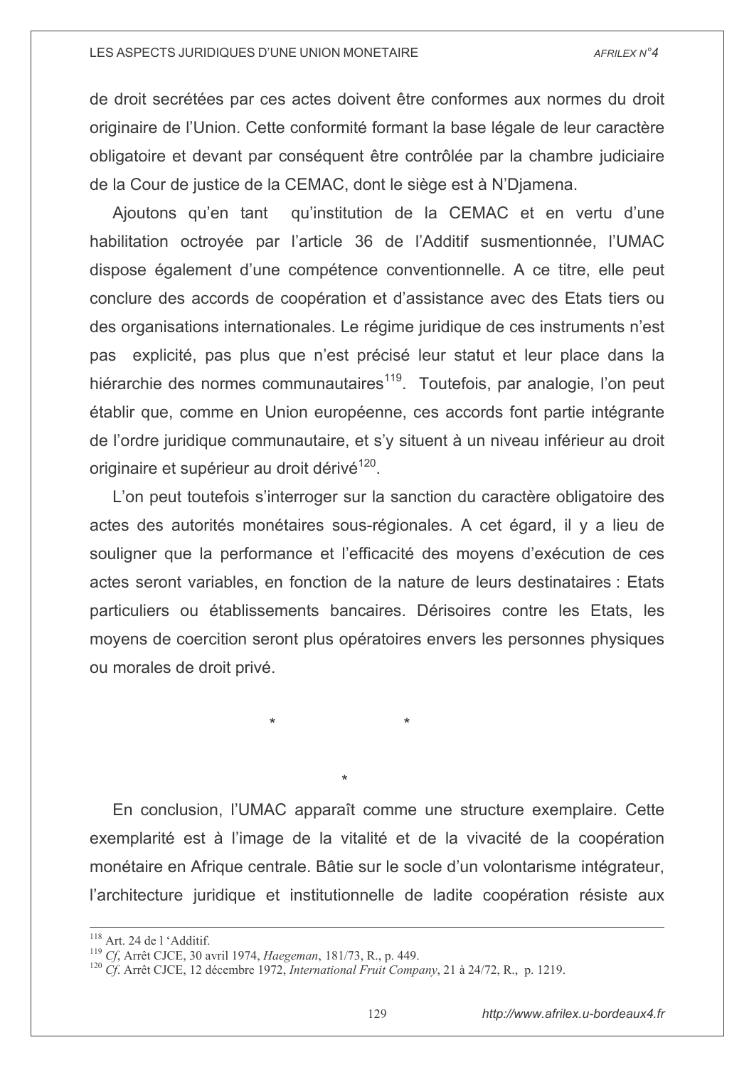de droit secrétées par ces actes doivent être conformes aux normes du droit originaire de l'Union. Cette conformité formant la base légale de leur caractère obligatoire et devant par conséquent être contrôlée par la chambre judiciaire de la Cour de justice de la CEMAC, dont le siège est à N'Djamena.

Ajoutons qu'en tant qu'institution de la CEMAC et en vertu d'une habilitation octroyée par l'article 36 de l'Additif susmentionnée, l'UMAC dispose également d'une compétence conventionnelle. A ce titre, elle peut conclure des accords de coopération et d'assistance avec des Etats tiers ou des organisations internationales. Le régime juridique de ces instruments n'est pas explicité, pas plus que n'est précisé leur statut et leur place dans la hiérarchie des normes communautaires[119]. Toutefois, par analogie, l'on peut établir que, comme en Union européenne, ces accords font partie intégrante de l'ordre juridique communautaire, et s'y situent à un niveau inférieur au droit originaire et supérieur au droit dérivé[120].

L'on peut toutefois s'interroger sur la sanction du caractère obligatoire des actes des autorités monétaires sous-régionales. A cet égard, il y a lieu de souligner que la performance et l'efficacité des moyens d'exécution de ces actes seront variables, en fonction de la nature de leurs destinataires : Etats particuliers ou établissements bancaires. Dérisoires contre les Etats, les moyens de coercition seront plus opératoires envers les personnes physiques ou morales de droit privé.

\*  \*

\*

En conclusion, l'UMAC apparaît comme une structure exemplaire. Cette exemplarité est à l'image de la vitalité et de la vivacité de la coopération monétaire en Afrique centrale. Bâtie sur le socle d'un volontarisme intégrateur, l'architecture juridique et institutionnelle de ladite coopération résiste aux

---

[118] Art. 24 de l 'Additif.

[119] *Cf*, Arrêt CJCE, 30 avril 1974, *Haegeman*, 181/73, R., p. 449.

[120] *Cf*. Arrêt CJCE, 12 décembre 1972, *International Fruit Company*, 21 à 24/72, R., p. 1219.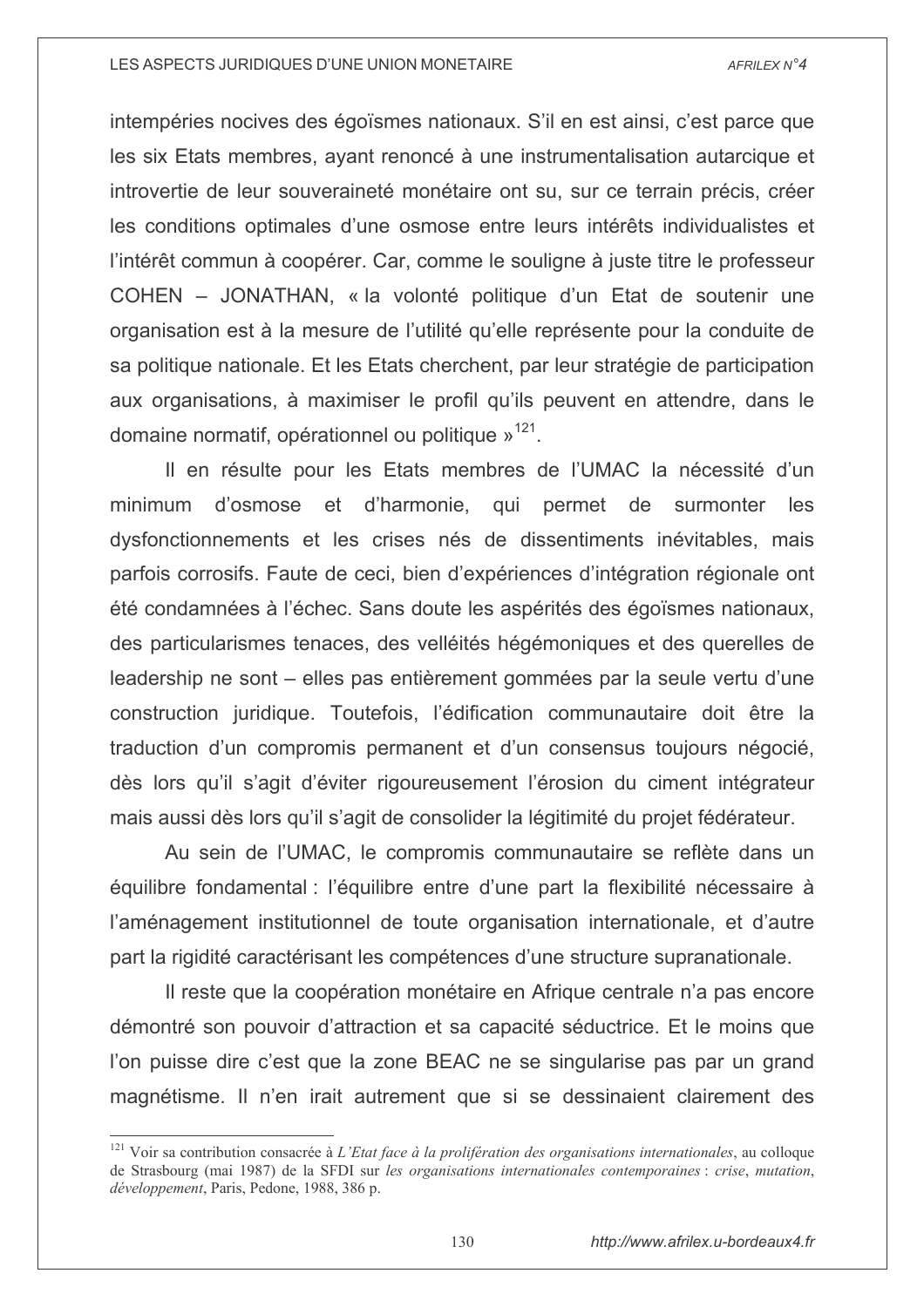intempéries nocives des égoïsmes nationaux. S'il en est ainsi, c'est parce que les six Etats membres, ayant renoncé à une instrumentalisation autarcique et introvertie de leur souveraineté monétaire ont su, sur ce terrain précis, créer les conditions optimales d'une osmose entre leurs intérêts individualistes et l'intérêt commun à coopérer. Car, comme le souligne à juste titre le professeur COHEN – JONATHAN, « la volonté politique d'un Etat de soutenir une organisation est à la mesure de l'utilité qu'elle représente pour la conduite de sa politique nationale. Et les Etats cherchent, par leur stratégie de participation aux organisations, à maximiser le profil qu'ils peuvent en attendre, dans le domaine normatif, opérationnel ou politique »[121].

Il en résulte pour les Etats membres de l'UMAC la nécessité d'un minimum d'osmose et d'harmonie, qui permet de surmonter les dysfonctionnements et les crises nés de dissentiments inévitables, mais parfois corrosifs. Faute de ceci, bien d'expériences d'intégration régionale ont été condamnées à l'échec. Sans doute les aspérités des égoïsmes nationaux, des particularismes tenaces, des velléités hégémoniques et des querelles de leadership ne sont – elles pas entièrement gommées par la seule vertu d'une construction juridique. Toutefois, l'édification communautaire doit être la traduction d'un compromis permanent et d'un consensus toujours négocié, dès lors qu'il s'agit d'éviter rigoureusement l'érosion du ciment intégrateur mais aussi dès lors qu'il s'agit de consolider la légitimité du projet fédérateur.

Au sein de l'UMAC, le compromis communautaire se reflète dans un équilibre fondamental : l'équilibre entre d'une part la flexibilité nécessaire à l'aménagement institutionnel de toute organisation internationale, et d'autre part la rigidité caractérisant les compétences d'une structure supranationale.

Il reste que la coopération monétaire en Afrique centrale n'a pas encore démontré son pouvoir d'attraction et sa capacité séductrice. Et le moins que l'on puisse dire c'est que la zone BEAC ne se singularise pas par un grand magnétisme. Il n'en irait autrement que si se dessinaient clairement des

---

[121] Voir sa contribution consacrée à *L'Etat face à la prolifération des organisations internationales*, au colloque de Strasbourg (mai 1987) de la SFDI sur *les organisations internationales contemporaines* : *crise*, *mutation*, *développement*, Paris, Pedone, 1988, 386 p.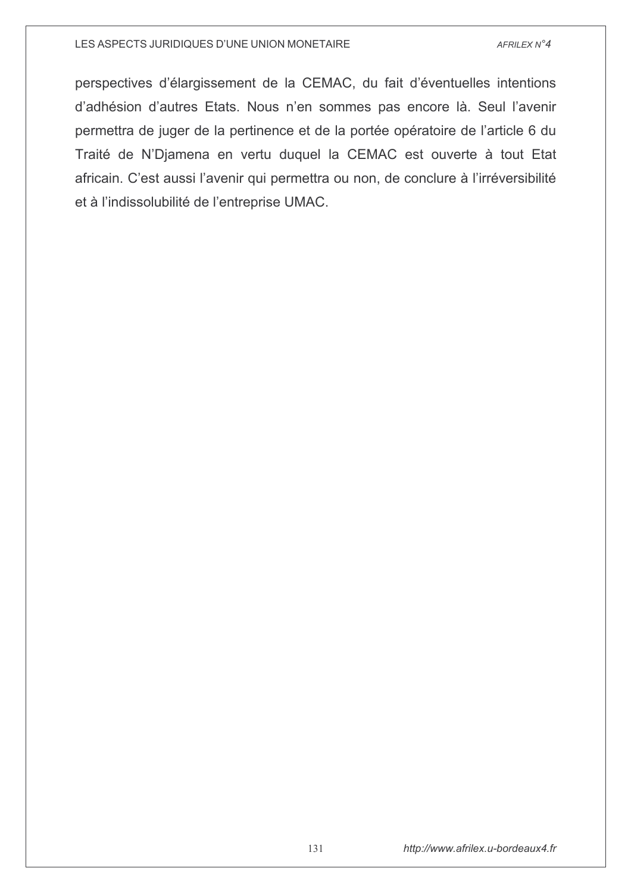perspectives d'élargissement de la CEMAC, du fait d'éventuelles intentions d'adhésion d'autres Etats. Nous n'en sommes pas encore là. Seul l'avenir permettra de juger de la pertinence et de la portée opératoire de l'article 6 du Traité de N'Djamena en vertu duquel la CEMAC est ouverte à tout Etat africain. C'est aussi l'avenir qui permettra ou non, de conclure à l'irréversibilité et à l'indissolubilité de l'entreprise UMAC.